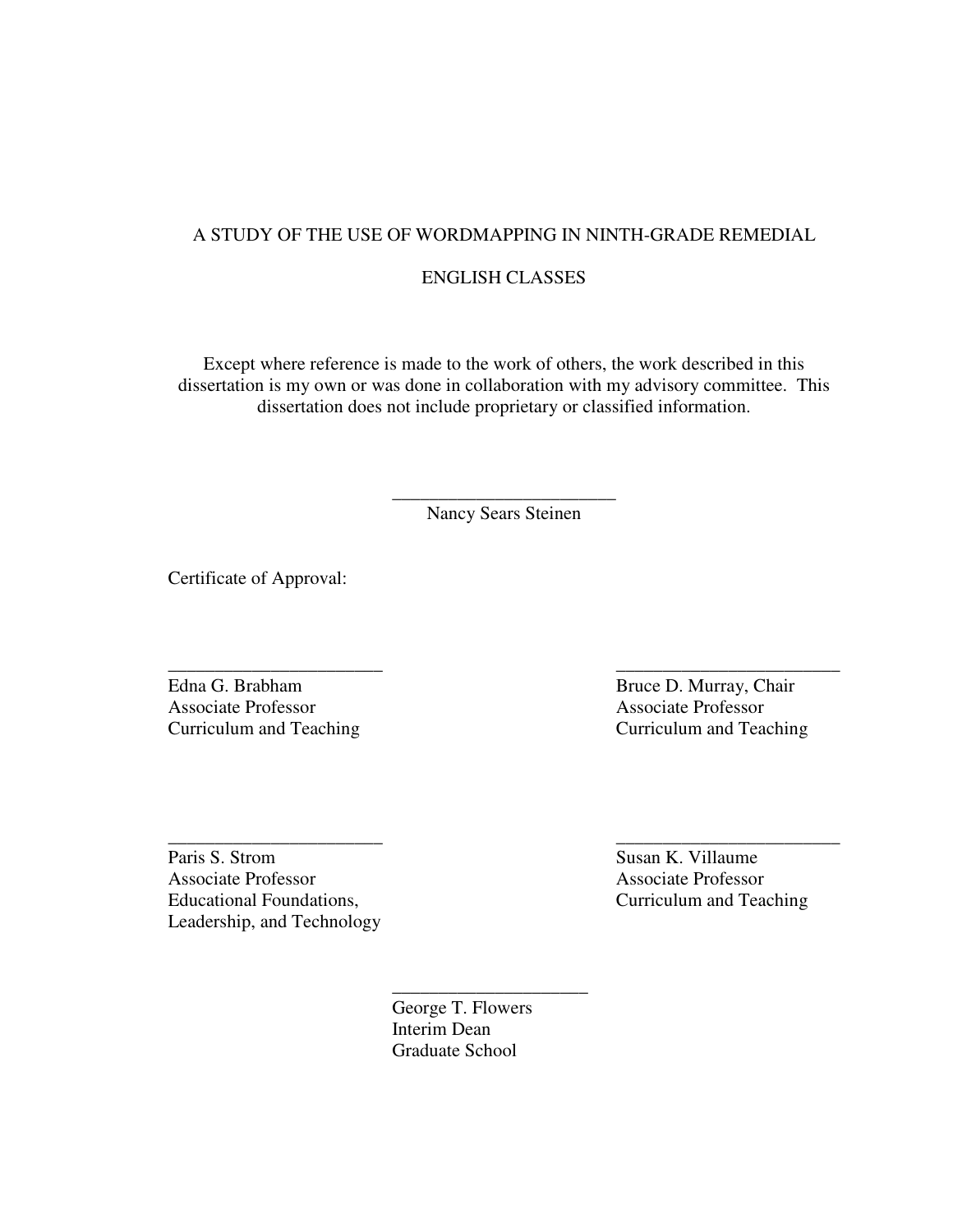# A STUDY OF THE USE OF WORDMAPPING IN NINTH-GRADE REMEDIAL ENGLISH CLASSES

Except where reference is made to the work of others, the work described in this dissertation is my own or was done in collaboration with my advisory committee. This dissertation does not include proprietary or classified information.

\_\_\_\_\_\_\_\_\_\_\_\_\_\_\_\_\_\_\_\_\_\_\_\_\_\_
Nancy Sears Steinen

Certificate of Approval:

\_\_\_\_\_\_\_\_\_\_\_\_\_\_\_\_\_\_\_\_\_\_\_\_\_\_
Edna G. Brabham
Associate Professor
Curriculum and Teaching

\_\_\_\_\_\_\_\_\_\_\_\_\_\_\_\_\_\_\_\_\_\_\_\_\_\_
Bruce D. Murray, Chair
Associate Professor
Curriculum and Teaching

\_\_\_\_\_\_\_\_\_\_\_\_\_\_\_\_\_\_\_\_\_\_\_\_\_\_
Paris S. Strom
Associate Professor
Educational Foundations,
Leadership, and Technology

\_\_\_\_\_\_\_\_\_\_\_\_\_\_\_\_\_\_\_\_\_\_\_\_\_\_
Susan K. Villaume
Associate Professor
Curriculum and Teaching

\_\_\_\_\_\_\_\_\_\_\_\_\_\_\_\_\_\_\_\_\_\_\_\_
George T. Flowers
Interim Dean
Graduate School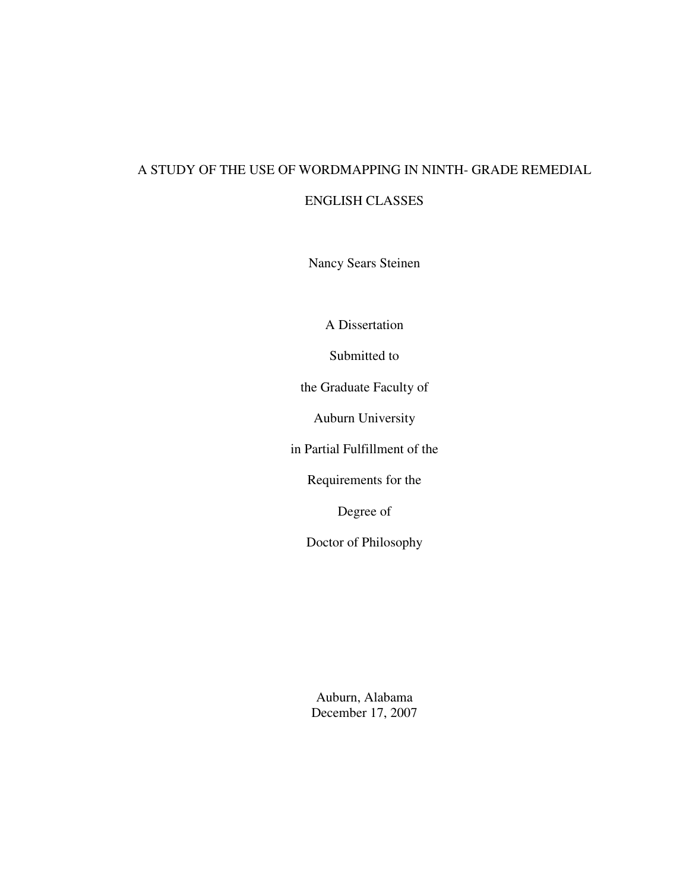# A STUDY OF THE USE OF WORDMAPPING IN NINTH- GRADE REMEDIAL ENGLISH CLASSES

Nancy Sears Steinen

A Dissertation

Submitted to

the Graduate Faculty of

Auburn University

in Partial Fulfillment of the

Requirements for the

Degree of

Doctor of Philosophy

Auburn, Alabama
December 17, 2007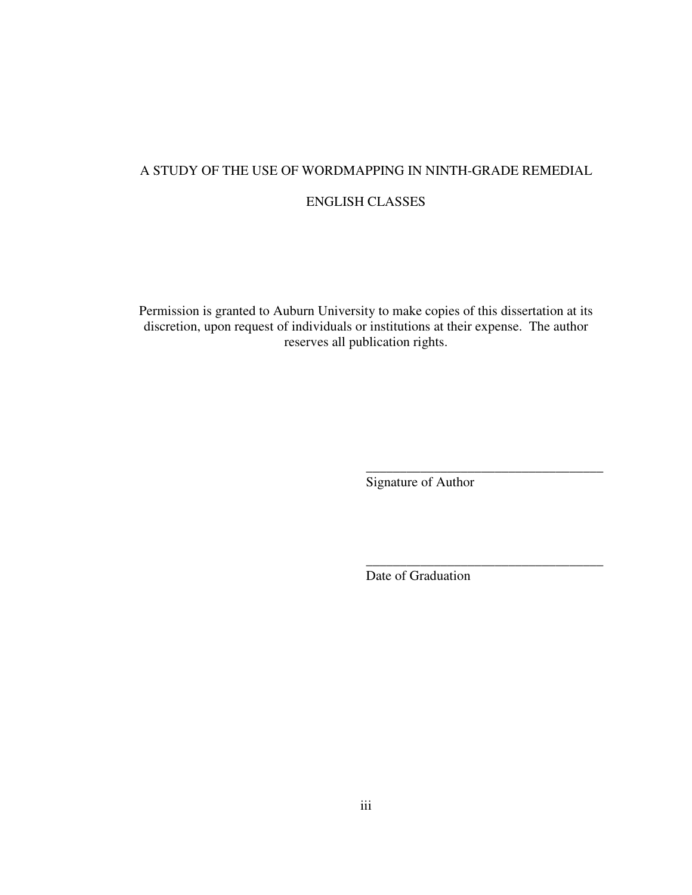A STUDY OF THE USE OF WORDMAPPING IN NINTH-GRADE REMEDIAL ENGLISH CLASSES

Permission is granted to Auburn University to make copies of this dissertation at its discretion, upon request of individuals or institutions at their expense. The author reserves all publication rights.

___________________________________
Signature of Author

___________________________________
Date of Graduation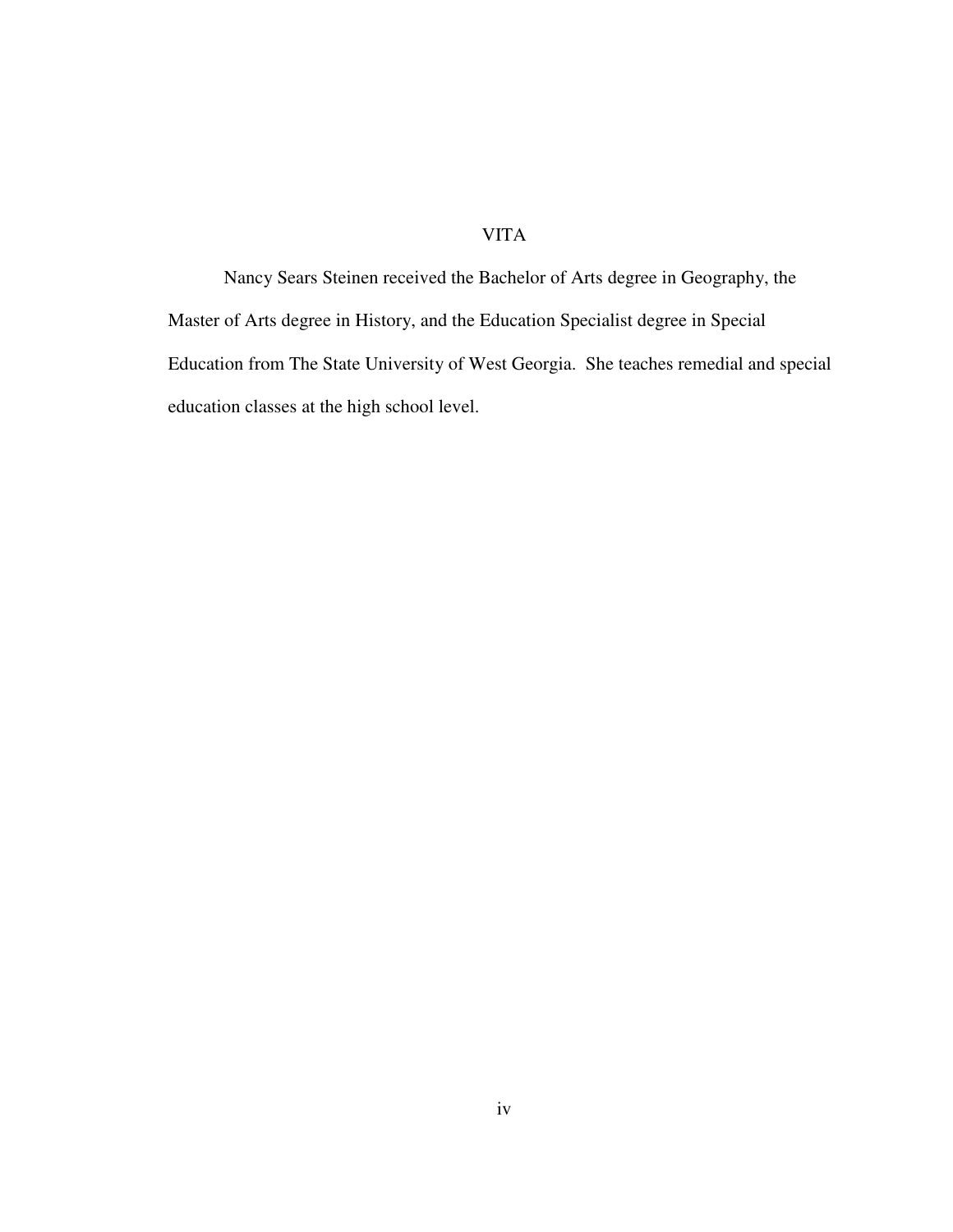# VITA

Nancy Sears Steinen received the Bachelor of Arts degree in Geography, the Master of Arts degree in History, and the Education Specialist degree in Special Education from The State University of West Georgia. She teaches remedial and special education classes at the high school level.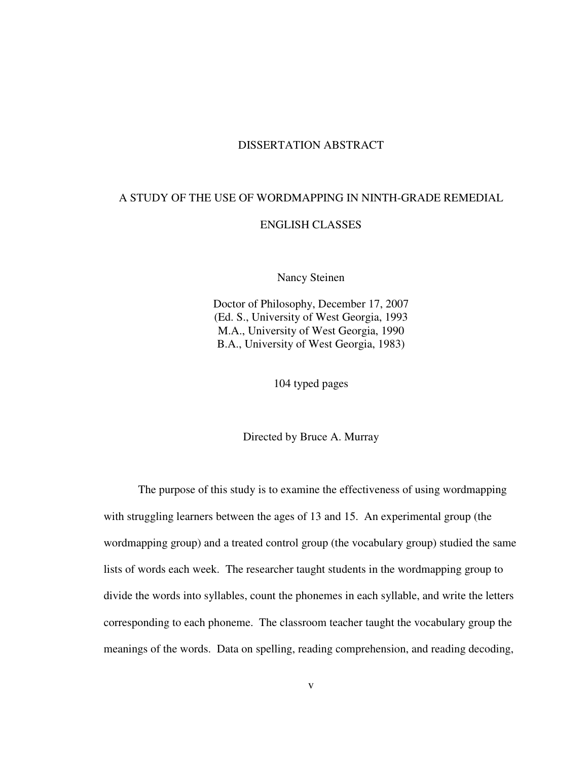# DISSERTATION ABSTRACT

## A STUDY OF THE USE OF WORDMAPPING IN NINTH-GRADE REMEDIAL ENGLISH CLASSES

Nancy Steinen

Doctor of Philosophy, December 17, 2007
(Ed. S., University of West Georgia, 1993
M.A., University of West Georgia, 1990
B.A., University of West Georgia, 1983)

104 typed pages

Directed by Bruce A. Murray

The purpose of this study is to examine the effectiveness of using wordmapping with struggling learners between the ages of 13 and 15. An experimental group (the wordmapping group) and a treated control group (the vocabulary group) studied the same lists of words each week. The researcher taught students in the wordmapping group to divide the words into syllables, count the phonemes in each syllable, and write the letters corresponding to each phoneme. The classroom teacher taught the vocabulary group the meanings of the words. Data on spelling, reading comprehension, and reading decoding,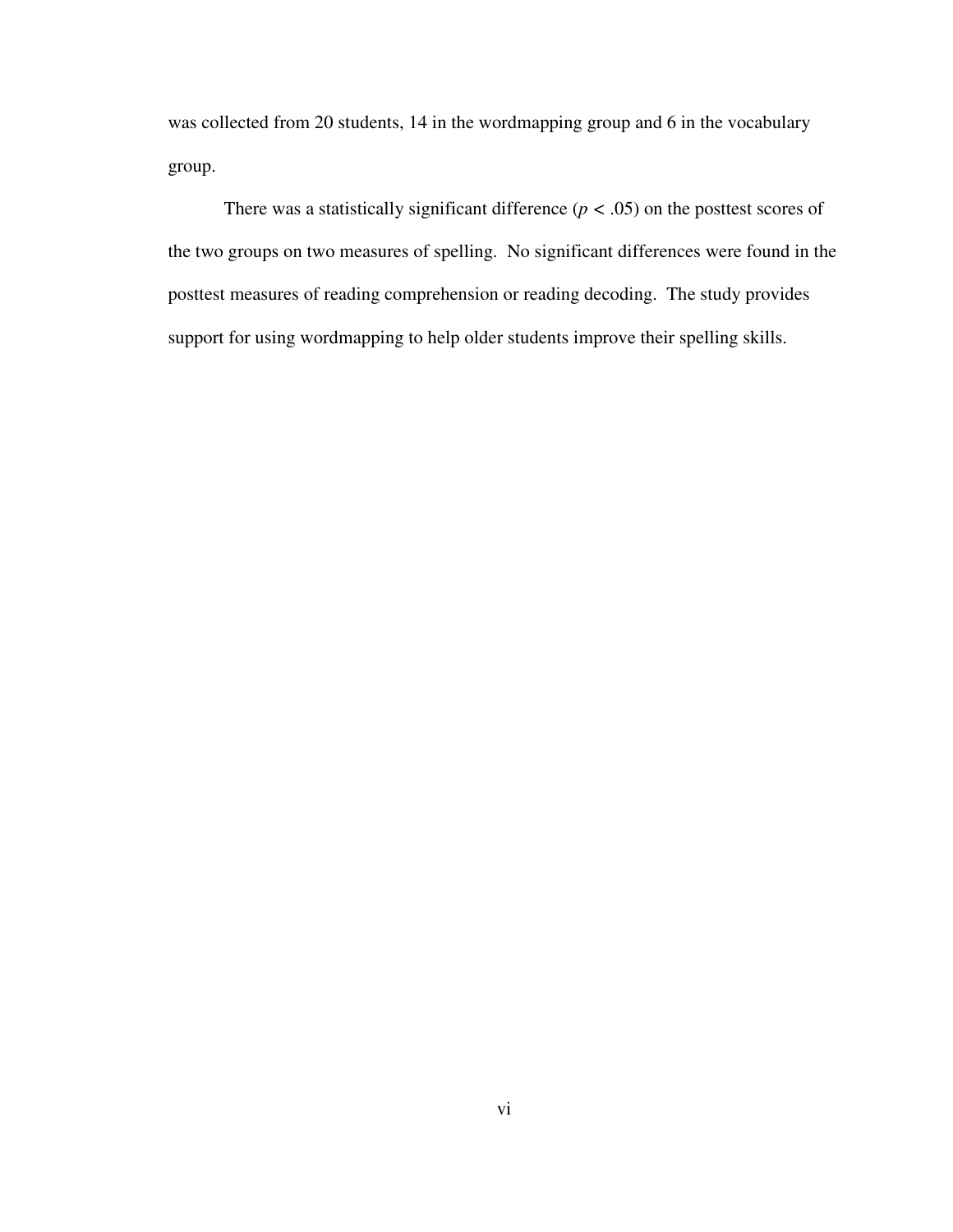was collected from 20 students, 14 in the wordmapping group and 6 in the vocabulary group.

There was a statistically significant difference ($p < .05$) on the posttest scores of the two groups on two measures of spelling. No significant differences were found in the posttest measures of reading comprehension or reading decoding. The study provides support for using wordmapping to help older students improve their spelling skills.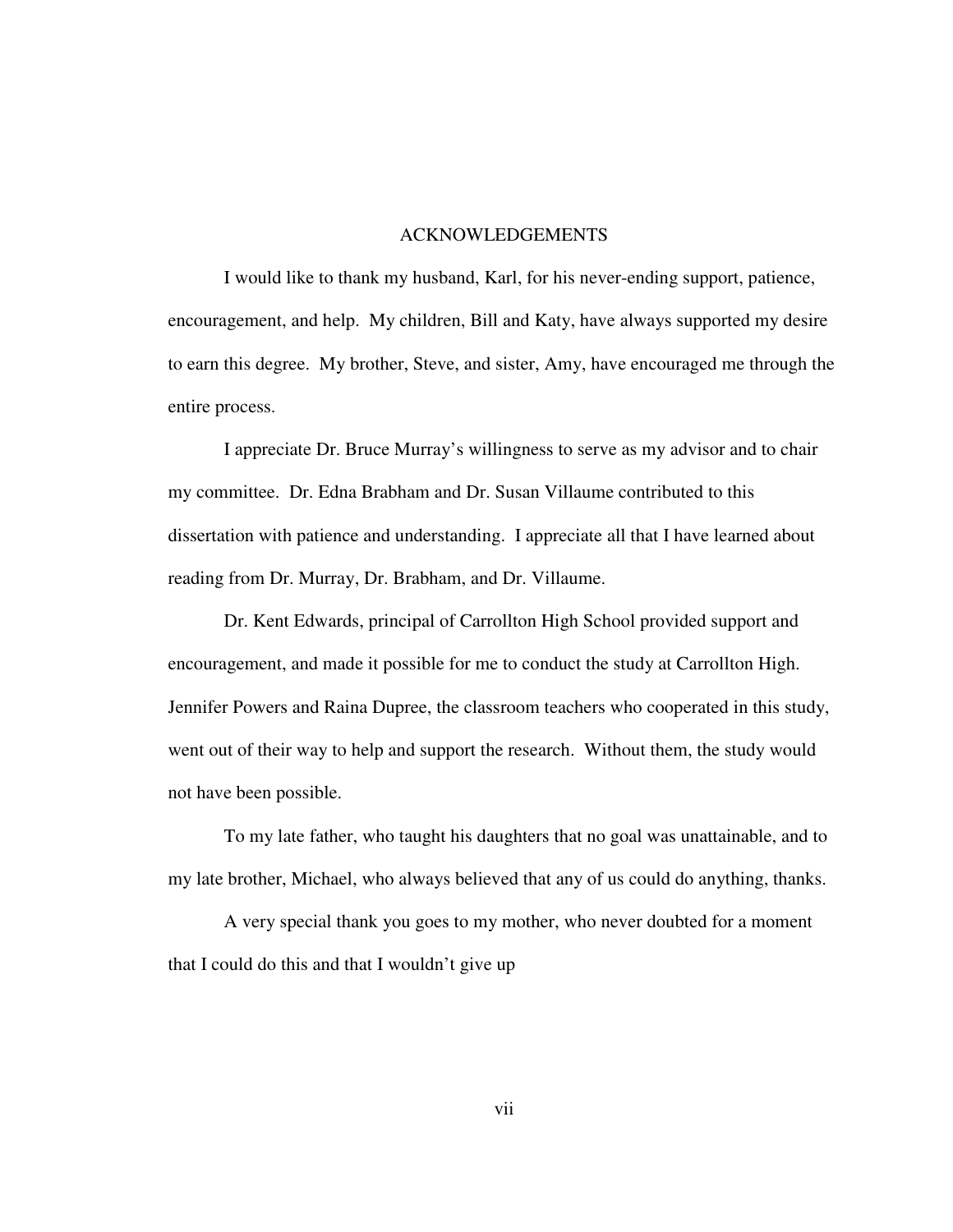# ACKNOWLEDGEMENTS

I would like to thank my husband, Karl, for his never-ending support, patience, encouragement, and help. My children, Bill and Katy, have always supported my desire to earn this degree. My brother, Steve, and sister, Amy, have encouraged me through the entire process.

I appreciate Dr. Bruce Murray's willingness to serve as my advisor and to chair my committee. Dr. Edna Brabham and Dr. Susan Villaume contributed to this dissertation with patience and understanding. I appreciate all that I have learned about reading from Dr. Murray, Dr. Brabham, and Dr. Villaume.

Dr. Kent Edwards, principal of Carrollton High School provided support and encouragement, and made it possible for me to conduct the study at Carrollton High. Jennifer Powers and Raina Dupree, the classroom teachers who cooperated in this study, went out of their way to help and support the research. Without them, the study would not have been possible.

To my late father, who taught his daughters that no goal was unattainable, and to my late brother, Michael, who always believed that any of us could do anything, thanks.

A very special thank you goes to my mother, who never doubted for a moment that I could do this and that I wouldn't give up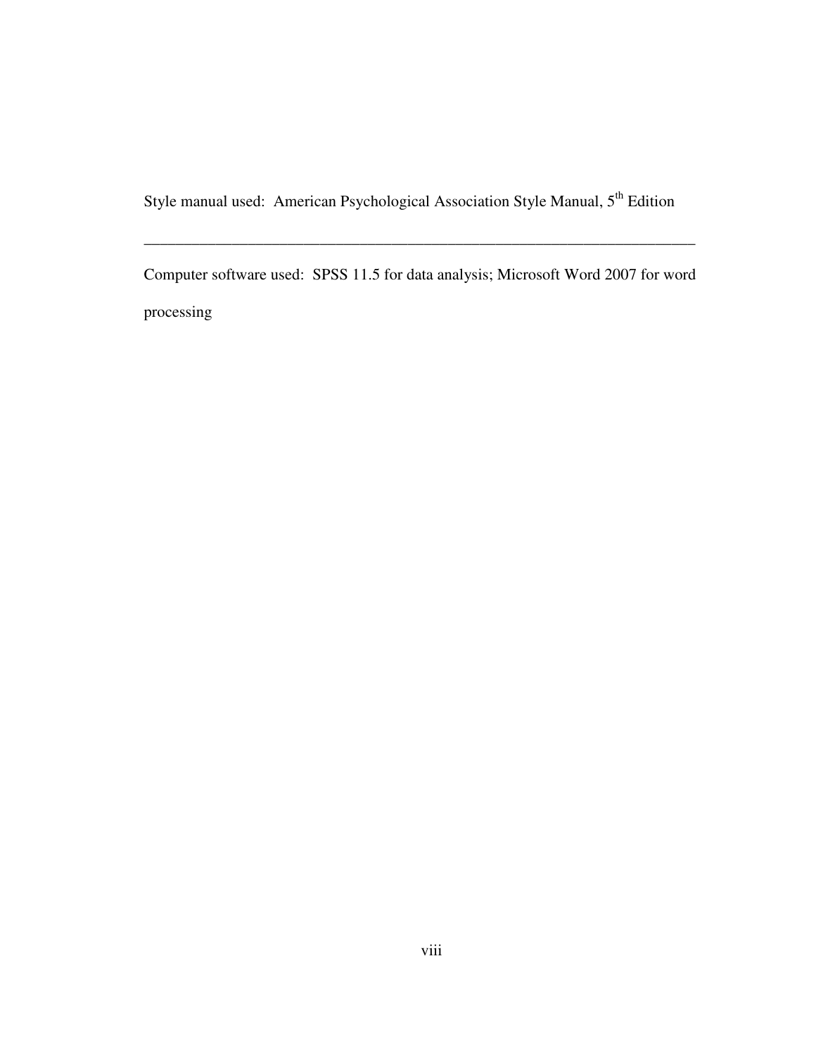Style manual used: American Psychological Association Style Manual, 5th Edition

---

Computer software used: SPSS 11.5 for data analysis; Microsoft Word 2007 for word processing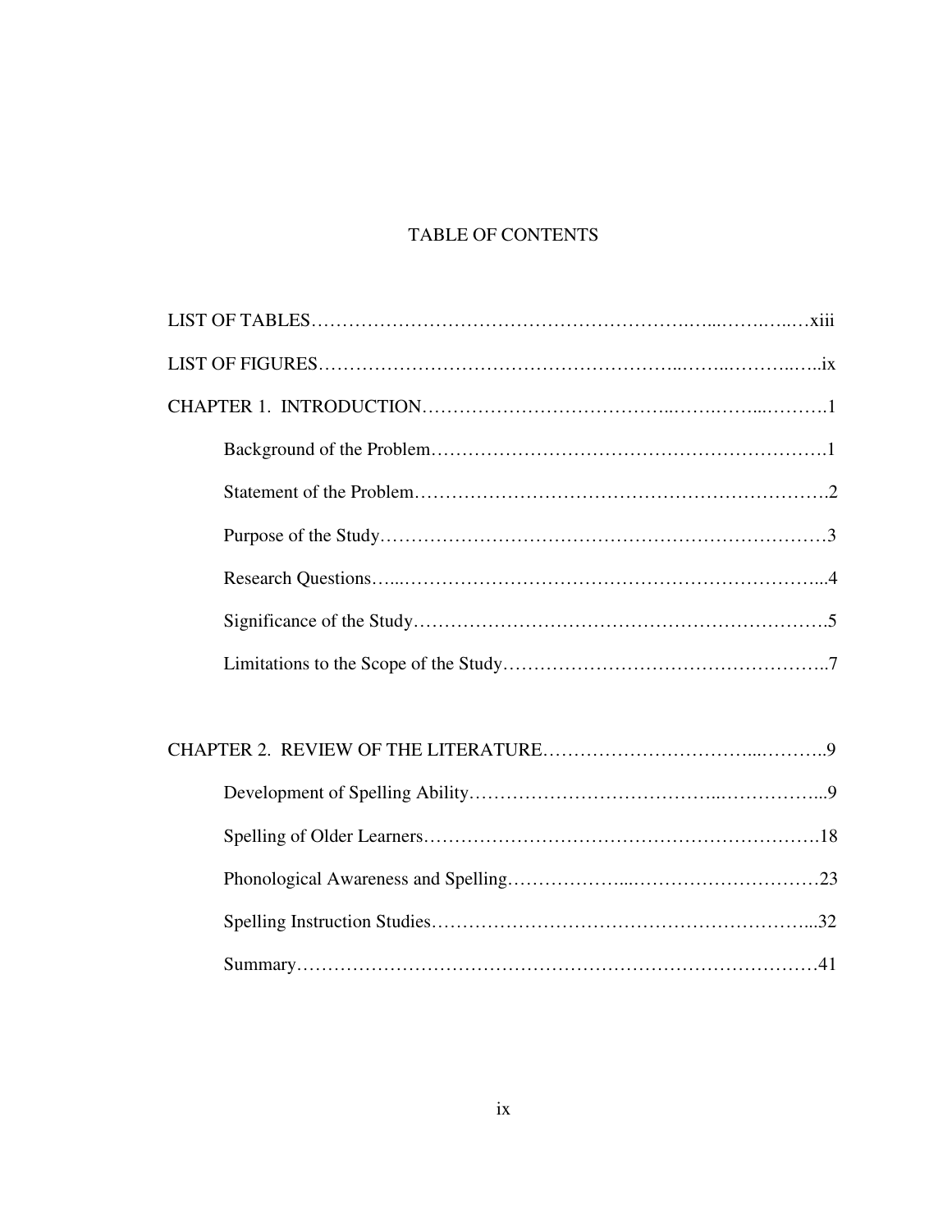# TABLE OF CONTENTS

LIST OF TABLES……………………………………………………….…...…….….…xiii

LIST OF FIGURES……………….…………………………………..……..………..…..ix

CHAPTER 1. INTRODUCTION………………………………...…….……...……….1

- Background of the Problem…………………………………………………….1
- Statement of the Problem……………………………………………………….2
- Purpose of the Study……………………………………………………………3
- Research Questions…...……………………………………………………...4
- Significance of the Study……………………………………………………….5
- Limitations to the Scope of the Study…………………………………………..7

CHAPTER 2. REVIEW OF THE LITERATURE……………………………...………..9

- Development of Spelling Ability………………………………...……………...9
- Spelling of Older Learners……………………………………………….…….18
- Phonological Awareness and Spelling………………...…………………………23
- Spelling Instruction Studies…………………………………………………...32
- Summary………………………………………………………………………41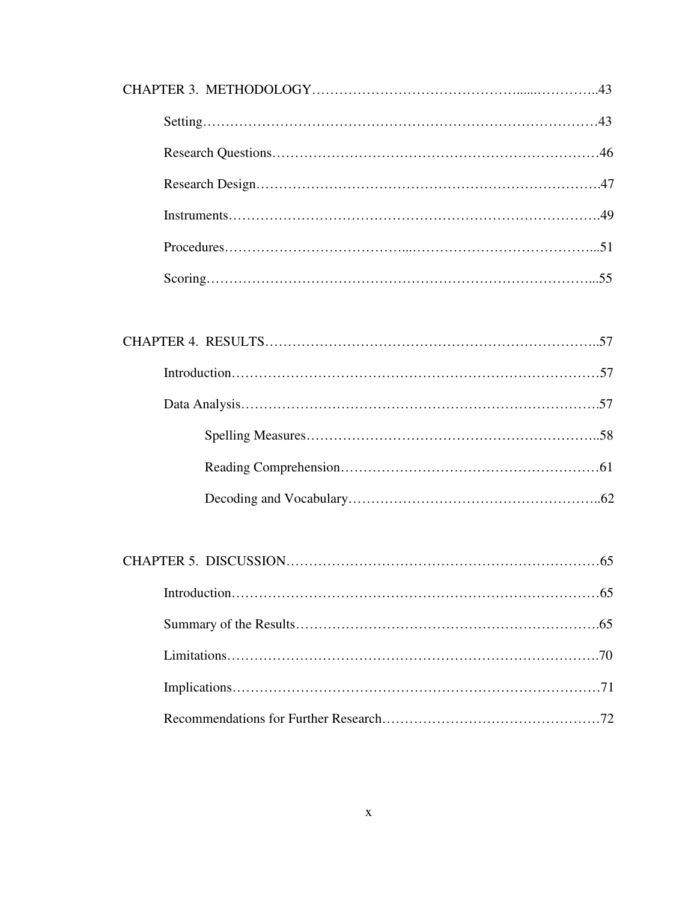CHAPTER 3. METHODOLOGY……………………………………......…………..43

Setting…………………………………………………………………………43

Research Questions……………………………………………………………46

Research Design………………………………………………………………47

Instruments……………………………………………………………………49

Procedures………………………………...…………………………………...51

Scoring………………………………………………………………………...55

CHAPTER 4. RESULTS………………………………………………………………..57

Introduction……………………………………………………………………57

Data Analysis…………………………………………………………………57

Spelling Measures……………………………………………………..58

Reading Comprehension………………………………………………61

Decoding and Vocabulary……………………………………………..62

CHAPTER 5. DISCUSSION……………………………………………………………65

Introduction……………………………………………………………………65

Summary of the Results………………………………………………………65

Limitations……………………………………………………………………70

Implications……………………………………………………………………71

Recommendations for Further Research………………………………………72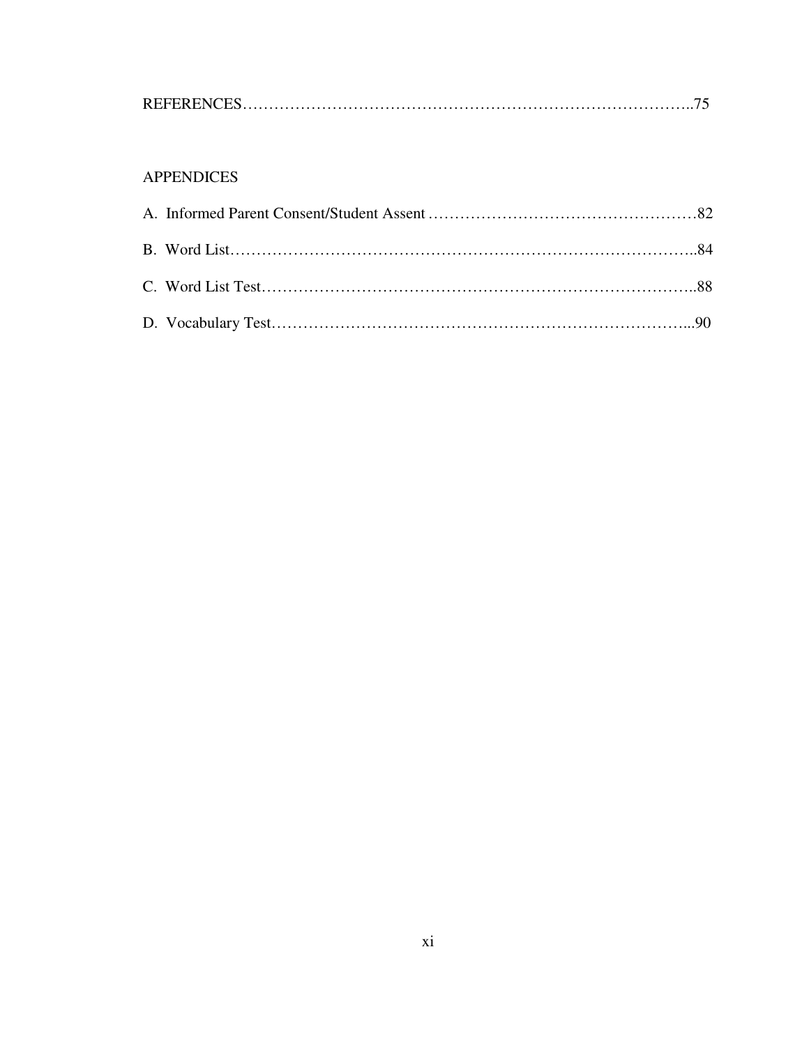REFERENCES……………………………………………………………………………..75

APPENDICES

A. Informed Parent Consent/Student Assent ……………………………………………82

B. Word List…………………………………………………………………………..84

C. Word List Test……………………………………………………………………..88

D. Vocabulary Test…………………………………………………………………...90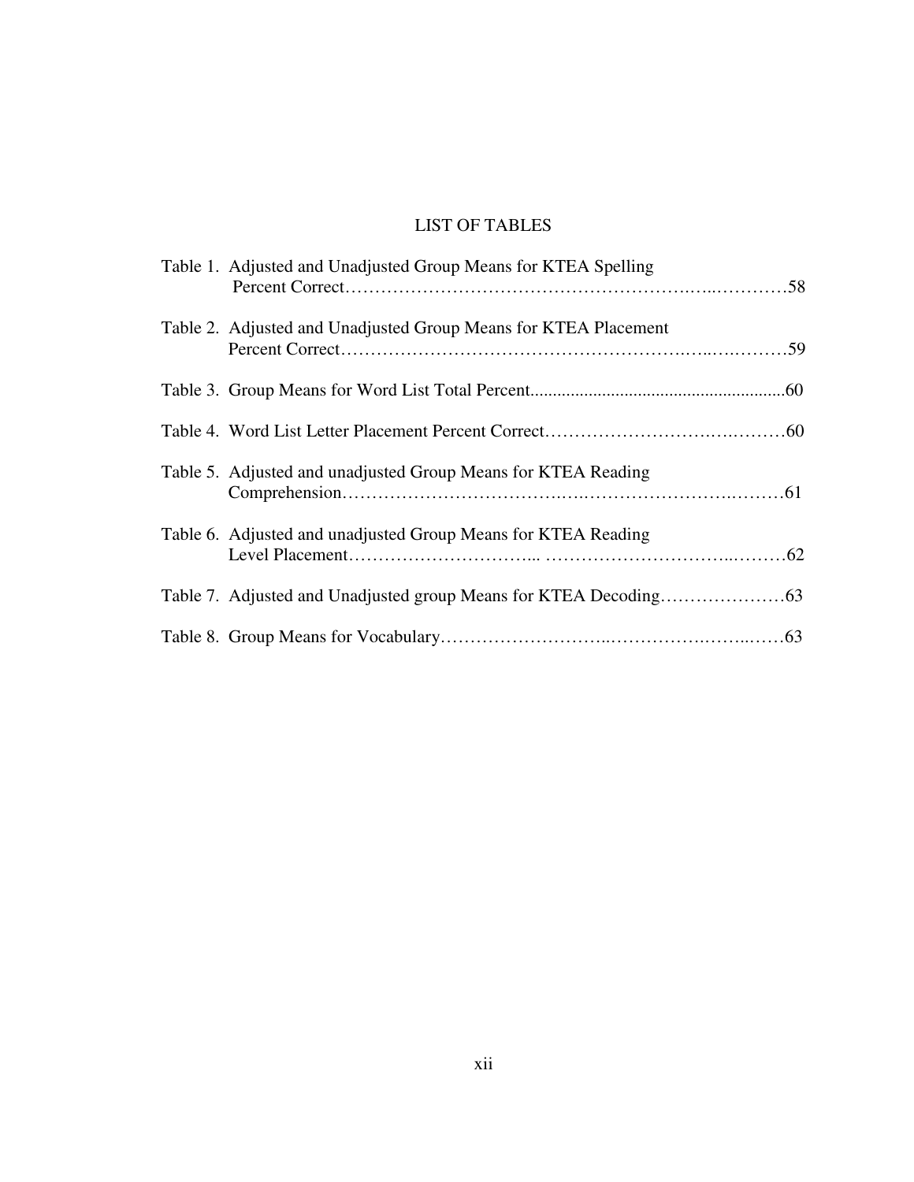# LIST OF TABLES

Table 1. Adjusted and Unadjusted Group Means for KTEA Spelling Percent Correct……………………………………………….…..…………58

Table 2. Adjusted and Unadjusted Group Means for KTEA Placement Percent Correct……………………………………………….…..….………59

Table 3. Group Means for Word List Total Percent........................................................60

Table 4. Word List Letter Placement Percent Correct…………………….….………60

Table 5. Adjusted and unadjusted Group Means for KTEA Reading Comprehension……………….…………….….…………………….………61

Table 6. Adjusted and unadjusted Group Means for KTEA Reading Level Placement…………………………... …………………………..………62

Table 7. Adjusted and Unadjusted group Means for KTEA Decoding…………………63

Table 8. Group Means for Vocabulary……………….……..…………….……..……63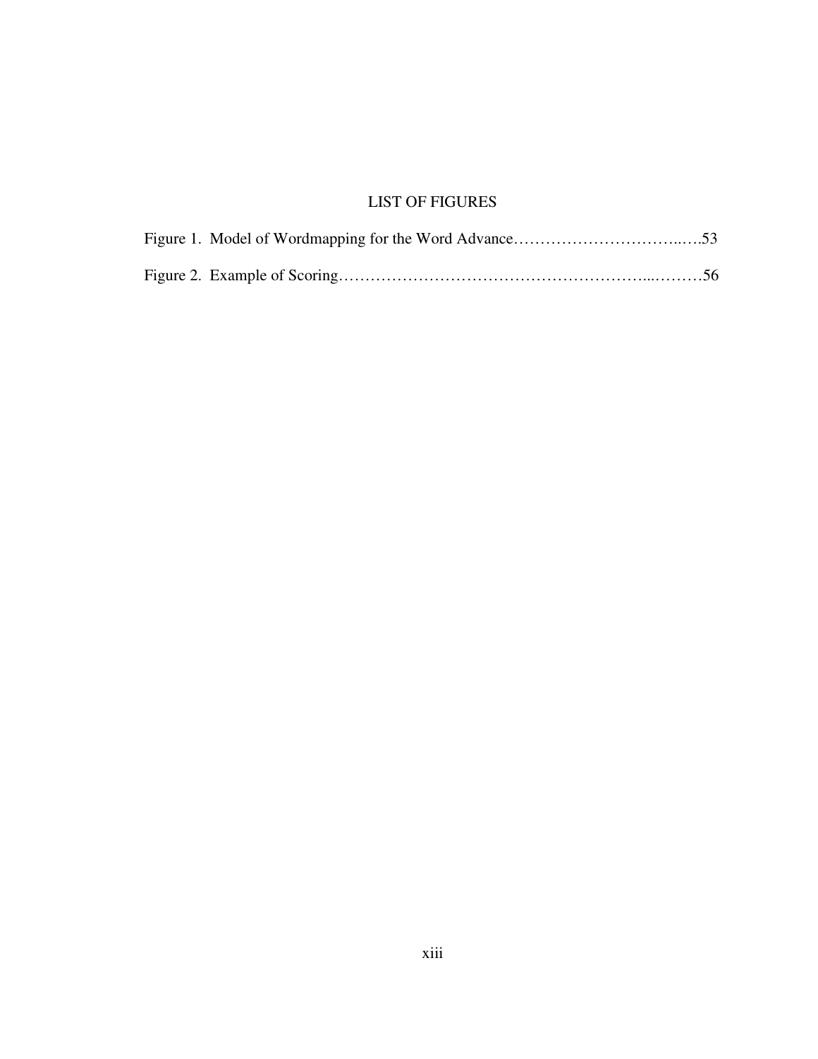# LIST OF FIGURES

Figure 1. Model of Wordmapping for the Word Advance……………………………..….53

Figure 2. Example of Scoring…………………………………………………...………56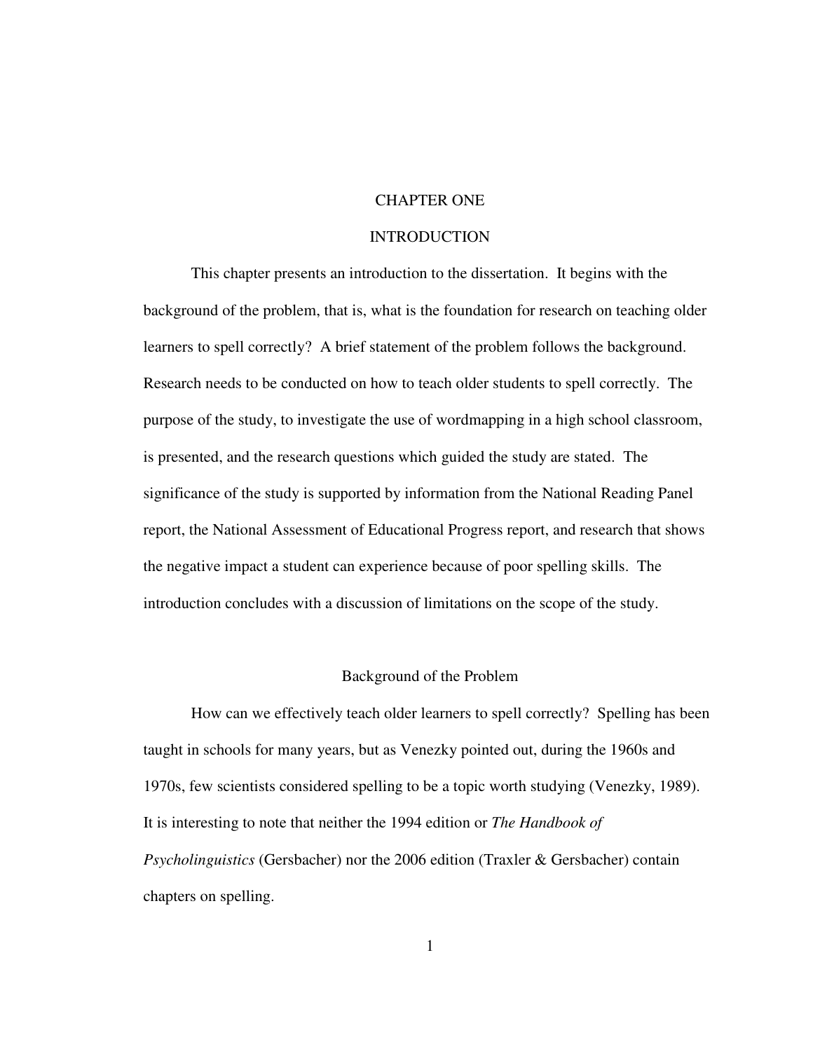# CHAPTER ONE

# INTRODUCTION

This chapter presents an introduction to the dissertation. It begins with the background of the problem, that is, what is the foundation for research on teaching older learners to spell correctly? A brief statement of the problem follows the background. Research needs to be conducted on how to teach older students to spell correctly. The purpose of the study, to investigate the use of wordmapping in a high school classroom, is presented, and the research questions which guided the study are stated. The significance of the study is supported by information from the National Reading Panel report, the National Assessment of Educational Progress report, and research that shows the negative impact a student can experience because of poor spelling skills. The introduction concludes with a discussion of limitations on the scope of the study.

## Background of the Problem

How can we effectively teach older learners to spell correctly? Spelling has been taught in schools for many years, but as Venezky pointed out, during the 1960s and 1970s, few scientists considered spelling to be a topic worth studying (Venezky, 1989). It is interesting to note that neither the 1994 edition or *The Handbook of Psycholinguistics* (Gersbacher) nor the 2006 edition (Traxler & Gersbacher) contain chapters on spelling.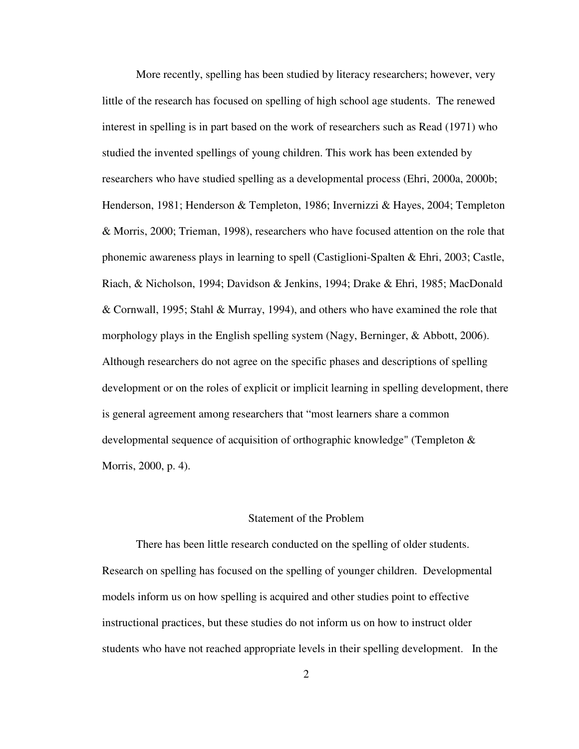More recently, spelling has been studied by literacy researchers; however, very little of the research has focused on spelling of high school age students. The renewed interest in spelling is in part based on the work of researchers such as Read (1971) who studied the invented spellings of young children. This work has been extended by researchers who have studied spelling as a developmental process (Ehri, 2000a, 2000b; Henderson, 1981; Henderson & Templeton, 1986; Invernizzi & Hayes, 2004; Templeton & Morris, 2000; Trieman, 1998), researchers who have focused attention on the role that phonemic awareness plays in learning to spell (Castiglioni-Spalten & Ehri, 2003; Castle, Riach, & Nicholson, 1994; Davidson & Jenkins, 1994; Drake & Ehri, 1985; MacDonald & Cornwall, 1995; Stahl & Murray, 1994), and others who have examined the role that morphology plays in the English spelling system (Nagy, Berninger, & Abbott, 2006). Although researchers do not agree on the specific phases and descriptions of spelling development or on the roles of explicit or implicit learning in spelling development, there is general agreement among researchers that "most learners share a common developmental sequence of acquisition of orthographic knowledge" (Templeton & Morris, 2000, p. 4).

## Statement of the Problem

There has been little research conducted on the spelling of older students. Research on spelling has focused on the spelling of younger children. Developmental models inform us on how spelling is acquired and other studies point to effective instructional practices, but these studies do not inform us on how to instruct older students who have not reached appropriate levels in their spelling development. In the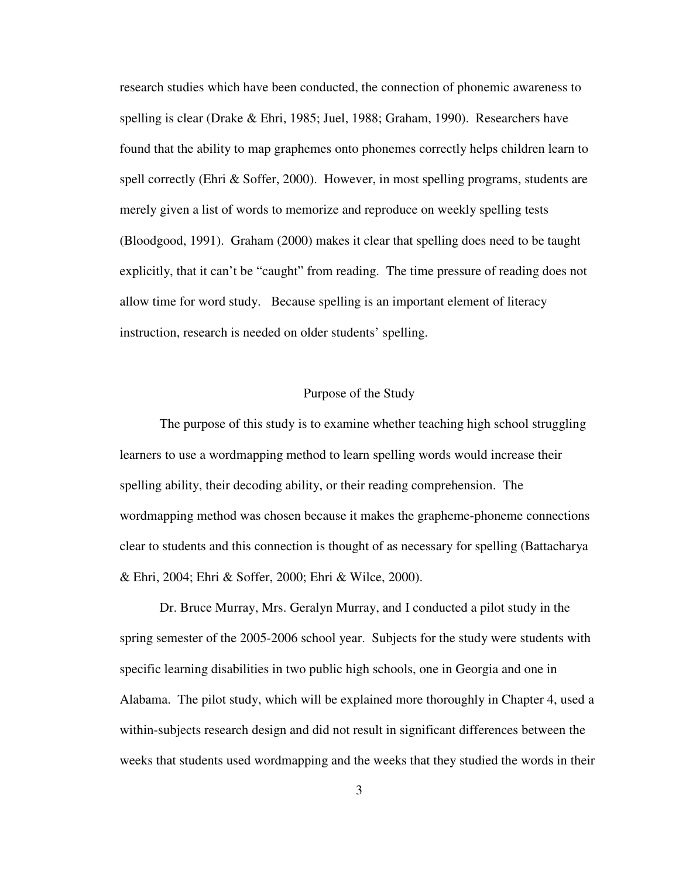research studies which have been conducted, the connection of phonemic awareness to spelling is clear (Drake & Ehri, 1985; Juel, 1988; Graham, 1990). Researchers have found that the ability to map graphemes onto phonemes correctly helps children learn to spell correctly (Ehri & Soffer, 2000). However, in most spelling programs, students are merely given a list of words to memorize and reproduce on weekly spelling tests (Bloodgood, 1991). Graham (2000) makes it clear that spelling does need to be taught explicitly, that it can't be "caught" from reading. The time pressure of reading does not allow time for word study. Because spelling is an important element of literacy instruction, research is needed on older students' spelling.

## Purpose of the Study

The purpose of this study is to examine whether teaching high school struggling learners to use a wordmapping method to learn spelling words would increase their spelling ability, their decoding ability, or their reading comprehension. The wordmapping method was chosen because it makes the grapheme-phoneme connections clear to students and this connection is thought of as necessary for spelling (Battacharya & Ehri, 2004; Ehri & Soffer, 2000; Ehri & Wilce, 2000).

Dr. Bruce Murray, Mrs. Geralyn Murray, and I conducted a pilot study in the spring semester of the 2005-2006 school year. Subjects for the study were students with specific learning disabilities in two public high schools, one in Georgia and one in Alabama. The pilot study, which will be explained more thoroughly in Chapter 4, used a within-subjects research design and did not result in significant differences between the weeks that students used wordmapping and the weeks that they studied the words in their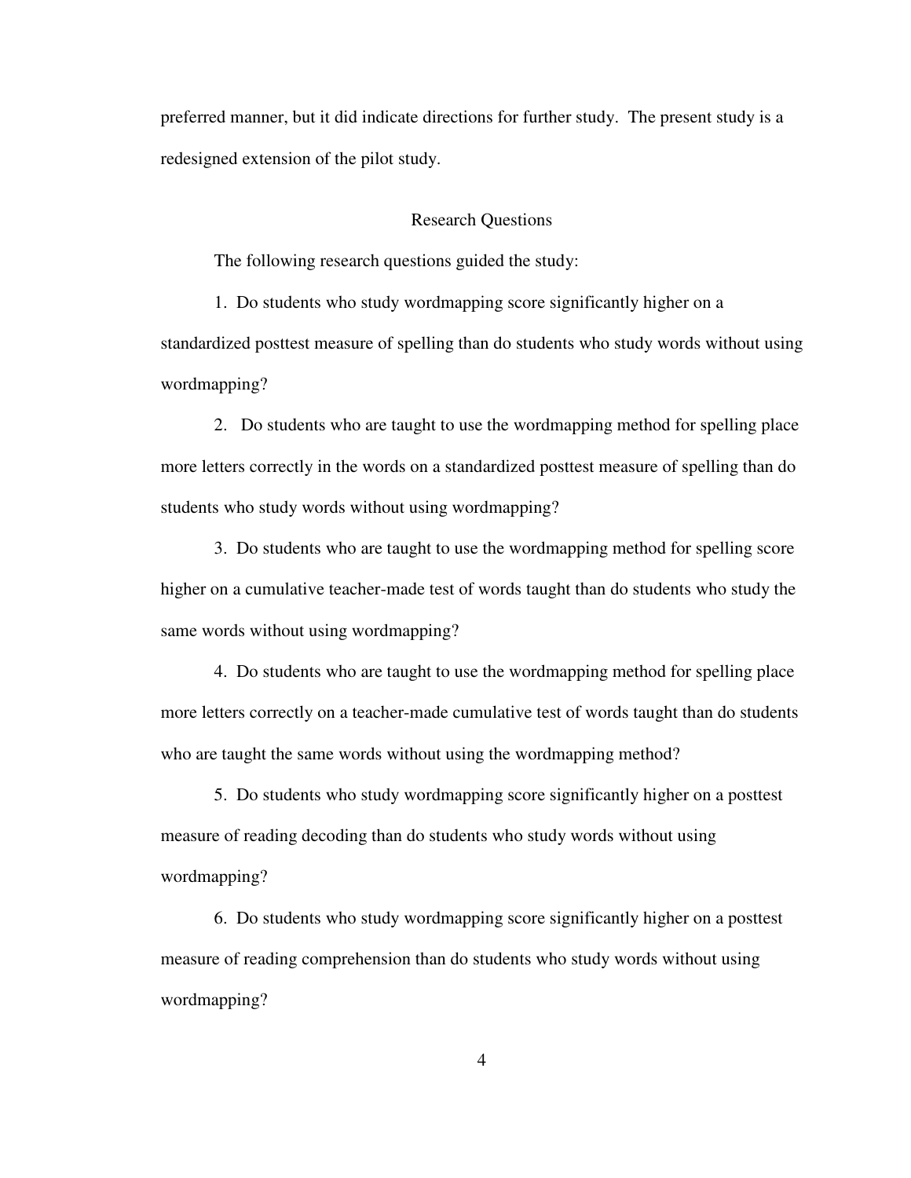preferred manner, but it did indicate directions for further study. The present study is a redesigned extension of the pilot study.

## Research Questions

The following research questions guided the study:

1. Do students who study wordmapping score significantly higher on a standardized posttest measure of spelling than do students who study words without using wordmapping?

2. Do students who are taught to use the wordmapping method for spelling place more letters correctly in the words on a standardized posttest measure of spelling than do students who study words without using wordmapping?

3. Do students who are taught to use the wordmapping method for spelling score higher on a cumulative teacher-made test of words taught than do students who study the same words without using wordmapping?

4. Do students who are taught to use the wordmapping method for spelling place more letters correctly on a teacher-made cumulative test of words taught than do students who are taught the same words without using the wordmapping method?

5. Do students who study wordmapping score significantly higher on a posttest measure of reading decoding than do students who study words without using wordmapping?

6. Do students who study wordmapping score significantly higher on a posttest measure of reading comprehension than do students who study words without using wordmapping?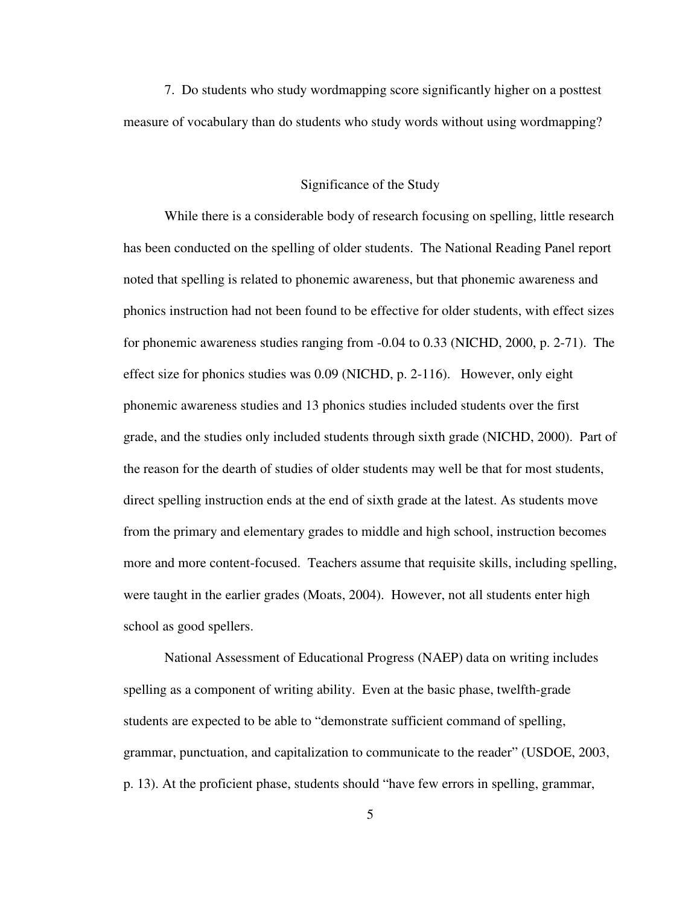7. Do students who study wordmapping score significantly higher on a posttest measure of vocabulary than do students who study words without using wordmapping?

## Significance of the Study

While there is a considerable body of research focusing on spelling, little research has been conducted on the spelling of older students. The National Reading Panel report noted that spelling is related to phonemic awareness, but that phonemic awareness and phonics instruction had not been found to be effective for older students, with effect sizes for phonemic awareness studies ranging from -0.04 to 0.33 (NICHD, 2000, p. 2-71). The effect size for phonics studies was 0.09 (NICHD, p. 2-116). However, only eight phonemic awareness studies and 13 phonics studies included students over the first grade, and the studies only included students through sixth grade (NICHD, 2000). Part of the reason for the dearth of studies of older students may well be that for most students, direct spelling instruction ends at the end of sixth grade at the latest. As students move from the primary and elementary grades to middle and high school, instruction becomes more and more content-focused. Teachers assume that requisite skills, including spelling, were taught in the earlier grades (Moats, 2004). However, not all students enter high school as good spellers.

National Assessment of Educational Progress (NAEP) data on writing includes spelling as a component of writing ability. Even at the basic phase, twelfth-grade students are expected to be able to "demonstrate sufficient command of spelling, grammar, punctuation, and capitalization to communicate to the reader" (USDOE, 2003, p. 13). At the proficient phase, students should "have few errors in spelling, grammar,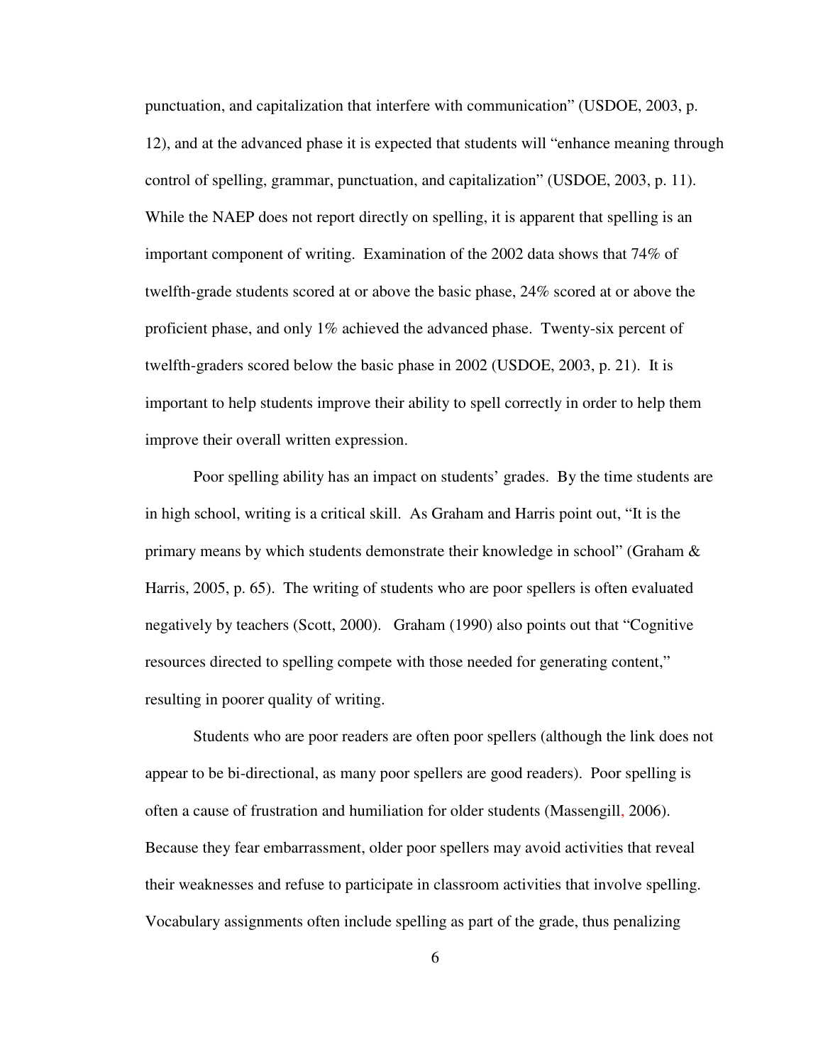punctuation, and capitalization that interfere with communication" (USDOE, 2003, p. 12), and at the advanced phase it is expected that students will "enhance meaning through control of spelling, grammar, punctuation, and capitalization" (USDOE, 2003, p. 11). While the NAEP does not report directly on spelling, it is apparent that spelling is an important component of writing. Examination of the 2002 data shows that 74% of twelfth-grade students scored at or above the basic phase, 24% scored at or above the proficient phase, and only 1% achieved the advanced phase. Twenty-six percent of twelfth-graders scored below the basic phase in 2002 (USDOE, 2003, p. 21). It is important to help students improve their ability to spell correctly in order to help them improve their overall written expression.

Poor spelling ability has an impact on students' grades. By the time students are in high school, writing is a critical skill. As Graham and Harris point out, "It is the primary means by which students demonstrate their knowledge in school" (Graham & Harris, 2005, p. 65). The writing of students who are poor spellers is often evaluated negatively by teachers (Scott, 2000). Graham (1990) also points out that "Cognitive resources directed to spelling compete with those needed for generating content," resulting in poorer quality of writing.

Students who are poor readers are often poor spellers (although the link does not appear to be bi-directional, as many poor spellers are good readers). Poor spelling is often a cause of frustration and humiliation for older students (Massengill, 2006). Because they fear embarrassment, older poor spellers may avoid activities that reveal their weaknesses and refuse to participate in classroom activities that involve spelling. Vocabulary assignments often include spelling as part of the grade, thus penalizing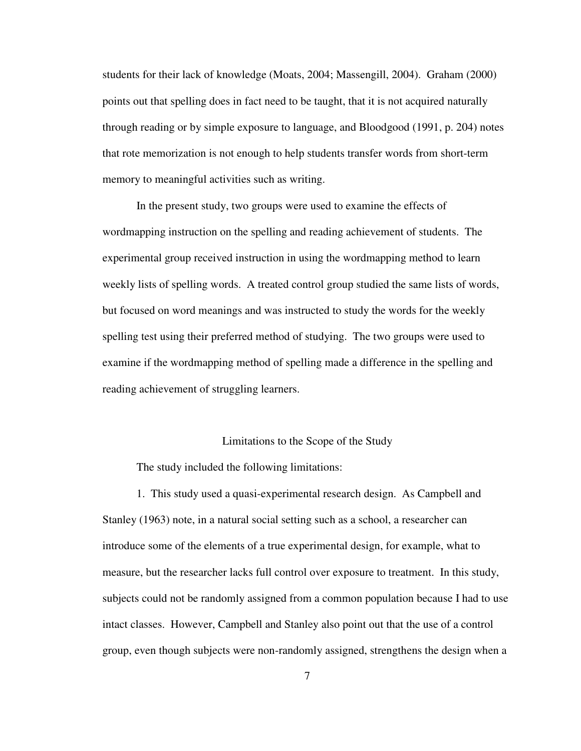students for their lack of knowledge (Moats, 2004; Massengill, 2004). Graham (2000) points out that spelling does in fact need to be taught, that it is not acquired naturally through reading or by simple exposure to language, and Bloodgood (1991, p. 204) notes that rote memorization is not enough to help students transfer words from short-term memory to meaningful activities such as writing.

In the present study, two groups were used to examine the effects of wordmapping instruction on the spelling and reading achievement of students. The experimental group received instruction in using the wordmapping method to learn weekly lists of spelling words. A treated control group studied the same lists of words, but focused on word meanings and was instructed to study the words for the weekly spelling test using their preferred method of studying. The two groups were used to examine if the wordmapping method of spelling made a difference in the spelling and reading achievement of struggling learners.

## Limitations to the Scope of the Study

The study included the following limitations:

1. This study used a quasi-experimental research design. As Campbell and Stanley (1963) note, in a natural social setting such as a school, a researcher can introduce some of the elements of a true experimental design, for example, what to measure, but the researcher lacks full control over exposure to treatment. In this study, subjects could not be randomly assigned from a common population because I had to use intact classes. However, Campbell and Stanley also point out that the use of a control group, even though subjects were non-randomly assigned, strengthens the design when a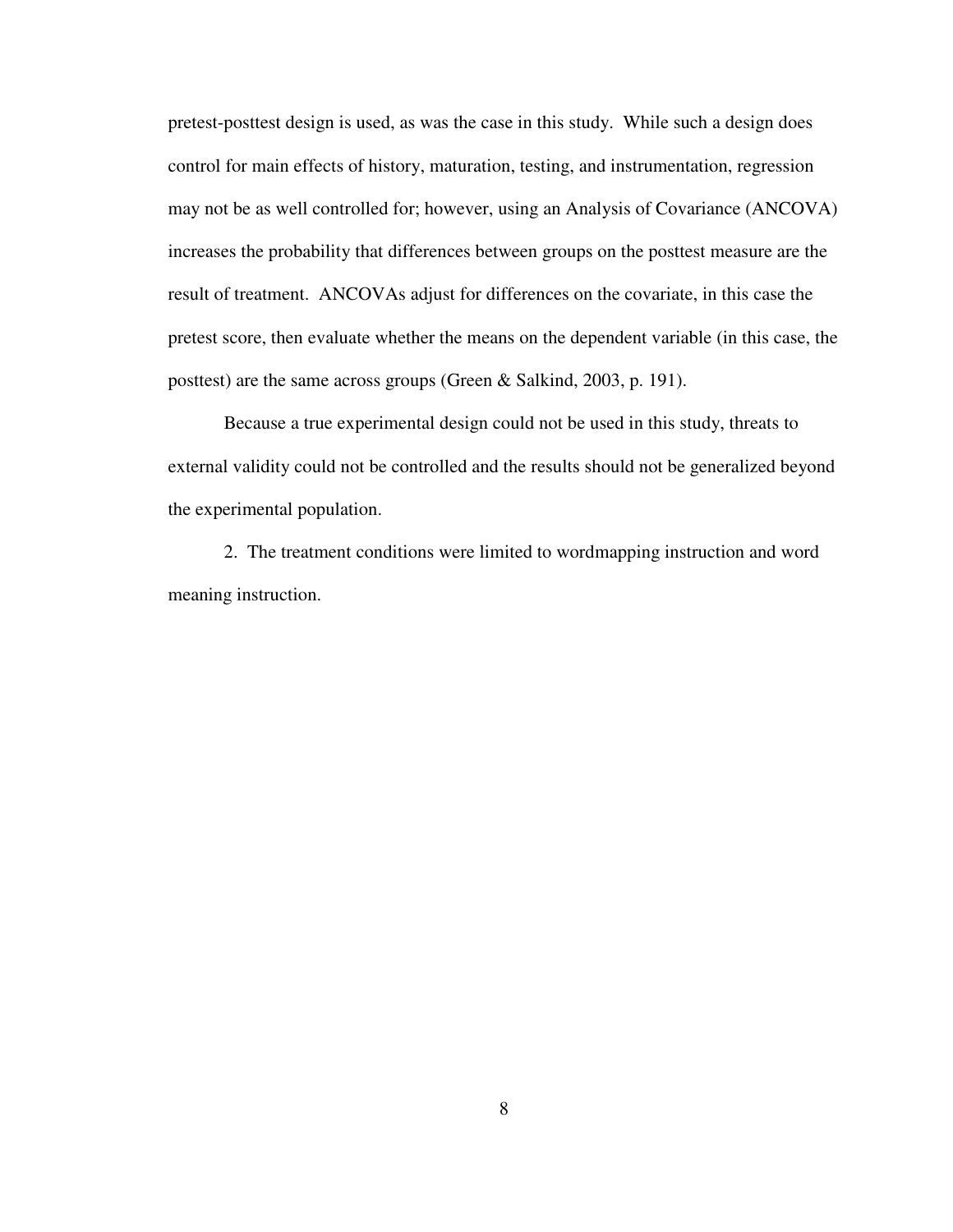pretest-posttest design is used, as was the case in this study. While such a design does control for main effects of history, maturation, testing, and instrumentation, regression may not be as well controlled for; however, using an Analysis of Covariance (ANCOVA) increases the probability that differences between groups on the posttest measure are the result of treatment. ANCOVAs adjust for differences on the covariate, in this case the pretest score, then evaluate whether the means on the dependent variable (in this case, the posttest) are the same across groups (Green & Salkind, 2003, p. 191).

Because a true experimental design could not be used in this study, threats to external validity could not be controlled and the results should not be generalized beyond the experimental population.

2. The treatment conditions were limited to wordmapping instruction and word meaning instruction.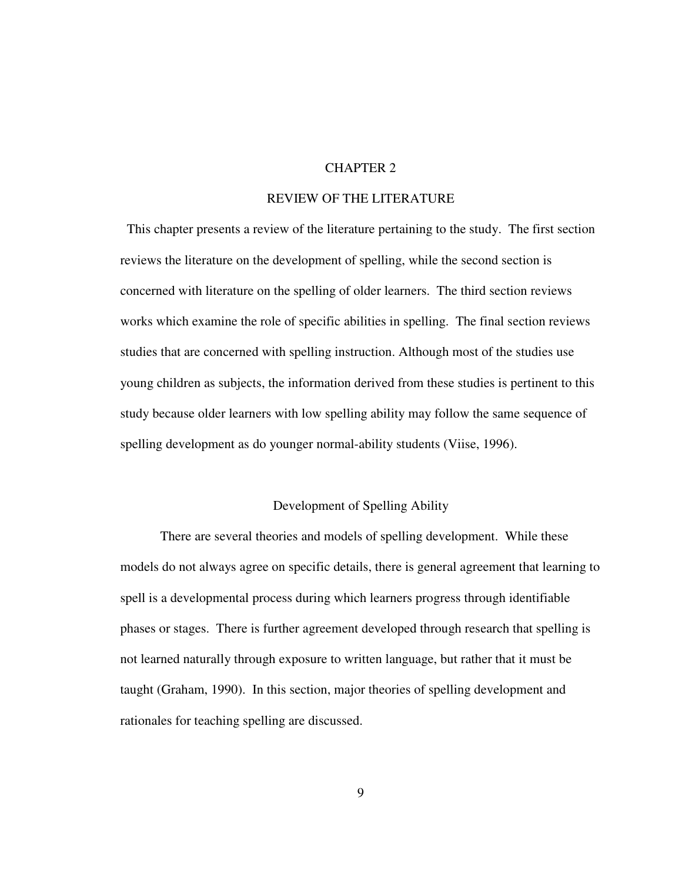# CHAPTER 2

# REVIEW OF THE LITERATURE

This chapter presents a review of the literature pertaining to the study. The first section reviews the literature on the development of spelling, while the second section is concerned with literature on the spelling of older learners. The third section reviews works which examine the role of specific abilities in spelling. The final section reviews studies that are concerned with spelling instruction. Although most of the studies use young children as subjects, the information derived from these studies is pertinent to this study because older learners with low spelling ability may follow the same sequence of spelling development as do younger normal-ability students (Viise, 1996).

## Development of Spelling Ability

There are several theories and models of spelling development. While these models do not always agree on specific details, there is general agreement that learning to spell is a developmental process during which learners progress through identifiable phases or stages. There is further agreement developed through research that spelling is not learned naturally through exposure to written language, but rather that it must be taught (Graham, 1990). In this section, major theories of spelling development and rationales for teaching spelling are discussed.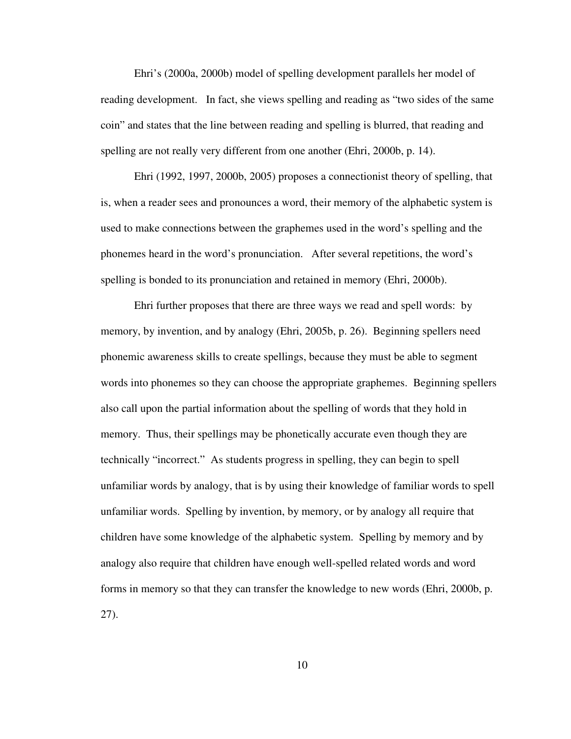Ehri's (2000a, 2000b) model of spelling development parallels her model of reading development. In fact, she views spelling and reading as "two sides of the same coin" and states that the line between reading and spelling is blurred, that reading and spelling are not really very different from one another (Ehri, 2000b, p. 14).

Ehri (1992, 1997, 2000b, 2005) proposes a connectionist theory of spelling, that is, when a reader sees and pronounces a word, their memory of the alphabetic system is used to make connections between the graphemes used in the word's spelling and the phonemes heard in the word's pronunciation. After several repetitions, the word's spelling is bonded to its pronunciation and retained in memory (Ehri, 2000b).

Ehri further proposes that there are three ways we read and spell words: by memory, by invention, and by analogy (Ehri, 2005b, p. 26). Beginning spellers need phonemic awareness skills to create spellings, because they must be able to segment words into phonemes so they can choose the appropriate graphemes. Beginning spellers also call upon the partial information about the spelling of words that they hold in memory. Thus, their spellings may be phonetically accurate even though they are technically "incorrect." As students progress in spelling, they can begin to spell unfamiliar words by analogy, that is by using their knowledge of familiar words to spell unfamiliar words. Spelling by invention, by memory, or by analogy all require that children have some knowledge of the alphabetic system. Spelling by memory and by analogy also require that children have enough well-spelled related words and word forms in memory so that they can transfer the knowledge to new words (Ehri, 2000b, p. 27).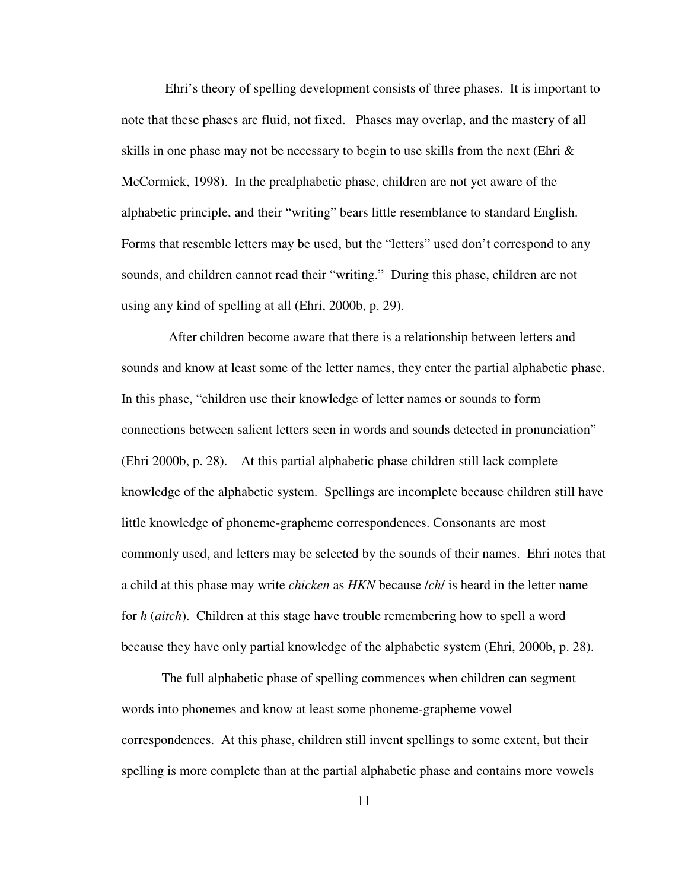Ehri's theory of spelling development consists of three phases. It is important to note that these phases are fluid, not fixed. Phases may overlap, and the mastery of all skills in one phase may not be necessary to begin to use skills from the next (Ehri & McCormick, 1998). In the prealphabetic phase, children are not yet aware of the alphabetic principle, and their "writing" bears little resemblance to standard English. Forms that resemble letters may be used, but the "letters" used don't correspond to any sounds, and children cannot read their "writing." During this phase, children are not using any kind of spelling at all (Ehri, 2000b, p. 29).

After children become aware that there is a relationship between letters and sounds and know at least some of the letter names, they enter the partial alphabetic phase. In this phase, "children use their knowledge of letter names or sounds to form connections between salient letters seen in words and sounds detected in pronunciation" (Ehri 2000b, p. 28). At this partial alphabetic phase children still lack complete knowledge of the alphabetic system. Spellings are incomplete because children still have little knowledge of phoneme-grapheme correspondences. Consonants are most commonly used, and letters may be selected by the sounds of their names. Ehri notes that a child at this phase may write *chicken* as *HKN* because /*ch*/ is heard in the letter name for *h* (*aitch*). Children at this stage have trouble remembering how to spell a word because they have only partial knowledge of the alphabetic system (Ehri, 2000b, p. 28).

The full alphabetic phase of spelling commences when children can segment words into phonemes and know at least some phoneme-grapheme vowel correspondences. At this phase, children still invent spellings to some extent, but their spelling is more complete than at the partial alphabetic phase and contains more vowels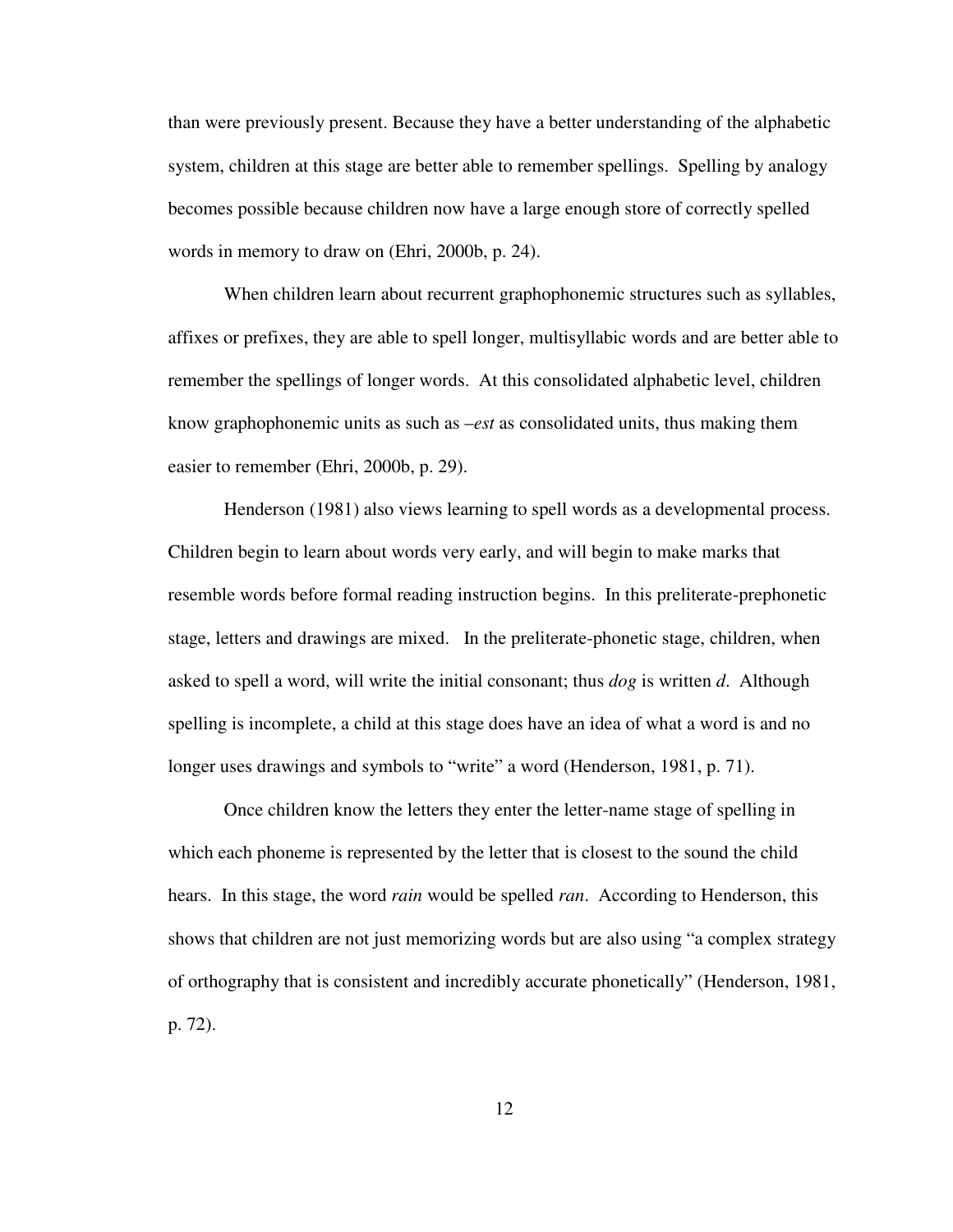than were previously present. Because they have a better understanding of the alphabetic system, children at this stage are better able to remember spellings. Spelling by analogy becomes possible because children now have a large enough store of correctly spelled words in memory to draw on (Ehri, 2000b, p. 24).

When children learn about recurrent graphophonemic structures such as syllables, affixes or prefixes, they are able to spell longer, multisyllabic words and are better able to remember the spellings of longer words. At this consolidated alphabetic level, children know graphophonemic units as such as *–est* as consolidated units, thus making them easier to remember (Ehri, 2000b, p. 29).

Henderson (1981) also views learning to spell words as a developmental process. Children begin to learn about words very early, and will begin to make marks that resemble words before formal reading instruction begins. In this preliterate-prephonetic stage, letters and drawings are mixed. In the preliterate-phonetic stage, children, when asked to spell a word, will write the initial consonant; thus *dog* is written *d*. Although spelling is incomplete, a child at this stage does have an idea of what a word is and no longer uses drawings and symbols to "write" a word (Henderson, 1981, p. 71).

Once children know the letters they enter the letter-name stage of spelling in which each phoneme is represented by the letter that is closest to the sound the child hears. In this stage, the word *rain* would be spelled *ran*. According to Henderson, this shows that children are not just memorizing words but are also using "a complex strategy of orthography that is consistent and incredibly accurate phonetically" (Henderson, 1981, p. 72).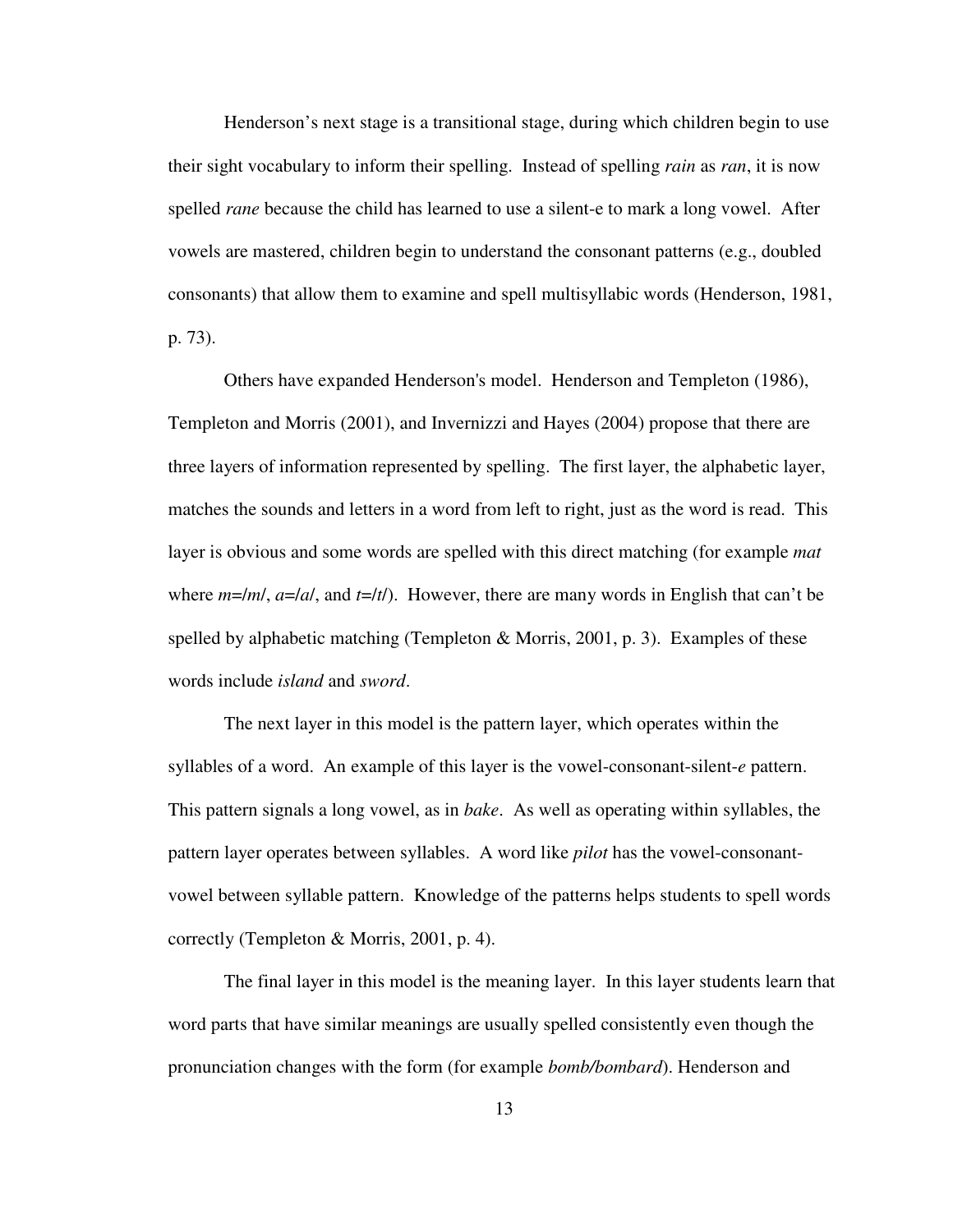Henderson's next stage is a transitional stage, during which children begin to use their sight vocabulary to inform their spelling. Instead of spelling *rain* as *ran*, it is now spelled *rane* because the child has learned to use a silent-e to mark a long vowel. After vowels are mastered, children begin to understand the consonant patterns (e.g., doubled consonants) that allow them to examine and spell multisyllabic words (Henderson, 1981, p. 73).

Others have expanded Henderson's model. Henderson and Templeton (1986), Templeton and Morris (2001), and Invernizzi and Hayes (2004) propose that there are three layers of information represented by spelling. The first layer, the alphabetic layer, matches the sounds and letters in a word from left to right, just as the word is read. This layer is obvious and some words are spelled with this direct matching (for example *mat* where *m*=/*m*/, *a*=/*a*/, and *t*=/*t*/). However, there are many words in English that can't be spelled by alphabetic matching (Templeton & Morris, 2001, p. 3). Examples of these words include *island* and *sword*.

The next layer in this model is the pattern layer, which operates within the syllables of a word. An example of this layer is the vowel-consonant-silent-*e* pattern. This pattern signals a long vowel, as in *bake*. As well as operating within syllables, the pattern layer operates between syllables. A word like *pilot* has the vowel-consonant-vowel between syllable pattern. Knowledge of the patterns helps students to spell words correctly (Templeton & Morris, 2001, p. 4).

The final layer in this model is the meaning layer. In this layer students learn that word parts that have similar meanings are usually spelled consistently even though the pronunciation changes with the form (for example *bomb/bombard*). Henderson and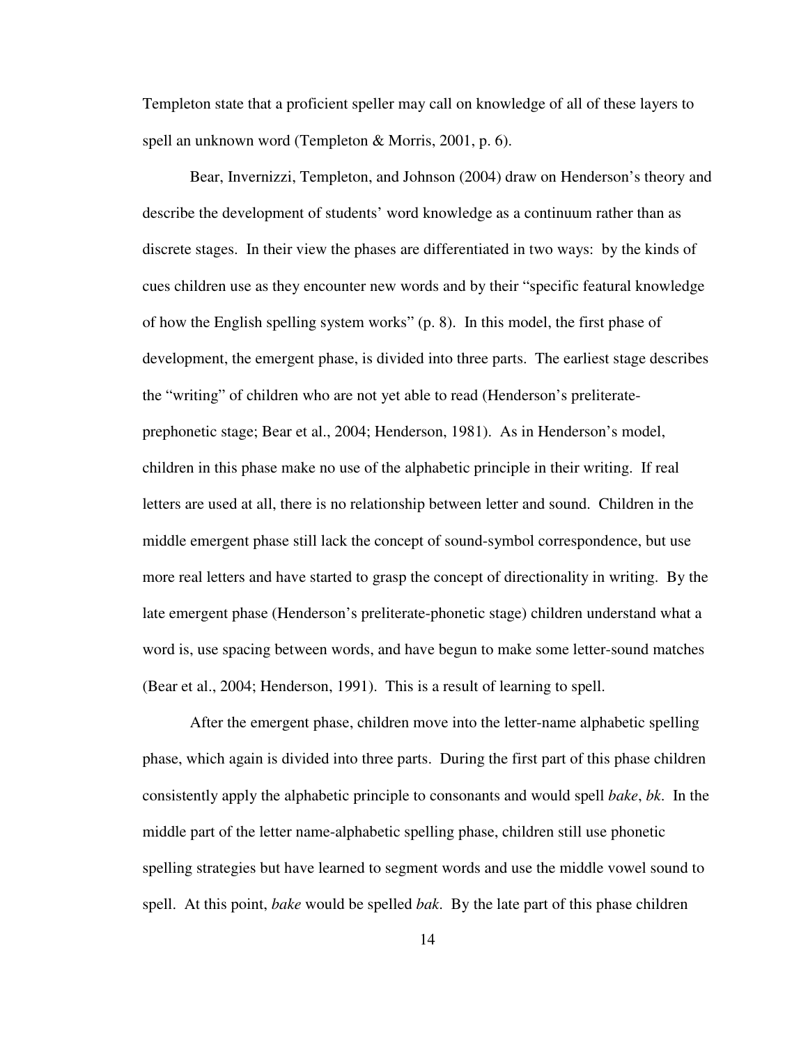Templeton state that a proficient speller may call on knowledge of all of these layers to spell an unknown word (Templeton & Morris, 2001, p. 6).

Bear, Invernizzi, Templeton, and Johnson (2004) draw on Henderson's theory and describe the development of students' word knowledge as a continuum rather than as discrete stages. In their view the phases are differentiated in two ways: by the kinds of cues children use as they encounter new words and by their "specific featural knowledge of how the English spelling system works" (p. 8). In this model, the first phase of development, the emergent phase, is divided into three parts. The earliest stage describes the "writing" of children who are not yet able to read (Henderson's preliterate-prephonetic stage; Bear et al., 2004; Henderson, 1981). As in Henderson's model, children in this phase make no use of the alphabetic principle in their writing. If real letters are used at all, there is no relationship between letter and sound. Children in the middle emergent phase still lack the concept of sound-symbol correspondence, but use more real letters and have started to grasp the concept of directionality in writing. By the late emergent phase (Henderson's preliterate-phonetic stage) children understand what a word is, use spacing between words, and have begun to make some letter-sound matches (Bear et al., 2004; Henderson, 1991). This is a result of learning to spell.

After the emergent phase, children move into the letter-name alphabetic spelling phase, which again is divided into three parts. During the first part of this phase children consistently apply the alphabetic principle to consonants and would spell *bake*, *bk*. In the middle part of the letter name-alphabetic spelling phase, children still use phonetic spelling strategies but have learned to segment words and use the middle vowel sound to spell. At this point, *bake* would be spelled *bak*. By the late part of this phase children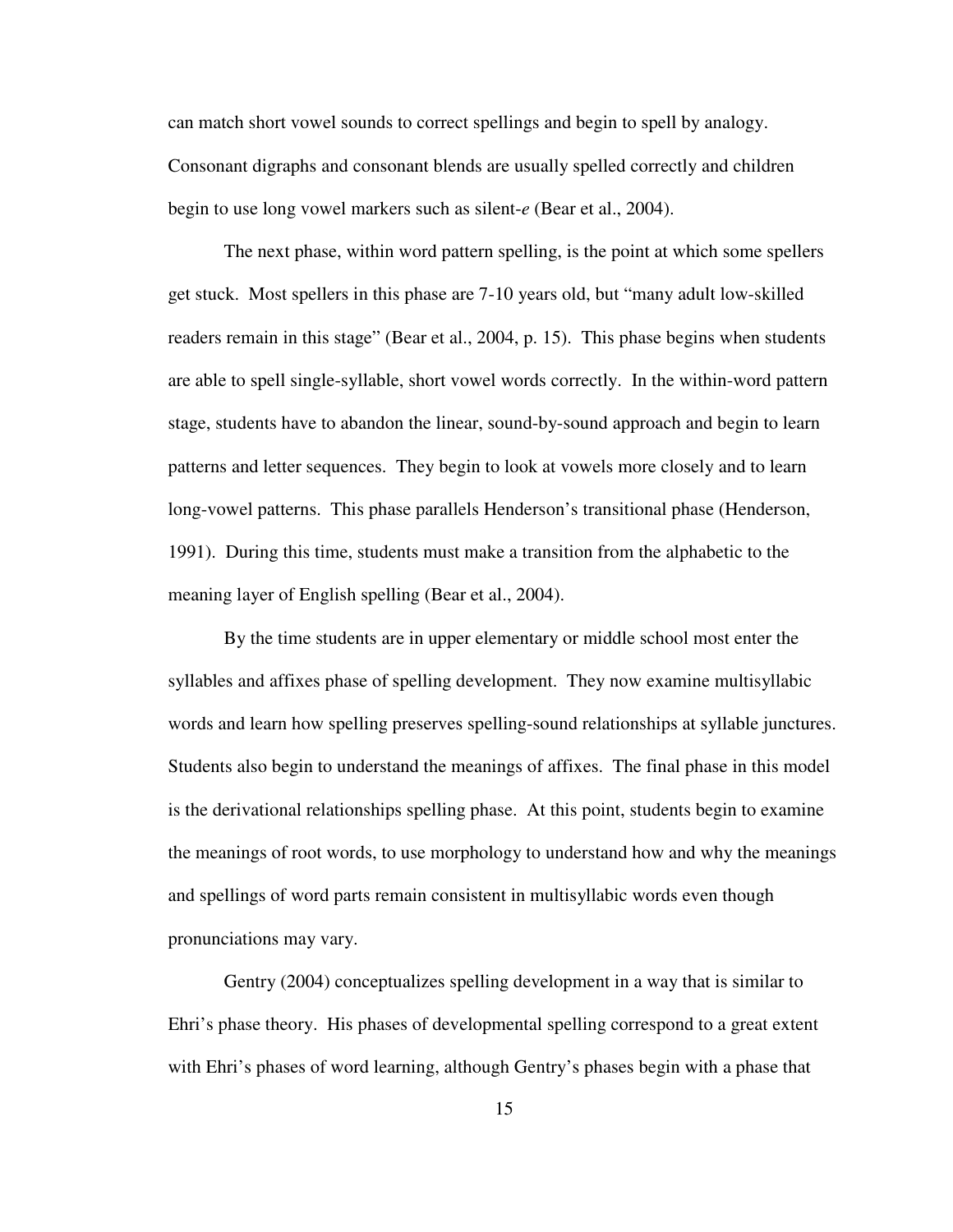can match short vowel sounds to correct spellings and begin to spell by analogy. Consonant digraphs and consonant blends are usually spelled correctly and children begin to use long vowel markers such as silent-*e* (Bear et al., 2004).

The next phase, within word pattern spelling, is the point at which some spellers get stuck. Most spellers in this phase are 7-10 years old, but "many adult low-skilled readers remain in this stage" (Bear et al., 2004, p. 15). This phase begins when students are able to spell single-syllable, short vowel words correctly. In the within-word pattern stage, students have to abandon the linear, sound-by-sound approach and begin to learn patterns and letter sequences. They begin to look at vowels more closely and to learn long-vowel patterns. This phase parallels Henderson's transitional phase (Henderson, 1991). During this time, students must make a transition from the alphabetic to the meaning layer of English spelling (Bear et al., 2004).

By the time students are in upper elementary or middle school most enter the syllables and affixes phase of spelling development. They now examine multisyllabic words and learn how spelling preserves spelling-sound relationships at syllable junctures. Students also begin to understand the meanings of affixes. The final phase in this model is the derivational relationships spelling phase. At this point, students begin to examine the meanings of root words, to use morphology to understand how and why the meanings and spellings of word parts remain consistent in multisyllabic words even though pronunciations may vary.

Gentry (2004) conceptualizes spelling development in a way that is similar to Ehri's phase theory. His phases of developmental spelling correspond to a great extent with Ehri's phases of word learning, although Gentry's phases begin with a phase that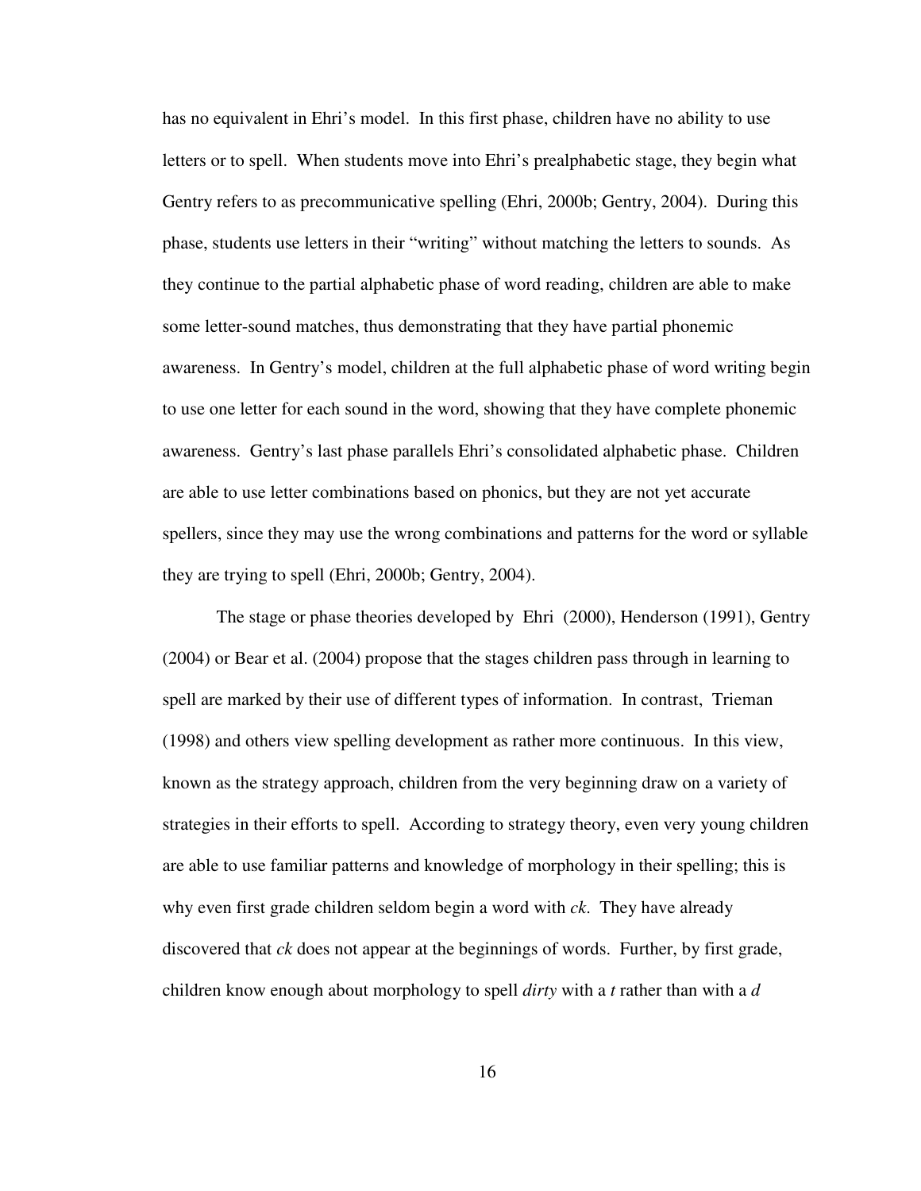has no equivalent in Ehri's model. In this first phase, children have no ability to use letters or to spell. When students move into Ehri's prealphabetic stage, they begin what Gentry refers to as precommunicative spelling (Ehri, 2000b; Gentry, 2004). During this phase, students use letters in their "writing" without matching the letters to sounds. As they continue to the partial alphabetic phase of word reading, children are able to make some letter-sound matches, thus demonstrating that they have partial phonemic awareness. In Gentry's model, children at the full alphabetic phase of word writing begin to use one letter for each sound in the word, showing that they have complete phonemic awareness. Gentry's last phase parallels Ehri's consolidated alphabetic phase. Children are able to use letter combinations based on phonics, but they are not yet accurate spellers, since they may use the wrong combinations and patterns for the word or syllable they are trying to spell (Ehri, 2000b; Gentry, 2004).

The stage or phase theories developed by Ehri (2000), Henderson (1991), Gentry (2004) or Bear et al. (2004) propose that the stages children pass through in learning to spell are marked by their use of different types of information. In contrast, Trieman (1998) and others view spelling development as rather more continuous. In this view, known as the strategy approach, children from the very beginning draw on a variety of strategies in their efforts to spell. According to strategy theory, even very young children are able to use familiar patterns and knowledge of morphology in their spelling; this is why even first grade children seldom begin a word with *ck*. They have already discovered that *ck* does not appear at the beginnings of words. Further, by first grade, children know enough about morphology to spell *dirty* with a *t* rather than with a *d*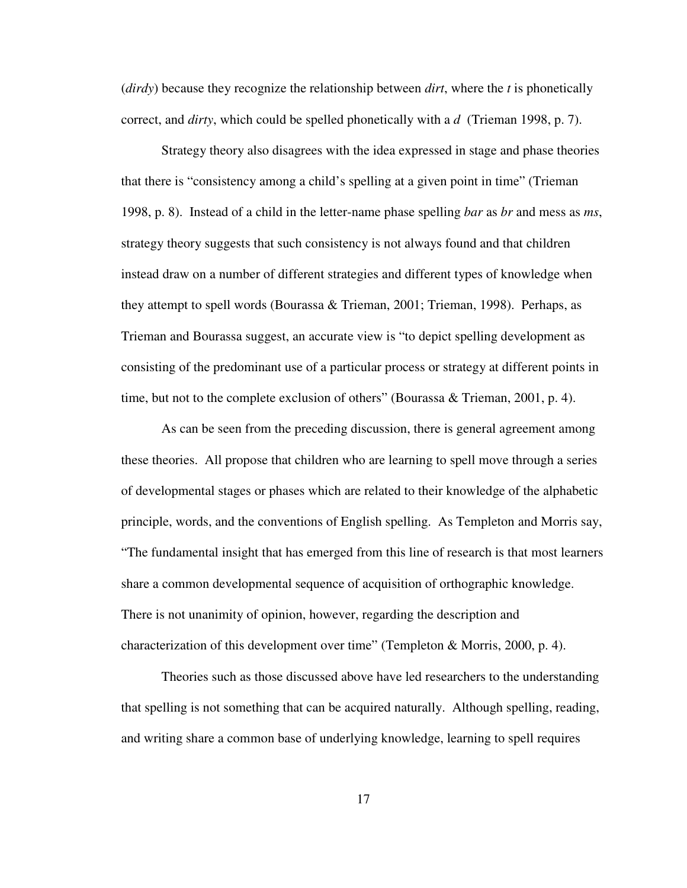(*dirdy*) because they recognize the relationship between *dirt*, where the *t* is phonetically correct, and *dirty*, which could be spelled phonetically with a *d* (Trieman 1998, p. 7).

Strategy theory also disagrees with the idea expressed in stage and phase theories that there is "consistency among a child's spelling at a given point in time" (Trieman 1998, p. 8). Instead of a child in the letter-name phase spelling *bar* as *br* and mess as *ms*, strategy theory suggests that such consistency is not always found and that children instead draw on a number of different strategies and different types of knowledge when they attempt to spell words (Bourassa & Trieman, 2001; Trieman, 1998). Perhaps, as Trieman and Bourassa suggest, an accurate view is "to depict spelling development as consisting of the predominant use of a particular process or strategy at different points in time, but not to the complete exclusion of others" (Bourassa & Trieman, 2001, p. 4).

As can be seen from the preceding discussion, there is general agreement among these theories. All propose that children who are learning to spell move through a series of developmental stages or phases which are related to their knowledge of the alphabetic principle, words, and the conventions of English spelling. As Templeton and Morris say, "The fundamental insight that has emerged from this line of research is that most learners share a common developmental sequence of acquisition of orthographic knowledge. There is not unanimity of opinion, however, regarding the description and characterization of this development over time" (Templeton & Morris, 2000, p. 4).

Theories such as those discussed above have led researchers to the understanding that spelling is not something that can be acquired naturally. Although spelling, reading, and writing share a common base of underlying knowledge, learning to spell requires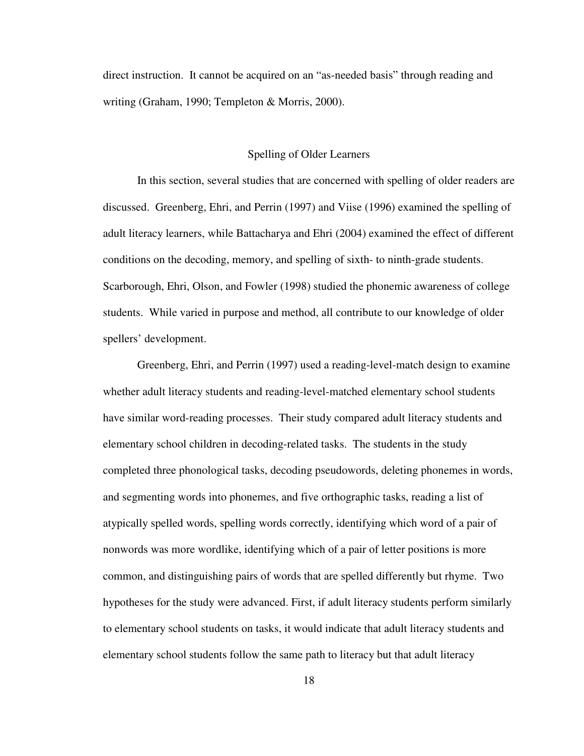direct instruction. It cannot be acquired on an "as-needed basis" through reading and writing (Graham, 1990; Templeton & Morris, 2000).

## Spelling of Older Learners

In this section, several studies that are concerned with spelling of older readers are discussed. Greenberg, Ehri, and Perrin (1997) and Viise (1996) examined the spelling of adult literacy learners, while Battacharya and Ehri (2004) examined the effect of different conditions on the decoding, memory, and spelling of sixth- to ninth-grade students. Scarborough, Ehri, Olson, and Fowler (1998) studied the phonemic awareness of college students. While varied in purpose and method, all contribute to our knowledge of older spellers' development.

Greenberg, Ehri, and Perrin (1997) used a reading-level-match design to examine whether adult literacy students and reading-level-matched elementary school students have similar word-reading processes. Their study compared adult literacy students and elementary school children in decoding-related tasks. The students in the study completed three phonological tasks, decoding pseudowords, deleting phonemes in words, and segmenting words into phonemes, and five orthographic tasks, reading a list of atypically spelled words, spelling words correctly, identifying which word of a pair of nonwords was more wordlike, identifying which of a pair of letter positions is more common, and distinguishing pairs of words that are spelled differently but rhyme. Two hypotheses for the study were advanced. First, if adult literacy students perform similarly to elementary school students on tasks, it would indicate that adult literacy students and elementary school students follow the same path to literacy but that adult literacy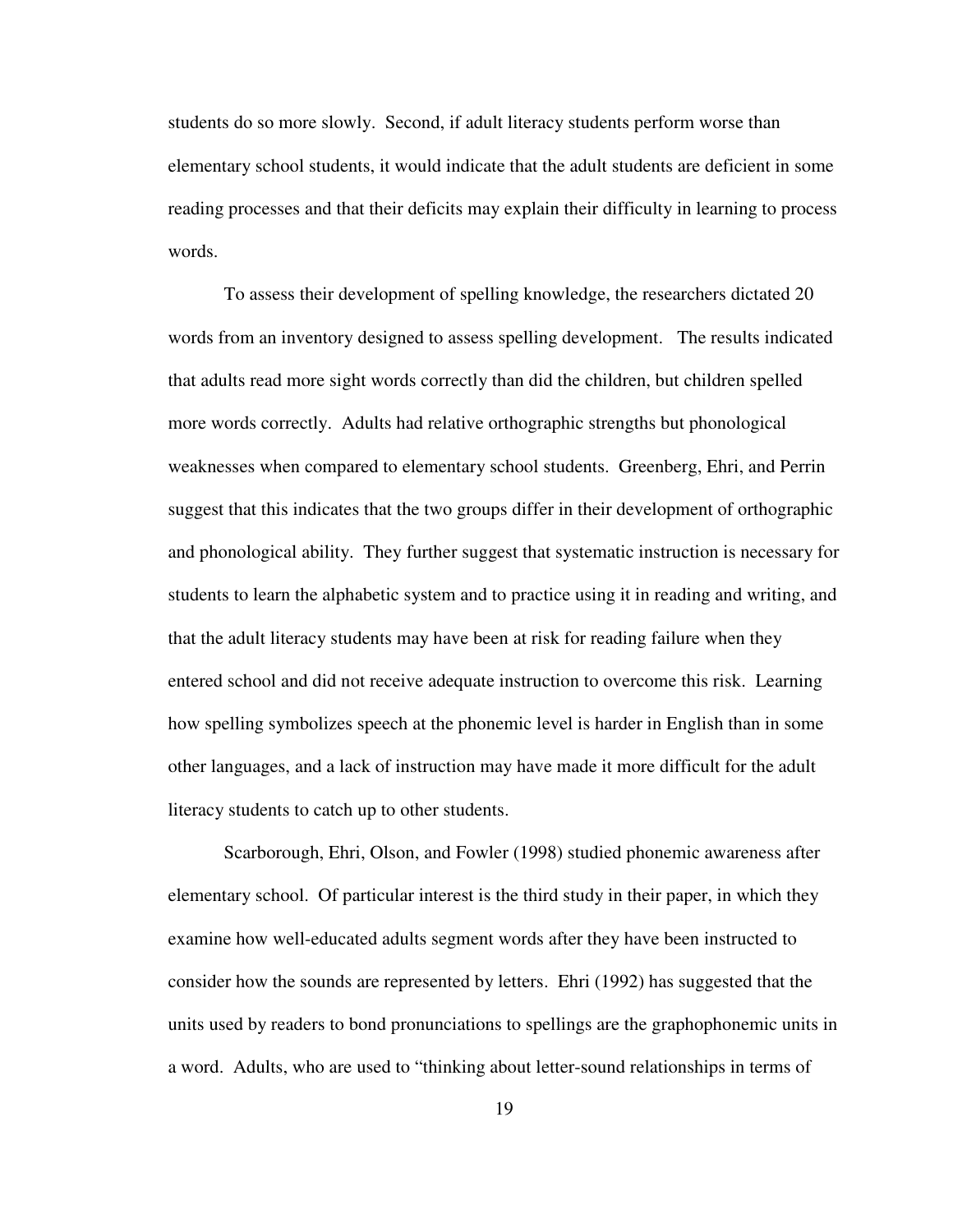students do so more slowly. Second, if adult literacy students perform worse than elementary school students, it would indicate that the adult students are deficient in some reading processes and that their deficits may explain their difficulty in learning to process words.

To assess their development of spelling knowledge, the researchers dictated 20 words from an inventory designed to assess spelling development. The results indicated that adults read more sight words correctly than did the children, but children spelled more words correctly. Adults had relative orthographic strengths but phonological weaknesses when compared to elementary school students. Greenberg, Ehri, and Perrin suggest that this indicates that the two groups differ in their development of orthographic and phonological ability. They further suggest that systematic instruction is necessary for students to learn the alphabetic system and to practice using it in reading and writing, and that the adult literacy students may have been at risk for reading failure when they entered school and did not receive adequate instruction to overcome this risk. Learning how spelling symbolizes speech at the phonemic level is harder in English than in some other languages, and a lack of instruction may have made it more difficult for the adult literacy students to catch up to other students.

Scarborough, Ehri, Olson, and Fowler (1998) studied phonemic awareness after elementary school. Of particular interest is the third study in their paper, in which they examine how well-educated adults segment words after they have been instructed to consider how the sounds are represented by letters. Ehri (1992) has suggested that the units used by readers to bond pronunciations to spellings are the graphophonemic units in a word. Adults, who are used to "thinking about letter-sound relationships in terms of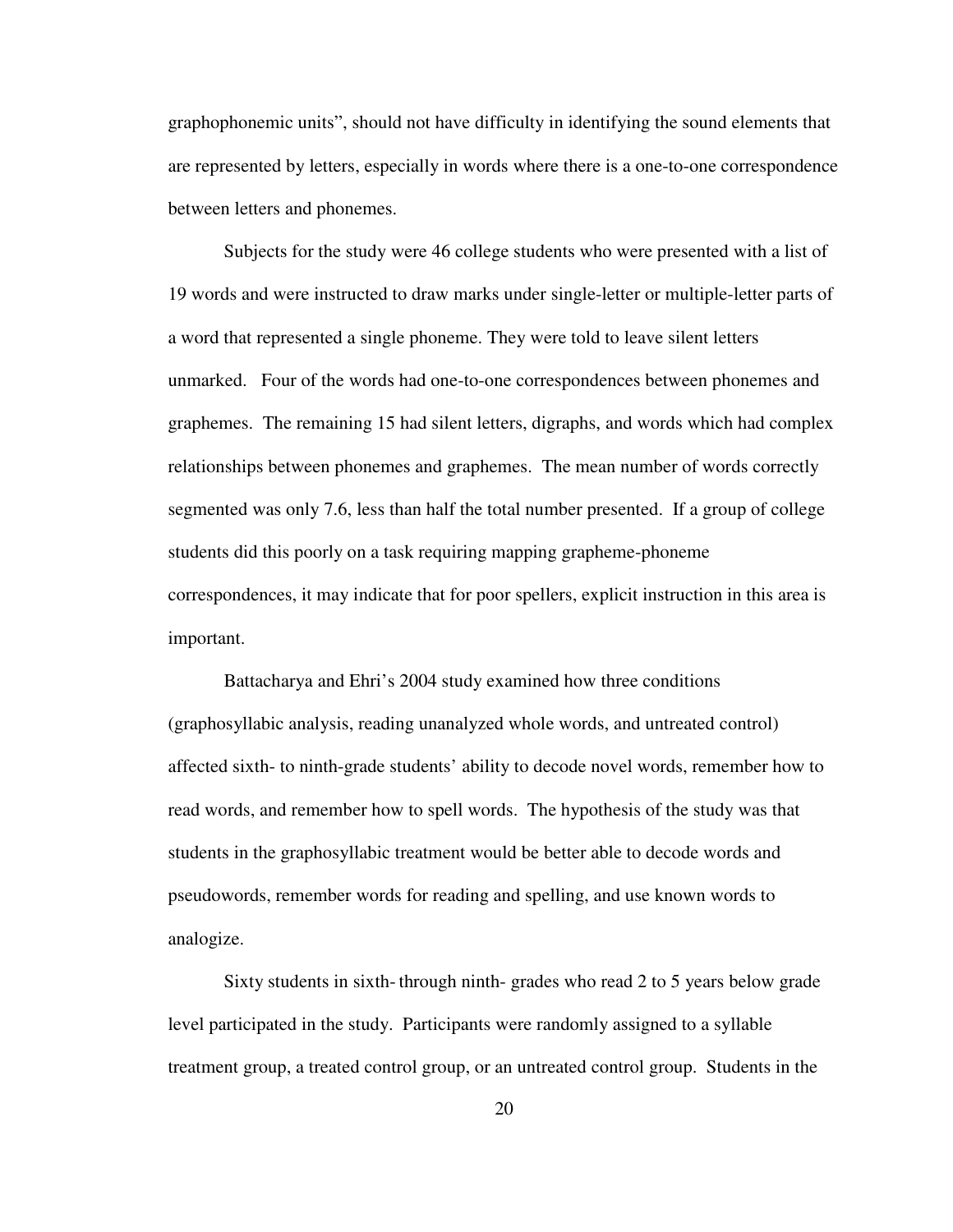graphophonemic units", should not have difficulty in identifying the sound elements that are represented by letters, especially in words where there is a one-to-one correspondence between letters and phonemes.

Subjects for the study were 46 college students who were presented with a list of 19 words and were instructed to draw marks under single-letter or multiple-letter parts of a word that represented a single phoneme. They were told to leave silent letters unmarked. Four of the words had one-to-one correspondences between phonemes and graphemes. The remaining 15 had silent letters, digraphs, and words which had complex relationships between phonemes and graphemes. The mean number of words correctly segmented was only 7.6, less than half the total number presented. If a group of college students did this poorly on a task requiring mapping grapheme-phoneme correspondences, it may indicate that for poor spellers, explicit instruction in this area is important.

Battacharya and Ehri's 2004 study examined how three conditions (graphosyllabic analysis, reading unanalyzed whole words, and untreated control) affected sixth- to ninth-grade students' ability to decode novel words, remember how to read words, and remember how to spell words. The hypothesis of the study was that students in the graphosyllabic treatment would be better able to decode words and pseudowords, remember words for reading and spelling, and use known words to analogize.

Sixty students in sixth- through ninth- grades who read 2 to 5 years below grade level participated in the study. Participants were randomly assigned to a syllable treatment group, a treated control group, or an untreated control group. Students in the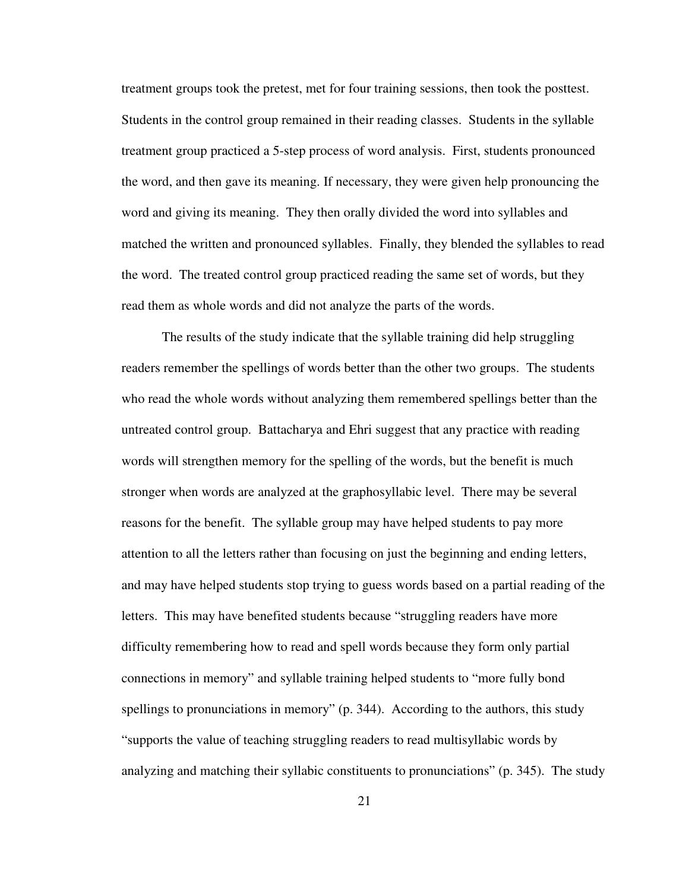treatment groups took the pretest, met for four training sessions, then took the posttest. Students in the control group remained in their reading classes. Students in the syllable treatment group practiced a 5-step process of word analysis. First, students pronounced the word, and then gave its meaning. If necessary, they were given help pronouncing the word and giving its meaning. They then orally divided the word into syllables and matched the written and pronounced syllables. Finally, they blended the syllables to read the word. The treated control group practiced reading the same set of words, but they read them as whole words and did not analyze the parts of the words.

The results of the study indicate that the syllable training did help struggling readers remember the spellings of words better than the other two groups. The students who read the whole words without analyzing them remembered spellings better than the untreated control group. Battacharya and Ehri suggest that any practice with reading words will strengthen memory for the spelling of the words, but the benefit is much stronger when words are analyzed at the graphosyllabic level. There may be several reasons for the benefit. The syllable group may have helped students to pay more attention to all the letters rather than focusing on just the beginning and ending letters, and may have helped students stop trying to guess words based on a partial reading of the letters. This may have benefited students because "struggling readers have more difficulty remembering how to read and spell words because they form only partial connections in memory" and syllable training helped students to "more fully bond spellings to pronunciations in memory" (p. 344). According to the authors, this study "supports the value of teaching struggling readers to read multisyllabic words by analyzing and matching their syllabic constituents to pronunciations" (p. 345). The study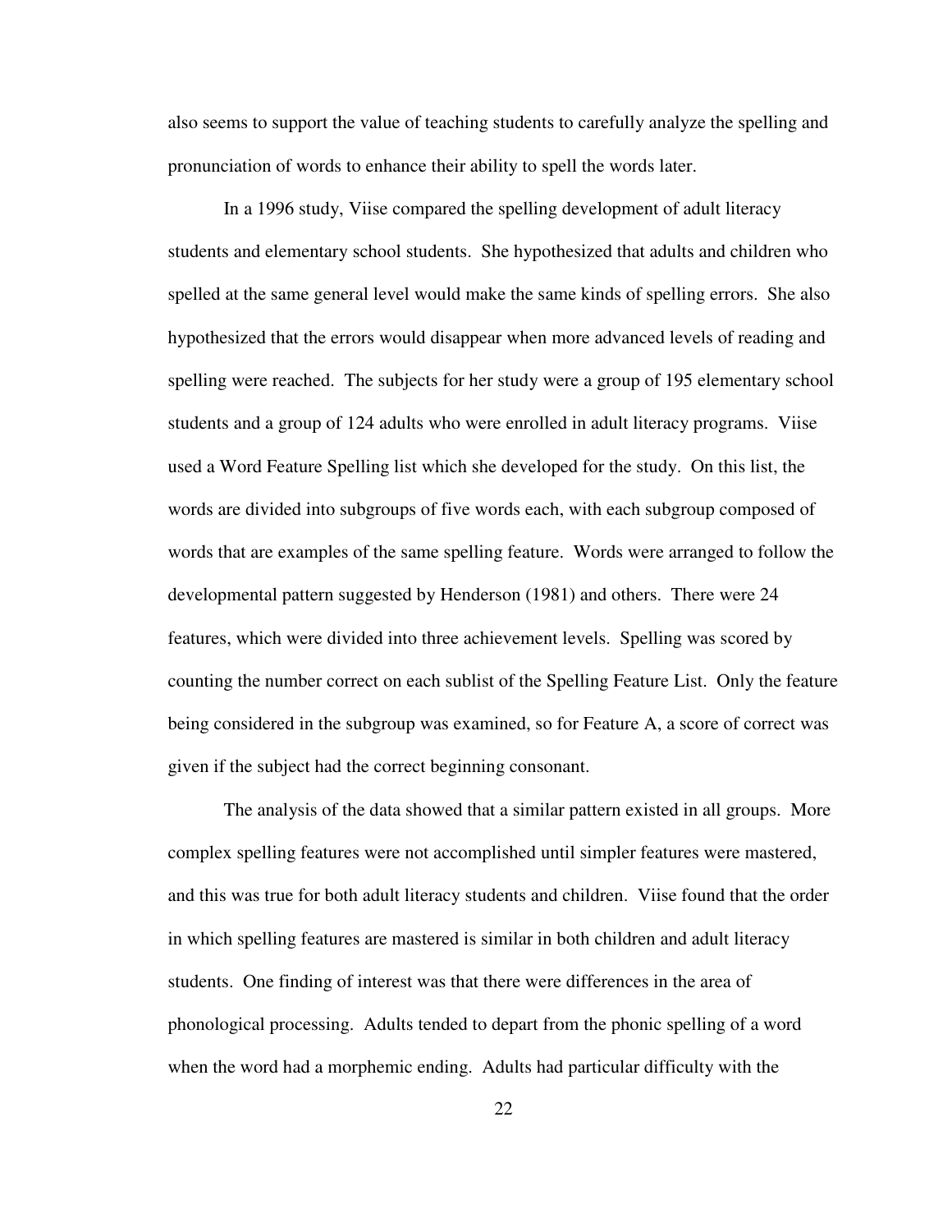also seems to support the value of teaching students to carefully analyze the spelling and pronunciation of words to enhance their ability to spell the words later.

In a 1996 study, Viise compared the spelling development of adult literacy students and elementary school students. She hypothesized that adults and children who spelled at the same general level would make the same kinds of spelling errors. She also hypothesized that the errors would disappear when more advanced levels of reading and spelling were reached. The subjects for her study were a group of 195 elementary school students and a group of 124 adults who were enrolled in adult literacy programs. Viise used a Word Feature Spelling list which she developed for the study. On this list, the words are divided into subgroups of five words each, with each subgroup composed of words that are examples of the same spelling feature. Words were arranged to follow the developmental pattern suggested by Henderson (1981) and others. There were 24 features, which were divided into three achievement levels. Spelling was scored by counting the number correct on each sublist of the Spelling Feature List. Only the feature being considered in the subgroup was examined, so for Feature A, a score of correct was given if the subject had the correct beginning consonant.

The analysis of the data showed that a similar pattern existed in all groups. More complex spelling features were not accomplished until simpler features were mastered, and this was true for both adult literacy students and children. Viise found that the order in which spelling features are mastered is similar in both children and adult literacy students. One finding of interest was that there were differences in the area of phonological processing. Adults tended to depart from the phonic spelling of a word when the word had a morphemic ending. Adults had particular difficulty with the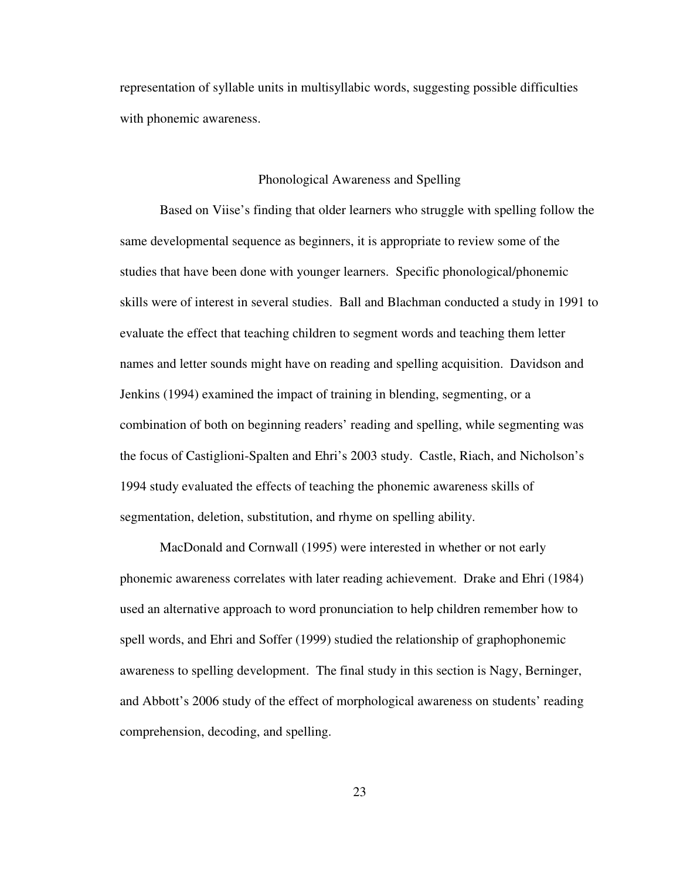representation of syllable units in multisyllabic words, suggesting possible difficulties with phonemic awareness.

## Phonological Awareness and Spelling

Based on Viise's finding that older learners who struggle with spelling follow the same developmental sequence as beginners, it is appropriate to review some of the studies that have been done with younger learners. Specific phonological/phonemic skills were of interest in several studies. Ball and Blachman conducted a study in 1991 to evaluate the effect that teaching children to segment words and teaching them letter names and letter sounds might have on reading and spelling acquisition. Davidson and Jenkins (1994) examined the impact of training in blending, segmenting, or a combination of both on beginning readers' reading and spelling, while segmenting was the focus of Castiglioni-Spalten and Ehri's 2003 study. Castle, Riach, and Nicholson's 1994 study evaluated the effects of teaching the phonemic awareness skills of segmentation, deletion, substitution, and rhyme on spelling ability.

MacDonald and Cornwall (1995) were interested in whether or not early phonemic awareness correlates with later reading achievement. Drake and Ehri (1984) used an alternative approach to word pronunciation to help children remember how to spell words, and Ehri and Soffer (1999) studied the relationship of graphophonemic awareness to spelling development. The final study in this section is Nagy, Berninger, and Abbott's 2006 study of the effect of morphological awareness on students' reading comprehension, decoding, and spelling.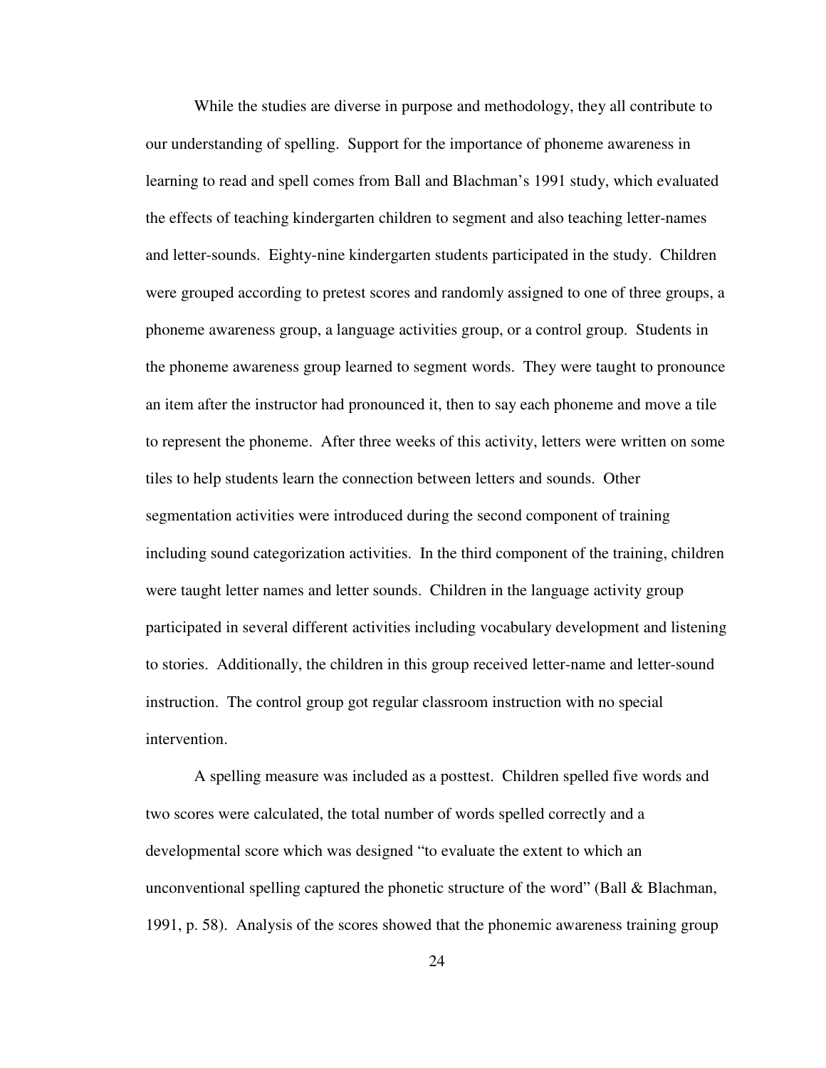While the studies are diverse in purpose and methodology, they all contribute to our understanding of spelling. Support for the importance of phoneme awareness in learning to read and spell comes from Ball and Blachman's 1991 study, which evaluated the effects of teaching kindergarten children to segment and also teaching letter-names and letter-sounds. Eighty-nine kindergarten students participated in the study. Children were grouped according to pretest scores and randomly assigned to one of three groups, a phoneme awareness group, a language activities group, or a control group. Students in the phoneme awareness group learned to segment words. They were taught to pronounce an item after the instructor had pronounced it, then to say each phoneme and move a tile to represent the phoneme. After three weeks of this activity, letters were written on some tiles to help students learn the connection between letters and sounds. Other segmentation activities were introduced during the second component of training including sound categorization activities. In the third component of the training, children were taught letter names and letter sounds. Children in the language activity group participated in several different activities including vocabulary development and listening to stories. Additionally, the children in this group received letter-name and letter-sound instruction. The control group got regular classroom instruction with no special intervention.

A spelling measure was included as a posttest. Children spelled five words and two scores were calculated, the total number of words spelled correctly and a developmental score which was designed "to evaluate the extent to which an unconventional spelling captured the phonetic structure of the word" (Ball & Blachman, 1991, p. 58). Analysis of the scores showed that the phonemic awareness training group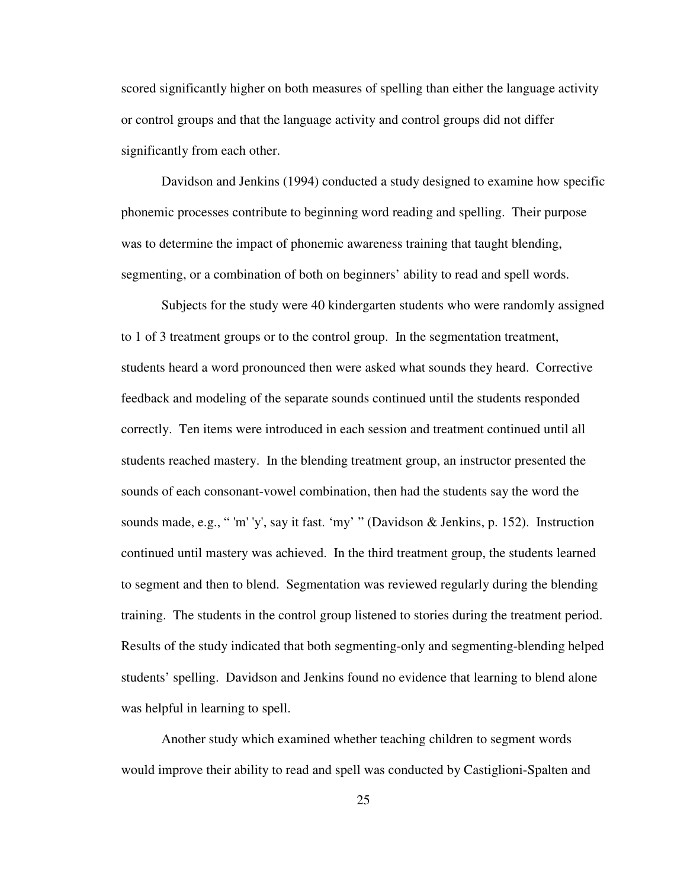scored significantly higher on both measures of spelling than either the language activity or control groups and that the language activity and control groups did not differ significantly from each other.

Davidson and Jenkins (1994) conducted a study designed to examine how specific phonemic processes contribute to beginning word reading and spelling. Their purpose was to determine the impact of phonemic awareness training that taught blending, segmenting, or a combination of both on beginners' ability to read and spell words.

Subjects for the study were 40 kindergarten students who were randomly assigned to 1 of 3 treatment groups or to the control group. In the segmentation treatment, students heard a word pronounced then were asked what sounds they heard. Corrective feedback and modeling of the separate sounds continued until the students responded correctly. Ten items were introduced in each session and treatment continued until all students reached mastery. In the blending treatment group, an instructor presented the sounds of each consonant-vowel combination, then had the students say the word the sounds made, e.g., " 'm' 'y', say it fast. 'my' " (Davidson & Jenkins, p. 152). Instruction continued until mastery was achieved. In the third treatment group, the students learned to segment and then to blend. Segmentation was reviewed regularly during the blending training. The students in the control group listened to stories during the treatment period. Results of the study indicated that both segmenting-only and segmenting-blending helped students' spelling. Davidson and Jenkins found no evidence that learning to blend alone was helpful in learning to spell.

Another study which examined whether teaching children to segment words would improve their ability to read and spell was conducted by Castiglioni-Spalten and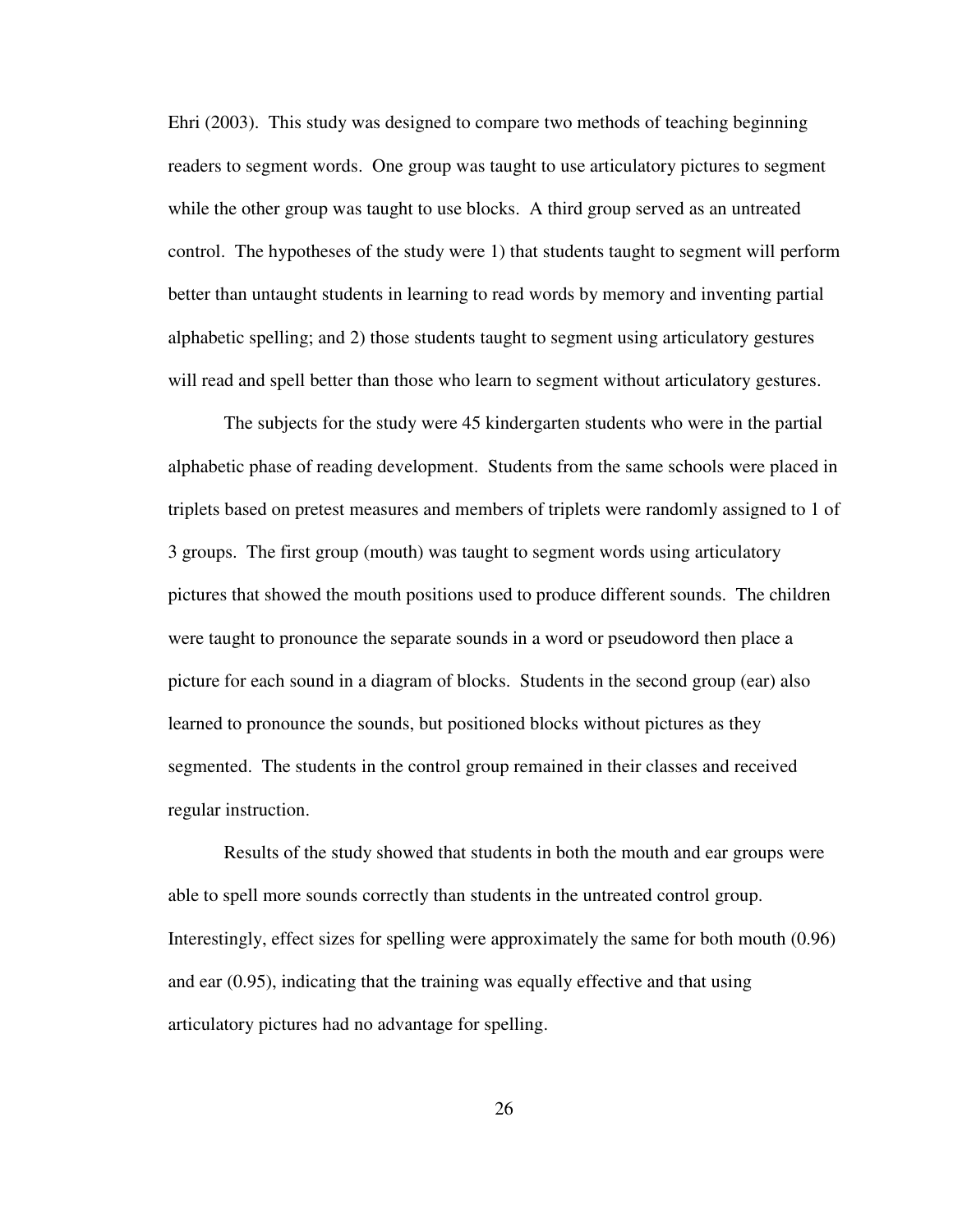Ehri (2003). This study was designed to compare two methods of teaching beginning readers to segment words. One group was taught to use articulatory pictures to segment while the other group was taught to use blocks. A third group served as an untreated control. The hypotheses of the study were 1) that students taught to segment will perform better than untaught students in learning to read words by memory and inventing partial alphabetic spelling; and 2) those students taught to segment using articulatory gestures will read and spell better than those who learn to segment without articulatory gestures.

The subjects for the study were 45 kindergarten students who were in the partial alphabetic phase of reading development. Students from the same schools were placed in triplets based on pretest measures and members of triplets were randomly assigned to 1 of 3 groups. The first group (mouth) was taught to segment words using articulatory pictures that showed the mouth positions used to produce different sounds. The children were taught to pronounce the separate sounds in a word or pseudoword then place a picture for each sound in a diagram of blocks. Students in the second group (ear) also learned to pronounce the sounds, but positioned blocks without pictures as they segmented. The students in the control group remained in their classes and received regular instruction.

Results of the study showed that students in both the mouth and ear groups were able to spell more sounds correctly than students in the untreated control group. Interestingly, effect sizes for spelling were approximately the same for both mouth (0.96) and ear (0.95), indicating that the training was equally effective and that using articulatory pictures had no advantage for spelling.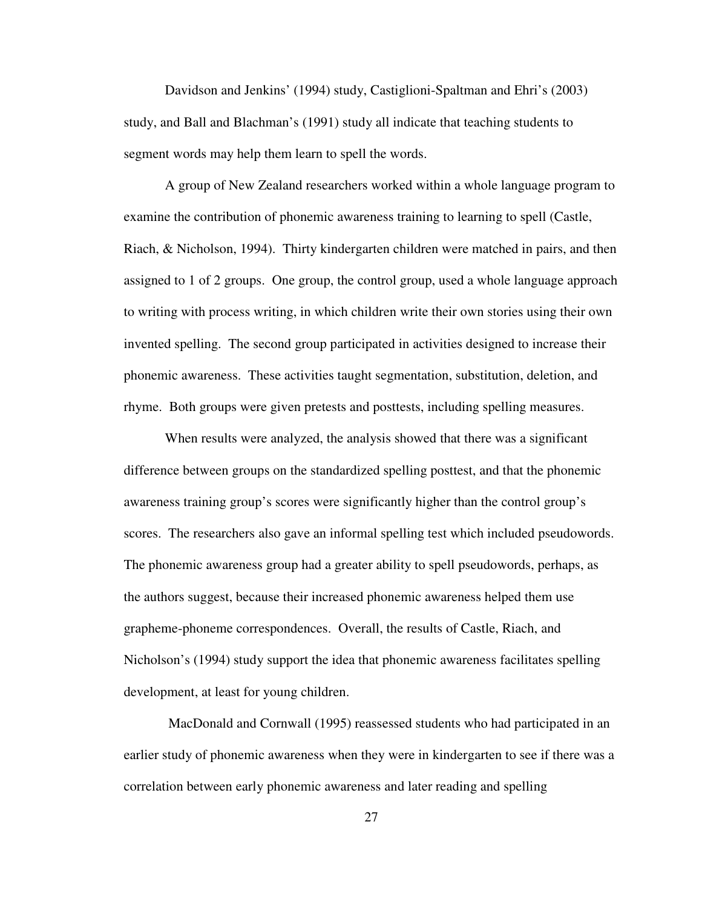Davidson and Jenkins' (1994) study, Castiglioni-Spaltman and Ehri's (2003) study, and Ball and Blachman's (1991) study all indicate that teaching students to segment words may help them learn to spell the words.

A group of New Zealand researchers worked within a whole language program to examine the contribution of phonemic awareness training to learning to spell (Castle, Riach, & Nicholson, 1994). Thirty kindergarten children were matched in pairs, and then assigned to 1 of 2 groups. One group, the control group, used a whole language approach to writing with process writing, in which children write their own stories using their own invented spelling. The second group participated in activities designed to increase their phonemic awareness. These activities taught segmentation, substitution, deletion, and rhyme. Both groups were given pretests and posttests, including spelling measures.

When results were analyzed, the analysis showed that there was a significant difference between groups on the standardized spelling posttest, and that the phonemic awareness training group's scores were significantly higher than the control group's scores. The researchers also gave an informal spelling test which included pseudowords. The phonemic awareness group had a greater ability to spell pseudowords, perhaps, as the authors suggest, because their increased phonemic awareness helped them use grapheme-phoneme correspondences. Overall, the results of Castle, Riach, and Nicholson's (1994) study support the idea that phonemic awareness facilitates spelling development, at least for young children.

MacDonald and Cornwall (1995) reassessed students who had participated in an earlier study of phonemic awareness when they were in kindergarten to see if there was a correlation between early phonemic awareness and later reading and spelling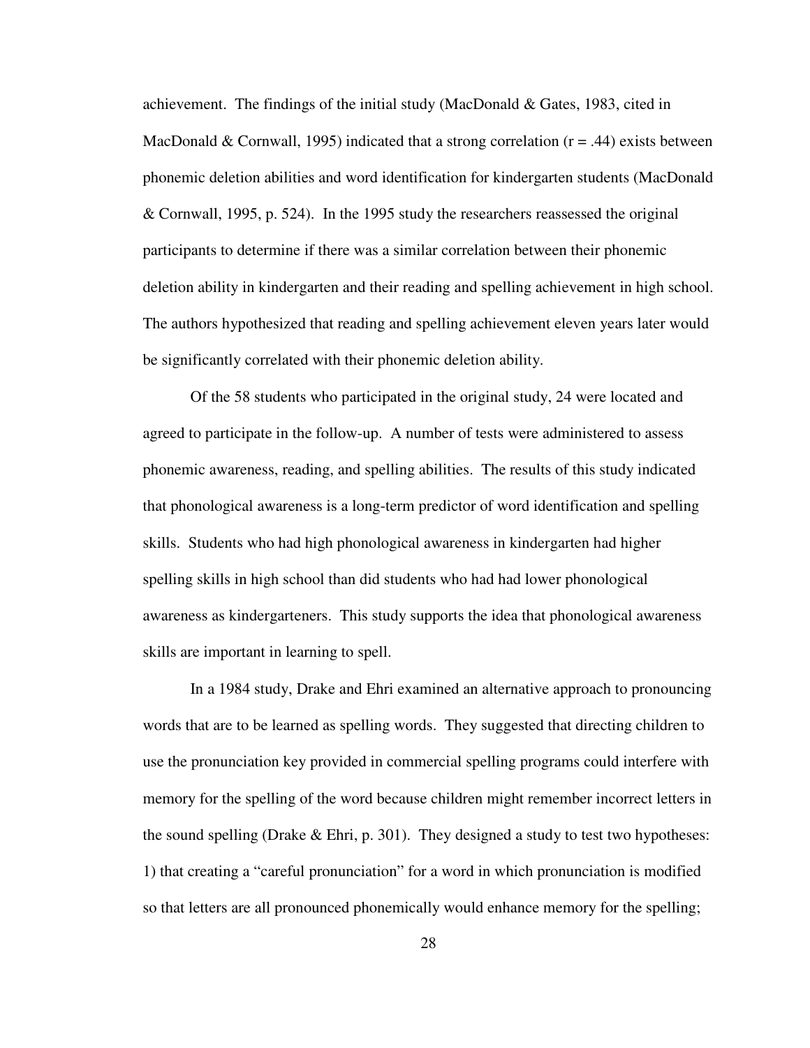achievement. The findings of the initial study (MacDonald & Gates, 1983, cited in MacDonald & Cornwall, 1995) indicated that a strong correlation ($r = .44$) exists between phonemic deletion abilities and word identification for kindergarten students (MacDonald & Cornwall, 1995, p. 524). In the 1995 study the researchers reassessed the original participants to determine if there was a similar correlation between their phonemic deletion ability in kindergarten and their reading and spelling achievement in high school. The authors hypothesized that reading and spelling achievement eleven years later would be significantly correlated with their phonemic deletion ability.

Of the 58 students who participated in the original study, 24 were located and agreed to participate in the follow-up. A number of tests were administered to assess phonemic awareness, reading, and spelling abilities. The results of this study indicated that phonological awareness is a long-term predictor of word identification and spelling skills. Students who had high phonological awareness in kindergarten had higher spelling skills in high school than did students who had had lower phonological awareness as kindergarteners. This study supports the idea that phonological awareness skills are important in learning to spell.

In a 1984 study, Drake and Ehri examined an alternative approach to pronouncing words that are to be learned as spelling words. They suggested that directing children to use the pronunciation key provided in commercial spelling programs could interfere with memory for the spelling of the word because children might remember incorrect letters in the sound spelling (Drake & Ehri, p. 301). They designed a study to test two hypotheses: 1) that creating a "careful pronunciation" for a word in which pronunciation is modified so that letters are all pronounced phonemically would enhance memory for the spelling;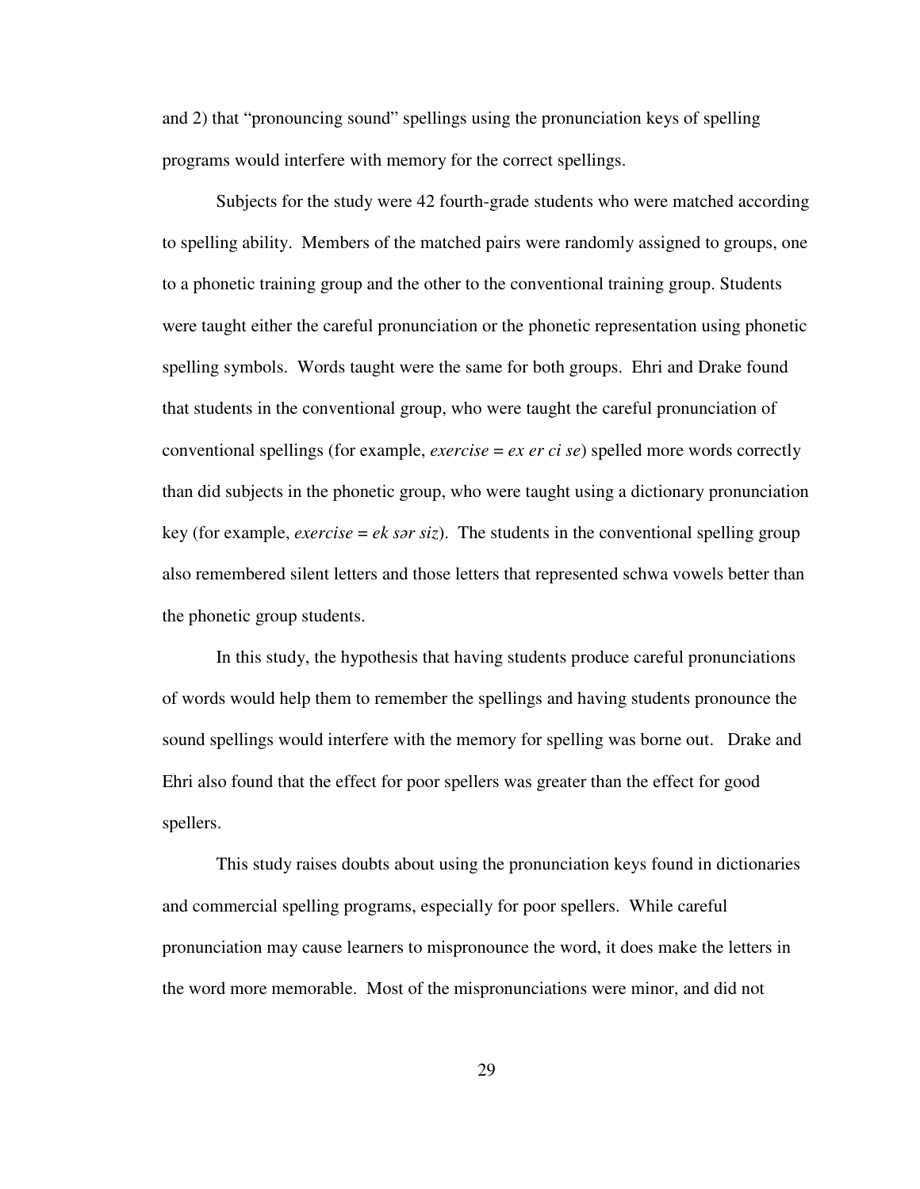and 2) that "pronouncing sound" spellings using the pronunciation keys of spelling programs would interfere with memory for the correct spellings.

Subjects for the study were 42 fourth-grade students who were matched according to spelling ability. Members of the matched pairs were randomly assigned to groups, one to a phonetic training group and the other to the conventional training group. Students were taught either the careful pronunciation or the phonetic representation using phonetic spelling symbols. Words taught were the same for both groups. Ehri and Drake found that students in the conventional group, who were taught the careful pronunciation of conventional spellings (for example, *exercise = ex er ci se*) spelled more words correctly than did subjects in the phonetic group, who were taught using a dictionary pronunciation key (for example, *exercise = ek sər siz*). The students in the conventional spelling group also remembered silent letters and those letters that represented schwa vowels better than the phonetic group students.

In this study, the hypothesis that having students produce careful pronunciations of words would help them to remember the spellings and having students pronounce the sound spellings would interfere with the memory for spelling was borne out. Drake and Ehri also found that the effect for poor spellers was greater than the effect for good spellers.

This study raises doubts about using the pronunciation keys found in dictionaries and commercial spelling programs, especially for poor spellers. While careful pronunciation may cause learners to mispronounce the word, it does make the letters in the word more memorable. Most of the mispronunciations were minor, and did not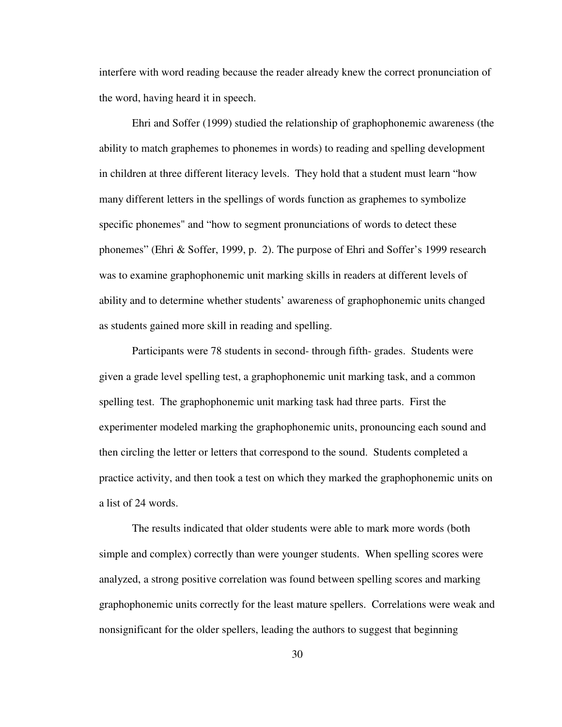interfere with word reading because the reader already knew the correct pronunciation of the word, having heard it in speech.

Ehri and Soffer (1999) studied the relationship of graphophonemic awareness (the ability to match graphemes to phonemes in words) to reading and spelling development in children at three different literacy levels. They hold that a student must learn "how many different letters in the spellings of words function as graphemes to symbolize specific phonemes" and "how to segment pronunciations of words to detect these phonemes" (Ehri & Soffer, 1999, p. 2). The purpose of Ehri and Soffer's 1999 research was to examine graphophonemic unit marking skills in readers at different levels of ability and to determine whether students' awareness of graphophonemic units changed as students gained more skill in reading and spelling.

Participants were 78 students in second- through fifth- grades. Students were given a grade level spelling test, a graphophonemic unit marking task, and a common spelling test. The graphophonemic unit marking task had three parts. First the experimenter modeled marking the graphophonemic units, pronouncing each sound and then circling the letter or letters that correspond to the sound. Students completed a practice activity, and then took a test on which they marked the graphophonemic units on a list of 24 words.

The results indicated that older students were able to mark more words (both simple and complex) correctly than were younger students. When spelling scores were analyzed, a strong positive correlation was found between spelling scores and marking graphophonemic units correctly for the least mature spellers. Correlations were weak and nonsignificant for the older spellers, leading the authors to suggest that beginning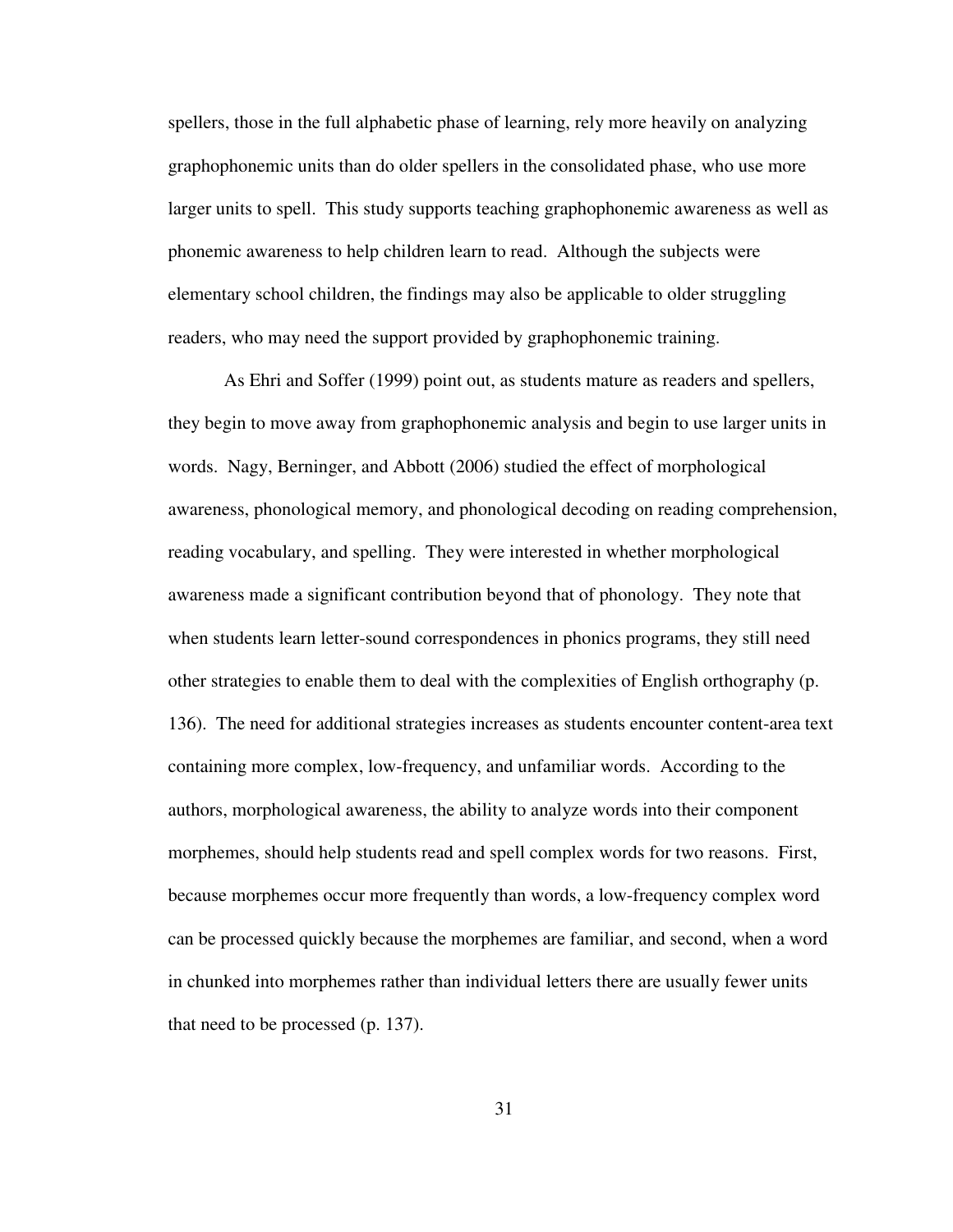spellers, those in the full alphabetic phase of learning, rely more heavily on analyzing graphophonemic units than do older spellers in the consolidated phase, who use more larger units to spell. This study supports teaching graphophonemic awareness as well as phonemic awareness to help children learn to read. Although the subjects were elementary school children, the findings may also be applicable to older struggling readers, who may need the support provided by graphophonemic training.

As Ehri and Soffer (1999) point out, as students mature as readers and spellers, they begin to move away from graphophonemic analysis and begin to use larger units in words. Nagy, Berninger, and Abbott (2006) studied the effect of morphological awareness, phonological memory, and phonological decoding on reading comprehension, reading vocabulary, and spelling. They were interested in whether morphological awareness made a significant contribution beyond that of phonology. They note that when students learn letter-sound correspondences in phonics programs, they still need other strategies to enable them to deal with the complexities of English orthography (p. 136). The need for additional strategies increases as students encounter content-area text containing more complex, low-frequency, and unfamiliar words. According to the authors, morphological awareness, the ability to analyze words into their component morphemes, should help students read and spell complex words for two reasons. First, because morphemes occur more frequently than words, a low-frequency complex word can be processed quickly because the morphemes are familiar, and second, when a word in chunked into morphemes rather than individual letters there are usually fewer units that need to be processed (p. 137).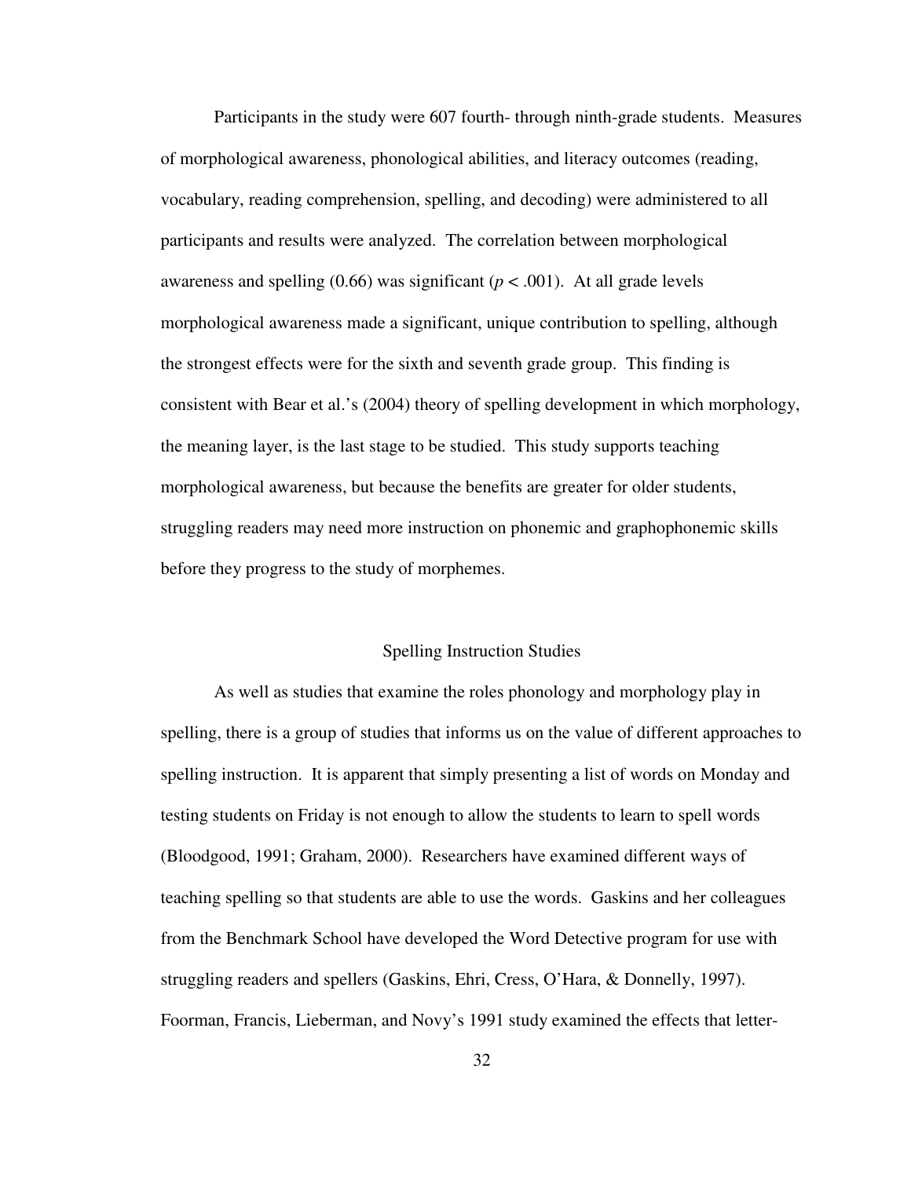Participants in the study were 607 fourth- through ninth-grade students. Measures of morphological awareness, phonological abilities, and literacy outcomes (reading, vocabulary, reading comprehension, spelling, and decoding) were administered to all participants and results were analyzed. The correlation between morphological awareness and spelling (0.66) was significant ($p < .001$). At all grade levels morphological awareness made a significant, unique contribution to spelling, although the strongest effects were for the sixth and seventh grade group. This finding is consistent with Bear et al.'s (2004) theory of spelling development in which morphology, the meaning layer, is the last stage to be studied. This study supports teaching morphological awareness, but because the benefits are greater for older students, struggling readers may need more instruction on phonemic and graphophonemic skills before they progress to the study of morphemes.

## Spelling Instruction Studies

As well as studies that examine the roles phonology and morphology play in spelling, there is a group of studies that informs us on the value of different approaches to spelling instruction. It is apparent that simply presenting a list of words on Monday and testing students on Friday is not enough to allow the students to learn to spell words (Bloodgood, 1991; Graham, 2000). Researchers have examined different ways of teaching spelling so that students are able to use the words. Gaskins and her colleagues from the Benchmark School have developed the Word Detective program for use with struggling readers and spellers (Gaskins, Ehri, Cress, O'Hara, & Donnelly, 1997). Foorman, Francis, Lieberman, and Novy's 1991 study examined the effects that letter-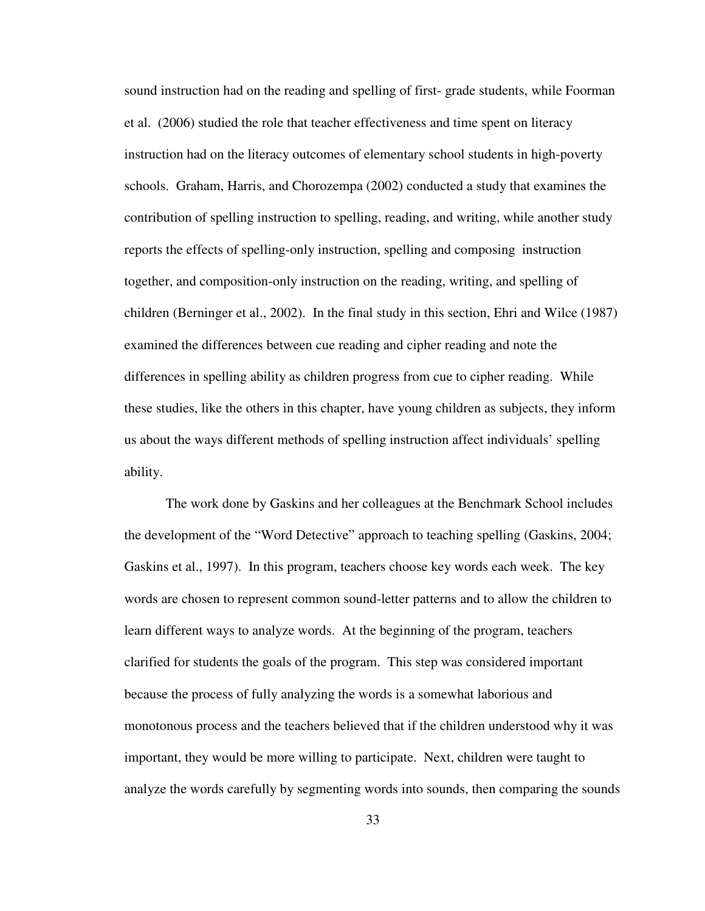sound instruction had on the reading and spelling of first- grade students, while Foorman et al. (2006) studied the role that teacher effectiveness and time spent on literacy instruction had on the literacy outcomes of elementary school students in high-poverty schools. Graham, Harris, and Chorozempa (2002) conducted a study that examines the contribution of spelling instruction to spelling, reading, and writing, while another study reports the effects of spelling-only instruction, spelling and composing instruction together, and composition-only instruction on the reading, writing, and spelling of children (Berninger et al., 2002). In the final study in this section, Ehri and Wilce (1987) examined the differences between cue reading and cipher reading and note the differences in spelling ability as children progress from cue to cipher reading. While these studies, like the others in this chapter, have young children as subjects, they inform us about the ways different methods of spelling instruction affect individuals' spelling ability.

The work done by Gaskins and her colleagues at the Benchmark School includes the development of the "Word Detective" approach to teaching spelling (Gaskins, 2004; Gaskins et al., 1997). In this program, teachers choose key words each week. The key words are chosen to represent common sound-letter patterns and to allow the children to learn different ways to analyze words. At the beginning of the program, teachers clarified for students the goals of the program. This step was considered important because the process of fully analyzing the words is a somewhat laborious and monotonous process and the teachers believed that if the children understood why it was important, they would be more willing to participate. Next, children were taught to analyze the words carefully by segmenting words into sounds, then comparing the sounds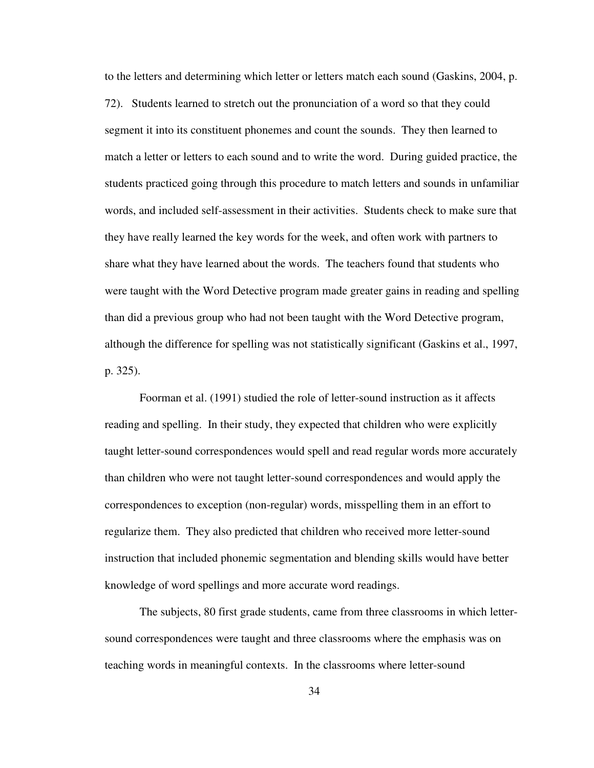to the letters and determining which letter or letters match each sound (Gaskins, 2004, p. 72). Students learned to stretch out the pronunciation of a word so that they could segment it into its constituent phonemes and count the sounds. They then learned to match a letter or letters to each sound and to write the word. During guided practice, the students practiced going through this procedure to match letters and sounds in unfamiliar words, and included self-assessment in their activities. Students check to make sure that they have really learned the key words for the week, and often work with partners to share what they have learned about the words. The teachers found that students who were taught with the Word Detective program made greater gains in reading and spelling than did a previous group who had not been taught with the Word Detective program, although the difference for spelling was not statistically significant (Gaskins et al., 1997, p. 325).

Foorman et al. (1991) studied the role of letter-sound instruction as it affects reading and spelling. In their study, they expected that children who were explicitly taught letter-sound correspondences would spell and read regular words more accurately than children who were not taught letter-sound correspondences and would apply the correspondences to exception (non-regular) words, misspelling them in an effort to regularize them. They also predicted that children who received more letter-sound instruction that included phonemic segmentation and blending skills would have better knowledge of word spellings and more accurate word readings.

The subjects, 80 first grade students, came from three classrooms in which letter-sound correspondences were taught and three classrooms where the emphasis was on teaching words in meaningful contexts. In the classrooms where letter-sound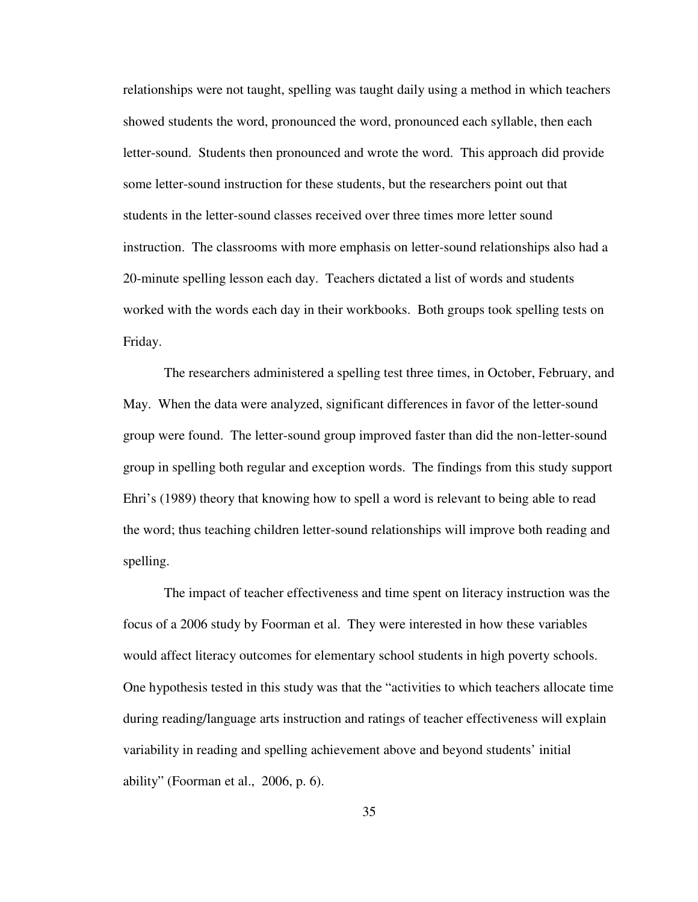relationships were not taught, spelling was taught daily using a method in which teachers showed students the word, pronounced the word, pronounced each syllable, then each letter-sound. Students then pronounced and wrote the word. This approach did provide some letter-sound instruction for these students, but the researchers point out that students in the letter-sound classes received over three times more letter sound instruction. The classrooms with more emphasis on letter-sound relationships also had a 20-minute spelling lesson each day. Teachers dictated a list of words and students worked with the words each day in their workbooks. Both groups took spelling tests on Friday.

The researchers administered a spelling test three times, in October, February, and May. When the data were analyzed, significant differences in favor of the letter-sound group were found. The letter-sound group improved faster than did the non-letter-sound group in spelling both regular and exception words. The findings from this study support Ehri's (1989) theory that knowing how to spell a word is relevant to being able to read the word; thus teaching children letter-sound relationships will improve both reading and spelling.

The impact of teacher effectiveness and time spent on literacy instruction was the focus of a 2006 study by Foorman et al. They were interested in how these variables would affect literacy outcomes for elementary school students in high poverty schools. One hypothesis tested in this study was that the "activities to which teachers allocate time during reading/language arts instruction and ratings of teacher effectiveness will explain variability in reading and spelling achievement above and beyond students' initial ability" (Foorman et al., 2006, p. 6).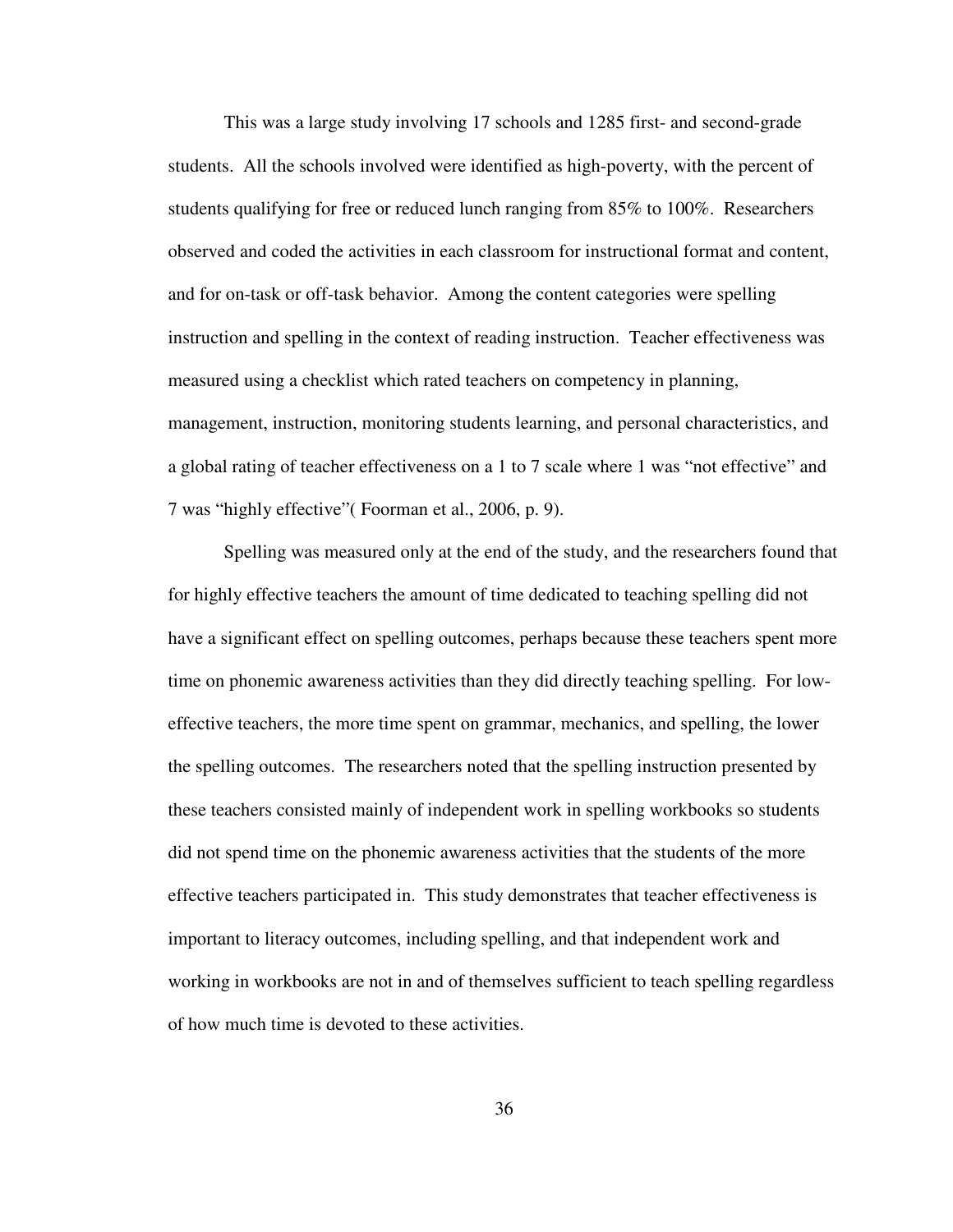This was a large study involving 17 schools and 1285 first- and second-grade students. All the schools involved were identified as high-poverty, with the percent of students qualifying for free or reduced lunch ranging from 85% to 100%. Researchers observed and coded the activities in each classroom for instructional format and content, and for on-task or off-task behavior. Among the content categories were spelling instruction and spelling in the context of reading instruction. Teacher effectiveness was measured using a checklist which rated teachers on competency in planning, management, instruction, monitoring students learning, and personal characteristics, and a global rating of teacher effectiveness on a 1 to 7 scale where 1 was "not effective" and 7 was "highly effective"( Foorman et al., 2006, p. 9).

Spelling was measured only at the end of the study, and the researchers found that for highly effective teachers the amount of time dedicated to teaching spelling did not have a significant effect on spelling outcomes, perhaps because these teachers spent more time on phonemic awareness activities than they did directly teaching spelling. For low-effective teachers, the more time spent on grammar, mechanics, and spelling, the lower the spelling outcomes. The researchers noted that the spelling instruction presented by these teachers consisted mainly of independent work in spelling workbooks so students did not spend time on the phonemic awareness activities that the students of the more effective teachers participated in. This study demonstrates that teacher effectiveness is important to literacy outcomes, including spelling, and that independent work and working in workbooks are not in and of themselves sufficient to teach spelling regardless of how much time is devoted to these activities.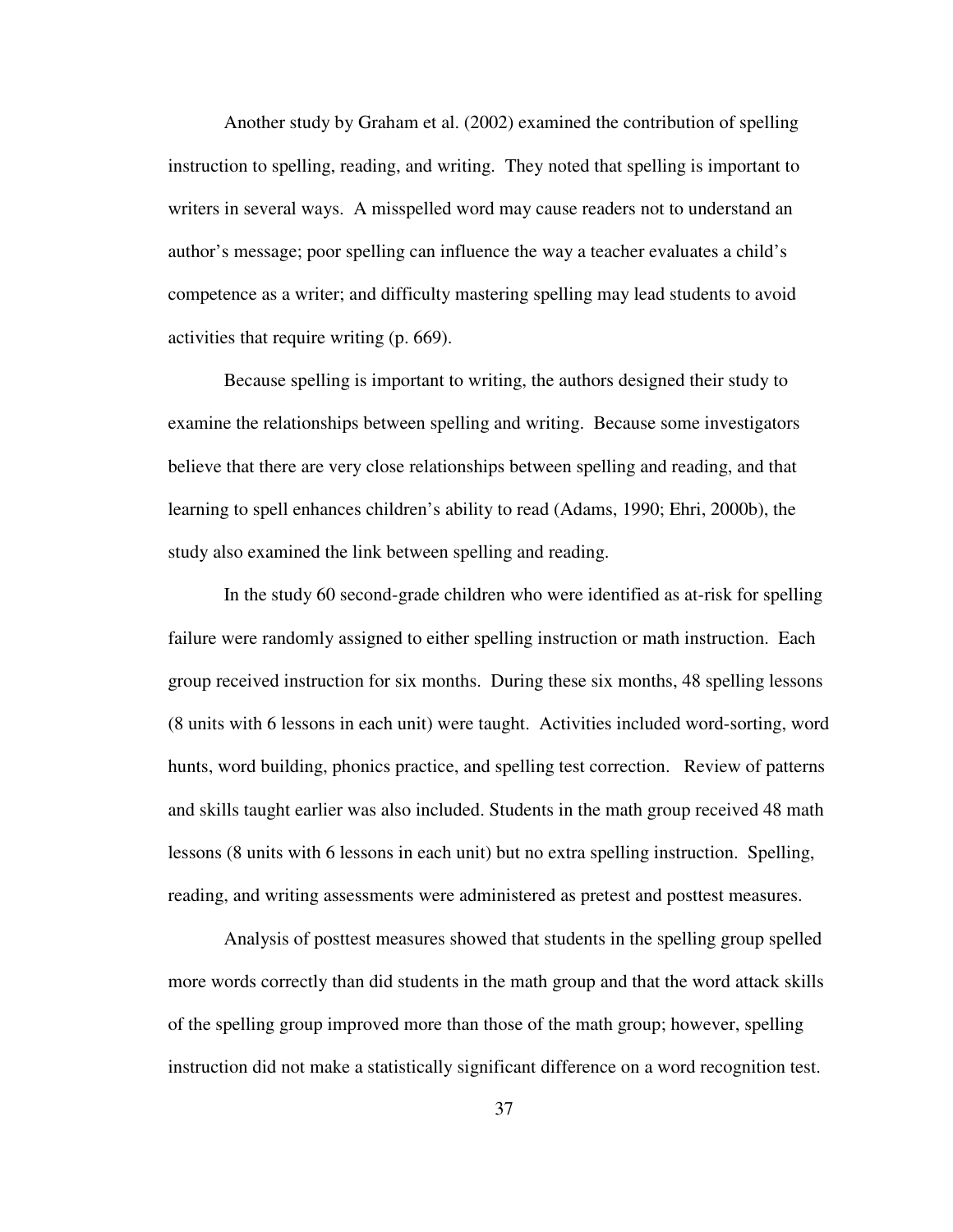Another study by Graham et al. (2002) examined the contribution of spelling instruction to spelling, reading, and writing. They noted that spelling is important to writers in several ways. A misspelled word may cause readers not to understand an author's message; poor spelling can influence the way a teacher evaluates a child's competence as a writer; and difficulty mastering spelling may lead students to avoid activities that require writing (p. 669).

Because spelling is important to writing, the authors designed their study to examine the relationships between spelling and writing. Because some investigators believe that there are very close relationships between spelling and reading, and that learning to spell enhances children's ability to read (Adams, 1990; Ehri, 2000b), the study also examined the link between spelling and reading.

In the study 60 second-grade children who were identified as at-risk for spelling failure were randomly assigned to either spelling instruction or math instruction. Each group received instruction for six months. During these six months, 48 spelling lessons (8 units with 6 lessons in each unit) were taught. Activities included word-sorting, word hunts, word building, phonics practice, and spelling test correction. Review of patterns and skills taught earlier was also included. Students in the math group received 48 math lessons (8 units with 6 lessons in each unit) but no extra spelling instruction. Spelling, reading, and writing assessments were administered as pretest and posttest measures.

Analysis of posttest measures showed that students in the spelling group spelled more words correctly than did students in the math group and that the word attack skills of the spelling group improved more than those of the math group; however, spelling instruction did not make a statistically significant difference on a word recognition test.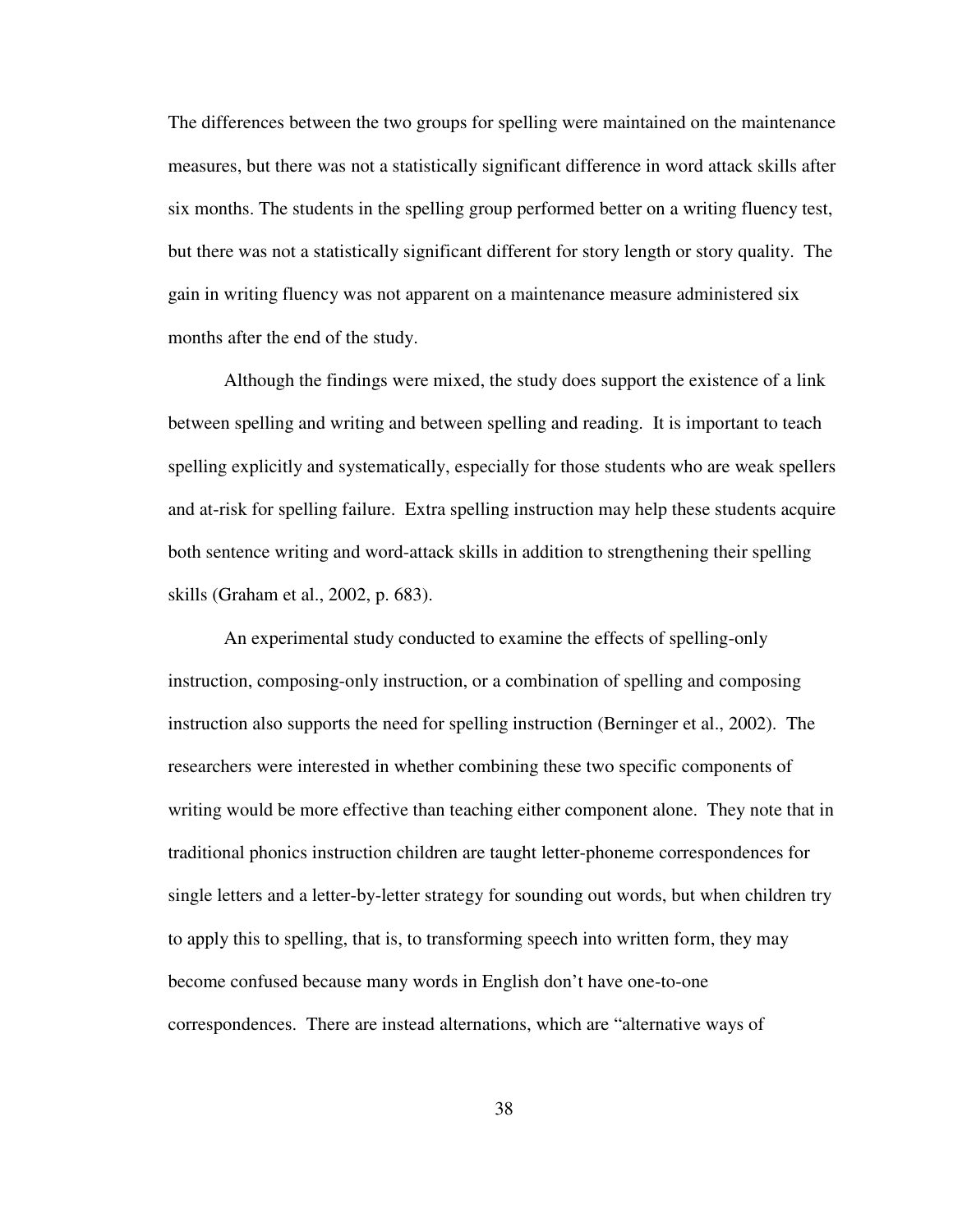The differences between the two groups for spelling were maintained on the maintenance measures, but there was not a statistically significant difference in word attack skills after six months. The students in the spelling group performed better on a writing fluency test, but there was not a statistically significant different for story length or story quality. The gain in writing fluency was not apparent on a maintenance measure administered six months after the end of the study.

Although the findings were mixed, the study does support the existence of a link between spelling and writing and between spelling and reading. It is important to teach spelling explicitly and systematically, especially for those students who are weak spellers and at-risk for spelling failure. Extra spelling instruction may help these students acquire both sentence writing and word-attack skills in addition to strengthening their spelling skills (Graham et al., 2002, p. 683).

An experimental study conducted to examine the effects of spelling-only instruction, composing-only instruction, or a combination of spelling and composing instruction also supports the need for spelling instruction (Berninger et al., 2002). The researchers were interested in whether combining these two specific components of writing would be more effective than teaching either component alone. They note that in traditional phonics instruction children are taught letter-phoneme correspondences for single letters and a letter-by-letter strategy for sounding out words, but when children try to apply this to spelling, that is, to transforming speech into written form, they may become confused because many words in English don't have one-to-one correspondences. There are instead alternations, which are "alternative ways of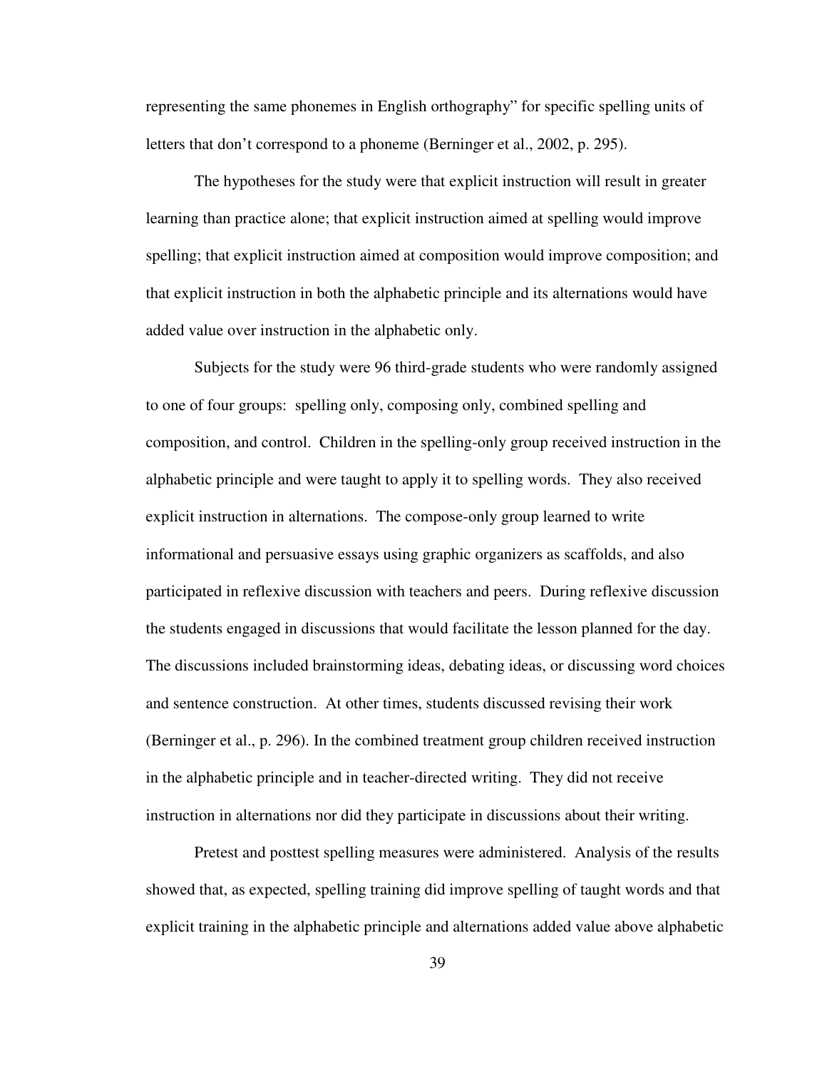representing the same phonemes in English orthography" for specific spelling units of letters that don't correspond to a phoneme (Berninger et al., 2002, p. 295).

The hypotheses for the study were that explicit instruction will result in greater learning than practice alone; that explicit instruction aimed at spelling would improve spelling; that explicit instruction aimed at composition would improve composition; and that explicit instruction in both the alphabetic principle and its alternations would have added value over instruction in the alphabetic only.

Subjects for the study were 96 third-grade students who were randomly assigned to one of four groups: spelling only, composing only, combined spelling and composition, and control. Children in the spelling-only group received instruction in the alphabetic principle and were taught to apply it to spelling words. They also received explicit instruction in alternations. The compose-only group learned to write informational and persuasive essays using graphic organizers as scaffolds, and also participated in reflexive discussion with teachers and peers. During reflexive discussion the students engaged in discussions that would facilitate the lesson planned for the day. The discussions included brainstorming ideas, debating ideas, or discussing word choices and sentence construction. At other times, students discussed revising their work (Berninger et al., p. 296). In the combined treatment group children received instruction in the alphabetic principle and in teacher-directed writing. They did not receive instruction in alternations nor did they participate in discussions about their writing.

Pretest and posttest spelling measures were administered. Analysis of the results showed that, as expected, spelling training did improve spelling of taught words and that explicit training in the alphabetic principle and alternations added value above alphabetic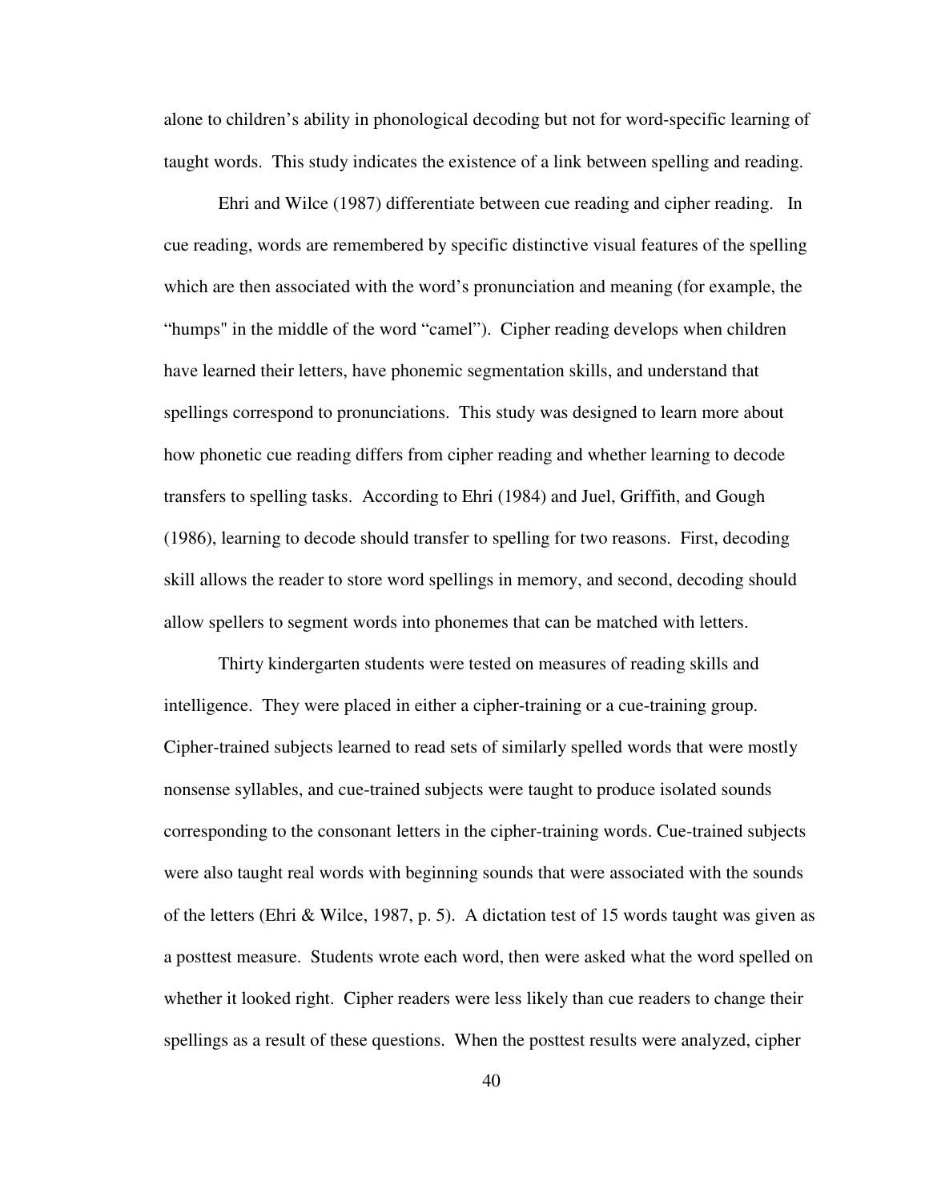alone to children's ability in phonological decoding but not for word-specific learning of taught words. This study indicates the existence of a link between spelling and reading.

Ehri and Wilce (1987) differentiate between cue reading and cipher reading. In cue reading, words are remembered by specific distinctive visual features of the spelling which are then associated with the word's pronunciation and meaning (for example, the "humps" in the middle of the word "camel"). Cipher reading develops when children have learned their letters, have phonemic segmentation skills, and understand that spellings correspond to pronunciations. This study was designed to learn more about how phonetic cue reading differs from cipher reading and whether learning to decode transfers to spelling tasks. According to Ehri (1984) and Juel, Griffith, and Gough (1986), learning to decode should transfer to spelling for two reasons. First, decoding skill allows the reader to store word spellings in memory, and second, decoding should allow spellers to segment words into phonemes that can be matched with letters.

Thirty kindergarten students were tested on measures of reading skills and intelligence. They were placed in either a cipher-training or a cue-training group. Cipher-trained subjects learned to read sets of similarly spelled words that were mostly nonsense syllables, and cue-trained subjects were taught to produce isolated sounds corresponding to the consonant letters in the cipher-training words. Cue-trained subjects were also taught real words with beginning sounds that were associated with the sounds of the letters (Ehri & Wilce, 1987, p. 5). A dictation test of 15 words taught was given as a posttest measure. Students wrote each word, then were asked what the word spelled on whether it looked right. Cipher readers were less likely than cue readers to change their spellings as a result of these questions. When the posttest results were analyzed, cipher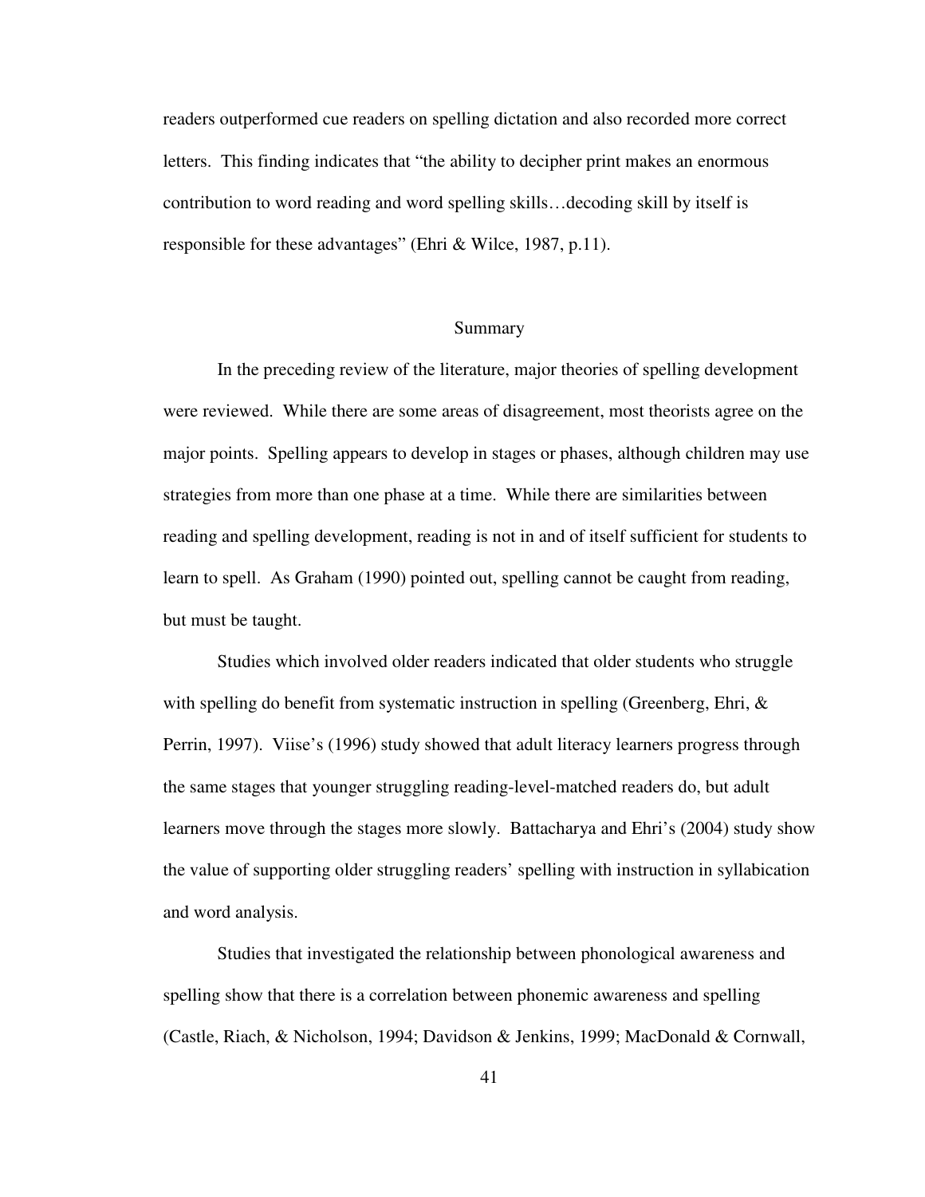readers outperformed cue readers on spelling dictation and also recorded more correct letters. This finding indicates that "the ability to decipher print makes an enormous contribution to word reading and word spelling skills…decoding skill by itself is responsible for these advantages" (Ehri & Wilce, 1987, p.11).

## Summary

In the preceding review of the literature, major theories of spelling development were reviewed. While there are some areas of disagreement, most theorists agree on the major points. Spelling appears to develop in stages or phases, although children may use strategies from more than one phase at a time. While there are similarities between reading and spelling development, reading is not in and of itself sufficient for students to learn to spell. As Graham (1990) pointed out, spelling cannot be caught from reading, but must be taught.

Studies which involved older readers indicated that older students who struggle with spelling do benefit from systematic instruction in spelling (Greenberg, Ehri, & Perrin, 1997). Viise's (1996) study showed that adult literacy learners progress through the same stages that younger struggling reading-level-matched readers do, but adult learners move through the stages more slowly. Battacharya and Ehri's (2004) study show the value of supporting older struggling readers' spelling with instruction in syllabication and word analysis.

Studies that investigated the relationship between phonological awareness and spelling show that there is a correlation between phonemic awareness and spelling (Castle, Riach, & Nicholson, 1994; Davidson & Jenkins, 1999; MacDonald & Cornwall,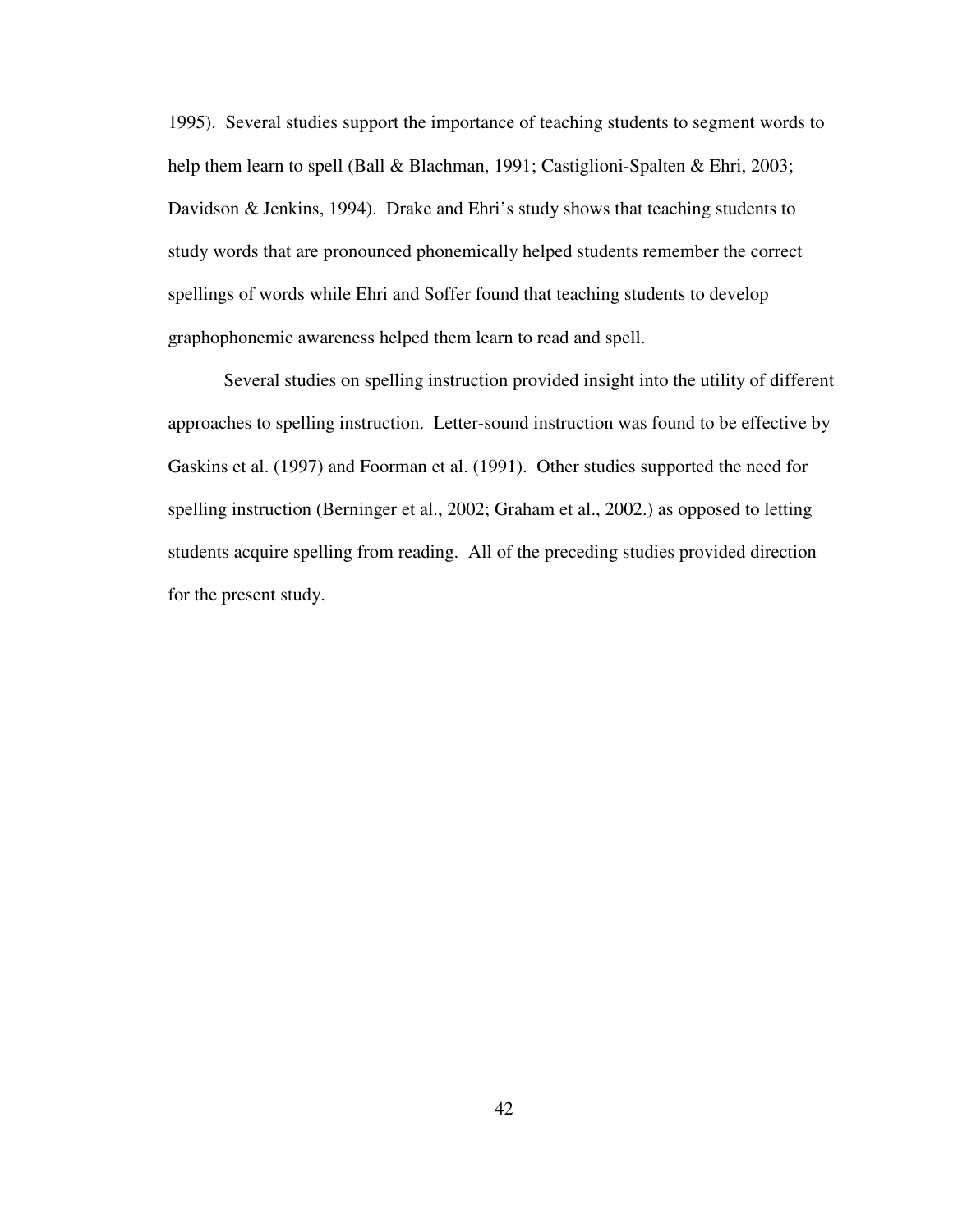1995). Several studies support the importance of teaching students to segment words to help them learn to spell (Ball & Blachman, 1991; Castiglioni-Spalten & Ehri, 2003; Davidson & Jenkins, 1994). Drake and Ehri's study shows that teaching students to study words that are pronounced phonemically helped students remember the correct spellings of words while Ehri and Soffer found that teaching students to develop graphophonemic awareness helped them learn to read and spell.

Several studies on spelling instruction provided insight into the utility of different approaches to spelling instruction. Letter-sound instruction was found to be effective by Gaskins et al. (1997) and Foorman et al. (1991). Other studies supported the need for spelling instruction (Berninger et al., 2002; Graham et al., 2002.) as opposed to letting students acquire spelling from reading. All of the preceding studies provided direction for the present study.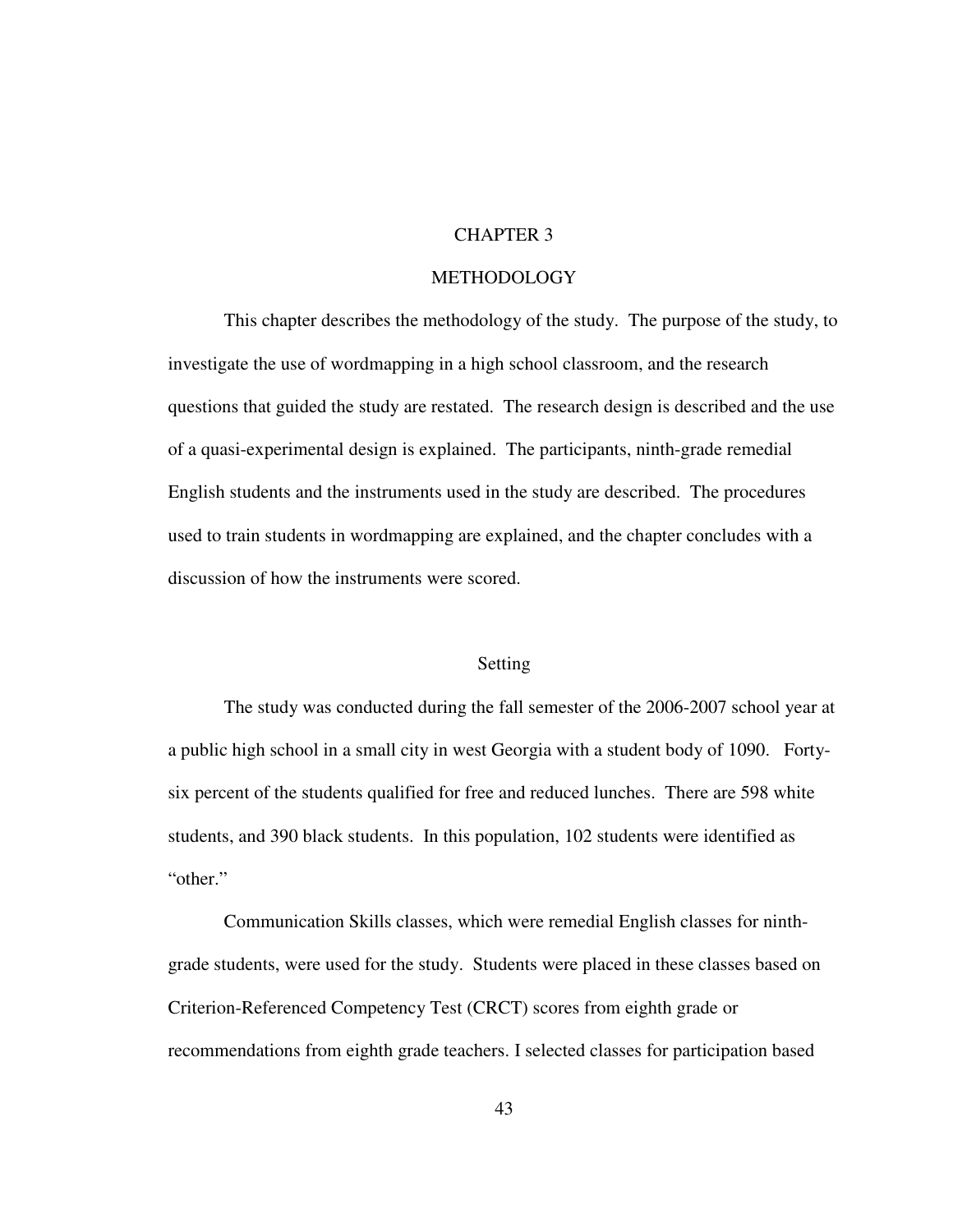# CHAPTER 3

# METHODOLOGY

This chapter describes the methodology of the study. The purpose of the study, to investigate the use of wordmapping in a high school classroom, and the research questions that guided the study are restated. The research design is described and the use of a quasi-experimental design is explained. The participants, ninth-grade remedial English students and the instruments used in the study are described. The procedures used to train students in wordmapping are explained, and the chapter concludes with a discussion of how the instruments were scored.

## Setting

The study was conducted during the fall semester of the 2006-2007 school year at a public high school in a small city in west Georgia with a student body of 1090. Forty-six percent of the students qualified for free and reduced lunches. There are 598 white students, and 390 black students. In this population, 102 students were identified as "other."

Communication Skills classes, which were remedial English classes for ninth-grade students, were used for the study. Students were placed in these classes based on Criterion-Referenced Competency Test (CRCT) scores from eighth grade or recommendations from eighth grade teachers. I selected classes for participation based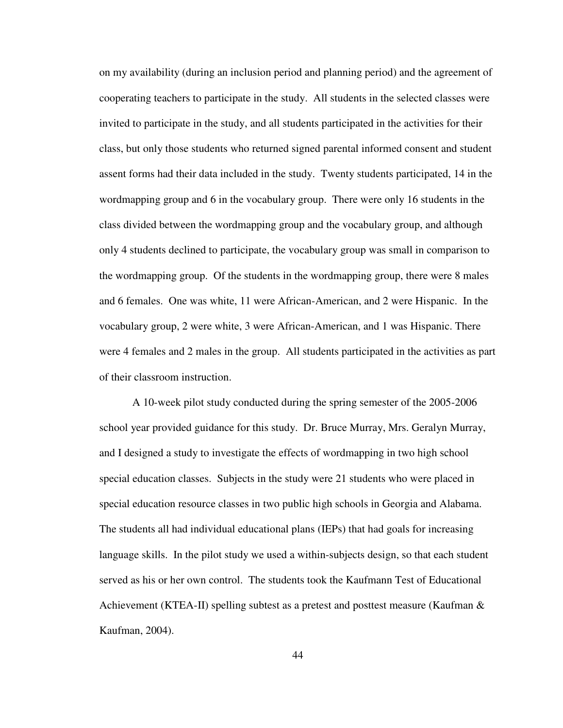on my availability (during an inclusion period and planning period) and the agreement of cooperating teachers to participate in the study. All students in the selected classes were invited to participate in the study, and all students participated in the activities for their class, but only those students who returned signed parental informed consent and student assent forms had their data included in the study. Twenty students participated, 14 in the wordmapping group and 6 in the vocabulary group. There were only 16 students in the class divided between the wordmapping group and the vocabulary group, and although only 4 students declined to participate, the vocabulary group was small in comparison to the wordmapping group. Of the students in the wordmapping group, there were 8 males and 6 females. One was white, 11 were African-American, and 2 were Hispanic. In the vocabulary group, 2 were white, 3 were African-American, and 1 was Hispanic. There were 4 females and 2 males in the group. All students participated in the activities as part of their classroom instruction.

A 10-week pilot study conducted during the spring semester of the 2005-2006 school year provided guidance for this study. Dr. Bruce Murray, Mrs. Geralyn Murray, and I designed a study to investigate the effects of wordmapping in two high school special education classes. Subjects in the study were 21 students who were placed in special education resource classes in two public high schools in Georgia and Alabama. The students all had individual educational plans (IEPs) that had goals for increasing language skills. In the pilot study we used a within-subjects design, so that each student served as his or her own control. The students took the Kaufmann Test of Educational Achievement (KTEA-II) spelling subtest as a pretest and posttest measure (Kaufman & Kaufman, 2004).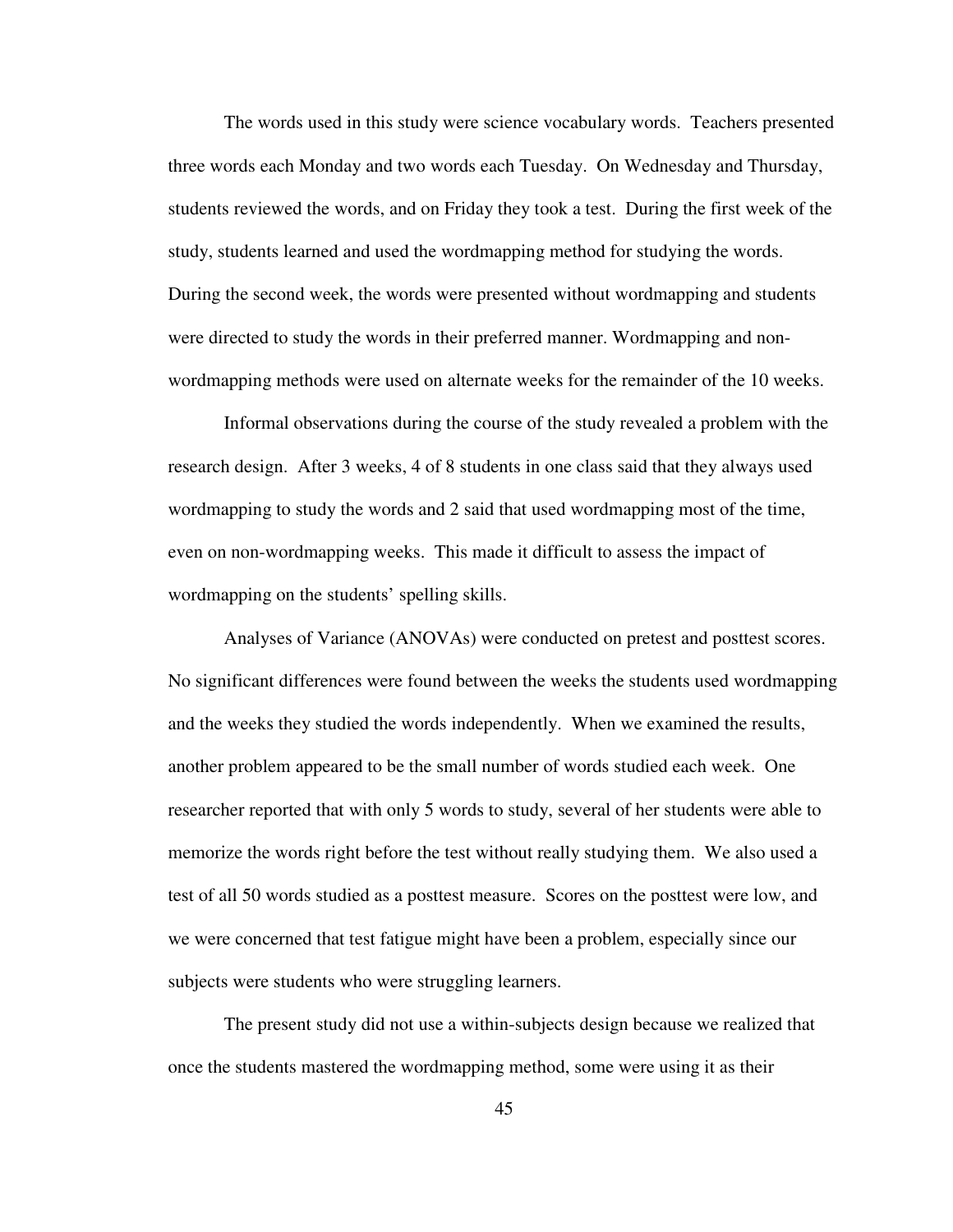The words used in this study were science vocabulary words. Teachers presented three words each Monday and two words each Tuesday. On Wednesday and Thursday, students reviewed the words, and on Friday they took a test. During the first week of the study, students learned and used the wordmapping method for studying the words. During the second week, the words were presented without wordmapping and students were directed to study the words in their preferred manner. Wordmapping and non-wordmapping methods were used on alternate weeks for the remainder of the 10 weeks.

Informal observations during the course of the study revealed a problem with the research design. After 3 weeks, 4 of 8 students in one class said that they always used wordmapping to study the words and 2 said that used wordmapping most of the time, even on non-wordmapping weeks. This made it difficult to assess the impact of wordmapping on the students' spelling skills.

Analyses of Variance (ANOVAs) were conducted on pretest and posttest scores. No significant differences were found between the weeks the students used wordmapping and the weeks they studied the words independently. When we examined the results, another problem appeared to be the small number of words studied each week. One researcher reported that with only 5 words to study, several of her students were able to memorize the words right before the test without really studying them. We also used a test of all 50 words studied as a posttest measure. Scores on the posttest were low, and we were concerned that test fatigue might have been a problem, especially since our subjects were students who were struggling learners.

The present study did not use a within-subjects design because we realized that once the students mastered the wordmapping method, some were using it as their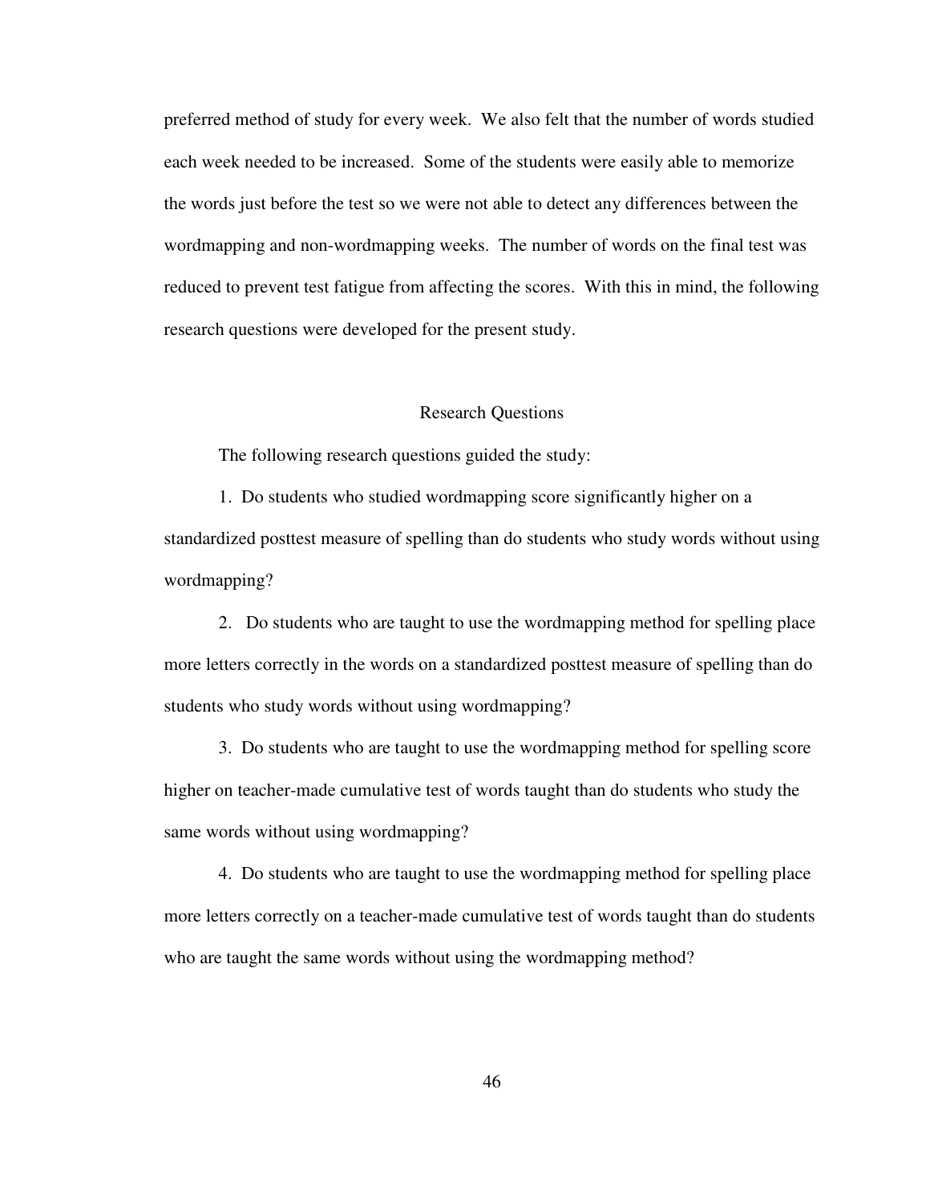preferred method of study for every week. We also felt that the number of words studied each week needed to be increased. Some of the students were easily able to memorize the words just before the test so we were not able to detect any differences between the wordmapping and non-wordmapping weeks. The number of words on the final test was reduced to prevent test fatigue from affecting the scores. With this in mind, the following research questions were developed for the present study.

## Research Questions

The following research questions guided the study:

1. Do students who studied wordmapping score significantly higher on a standardized posttest measure of spelling than do students who study words without using wordmapping?

2. Do students who are taught to use the wordmapping method for spelling place more letters correctly in the words on a standardized posttest measure of spelling than do students who study words without using wordmapping?

3. Do students who are taught to use the wordmapping method for spelling score higher on teacher-made cumulative test of words taught than do students who study the same words without using wordmapping?

4. Do students who are taught to use the wordmapping method for spelling place more letters correctly on a teacher-made cumulative test of words taught than do students who are taught the same words without using the wordmapping method?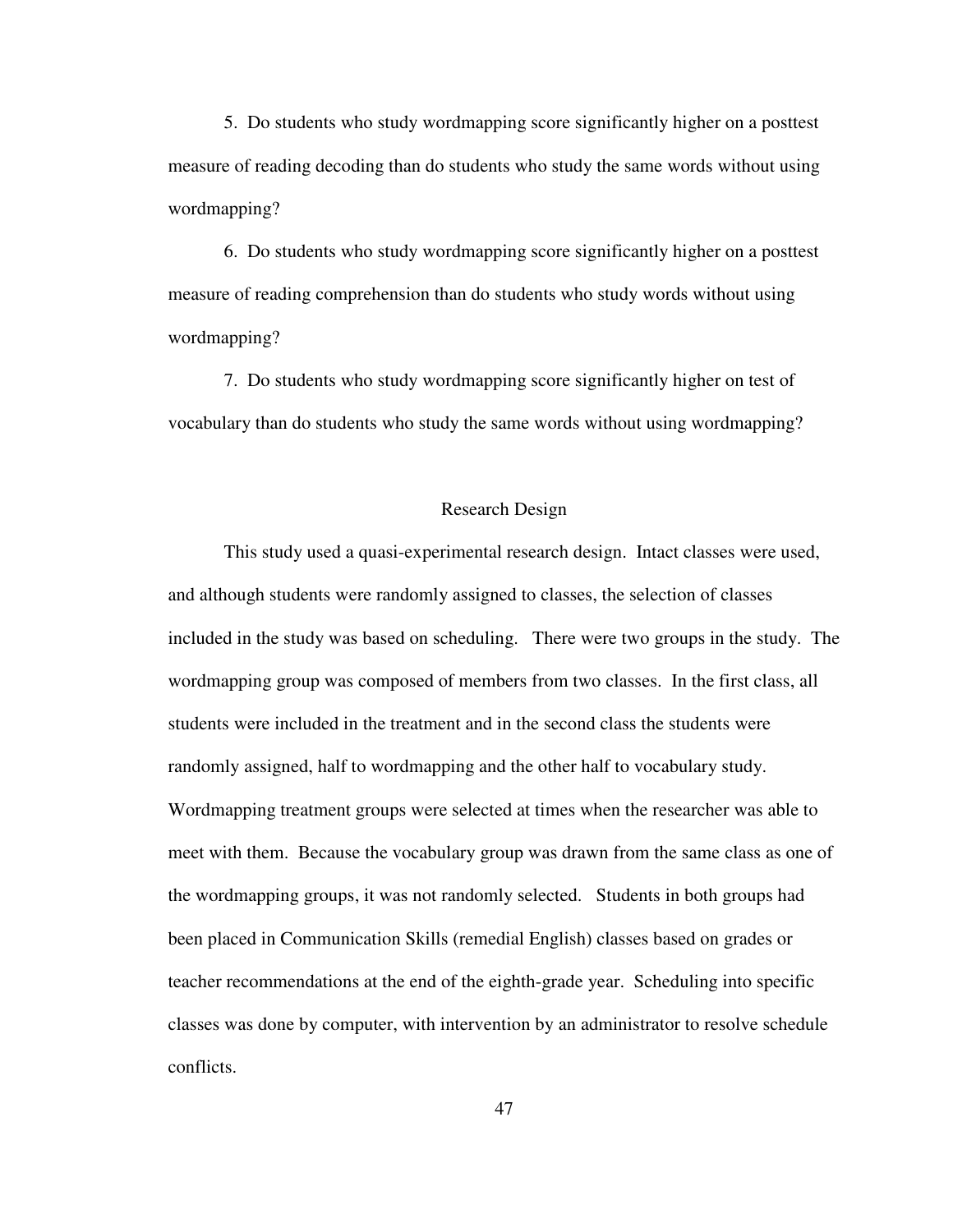5. Do students who study wordmapping score significantly higher on a posttest measure of reading decoding than do students who study the same words without using wordmapping?

6. Do students who study wordmapping score significantly higher on a posttest measure of reading comprehension than do students who study words without using wordmapping?

7. Do students who study wordmapping score significantly higher on test of vocabulary than do students who study the same words without using wordmapping?

## Research Design

This study used a quasi-experimental research design. Intact classes were used, and although students were randomly assigned to classes, the selection of classes included in the study was based on scheduling. There were two groups in the study. The wordmapping group was composed of members from two classes. In the first class, all students were included in the treatment and in the second class the students were randomly assigned, half to wordmapping and the other half to vocabulary study. Wordmapping treatment groups were selected at times when the researcher was able to meet with them. Because the vocabulary group was drawn from the same class as one of the wordmapping groups, it was not randomly selected. Students in both groups had been placed in Communication Skills (remedial English) classes based on grades or teacher recommendations at the end of the eighth-grade year. Scheduling into specific classes was done by computer, with intervention by an administrator to resolve schedule conflicts.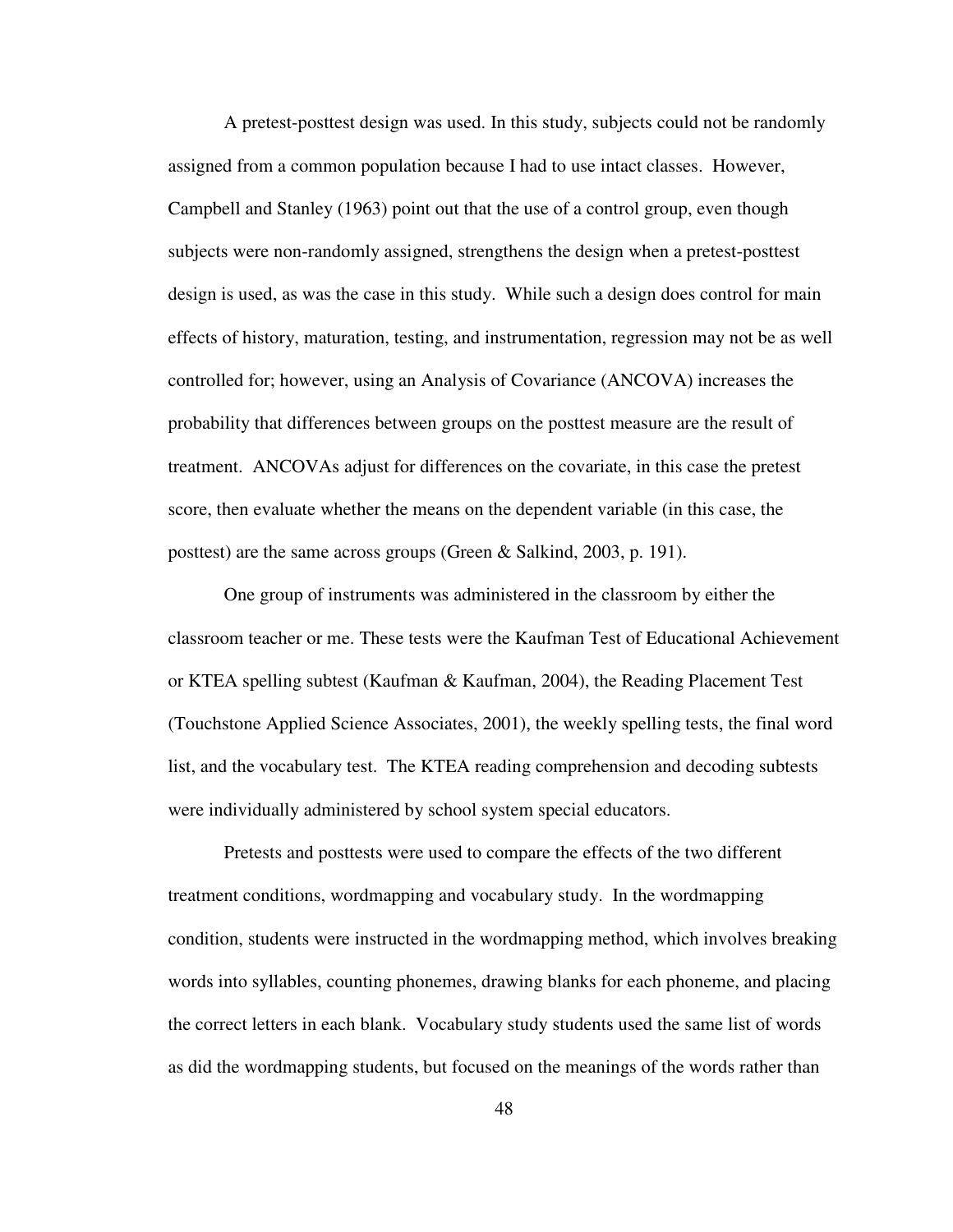A pretest-posttest design was used. In this study, subjects could not be randomly assigned from a common population because I had to use intact classes. However, Campbell and Stanley (1963) point out that the use of a control group, even though subjects were non-randomly assigned, strengthens the design when a pretest-posttest design is used, as was the case in this study. While such a design does control for main effects of history, maturation, testing, and instrumentation, regression may not be as well controlled for; however, using an Analysis of Covariance (ANCOVA) increases the probability that differences between groups on the posttest measure are the result of treatment. ANCOVAs adjust for differences on the covariate, in this case the pretest score, then evaluate whether the means on the dependent variable (in this case, the posttest) are the same across groups (Green & Salkind, 2003, p. 191).

One group of instruments was administered in the classroom by either the classroom teacher or me. These tests were the Kaufman Test of Educational Achievement or KTEA spelling subtest (Kaufman & Kaufman, 2004), the Reading Placement Test (Touchstone Applied Science Associates, 2001), the weekly spelling tests, the final word list, and the vocabulary test. The KTEA reading comprehension and decoding subtests were individually administered by school system special educators.

Pretests and posttests were used to compare the effects of the two different treatment conditions, wordmapping and vocabulary study. In the wordmapping condition, students were instructed in the wordmapping method, which involves breaking words into syllables, counting phonemes, drawing blanks for each phoneme, and placing the correct letters in each blank. Vocabulary study students used the same list of words as did the wordmapping students, but focused on the meanings of the words rather than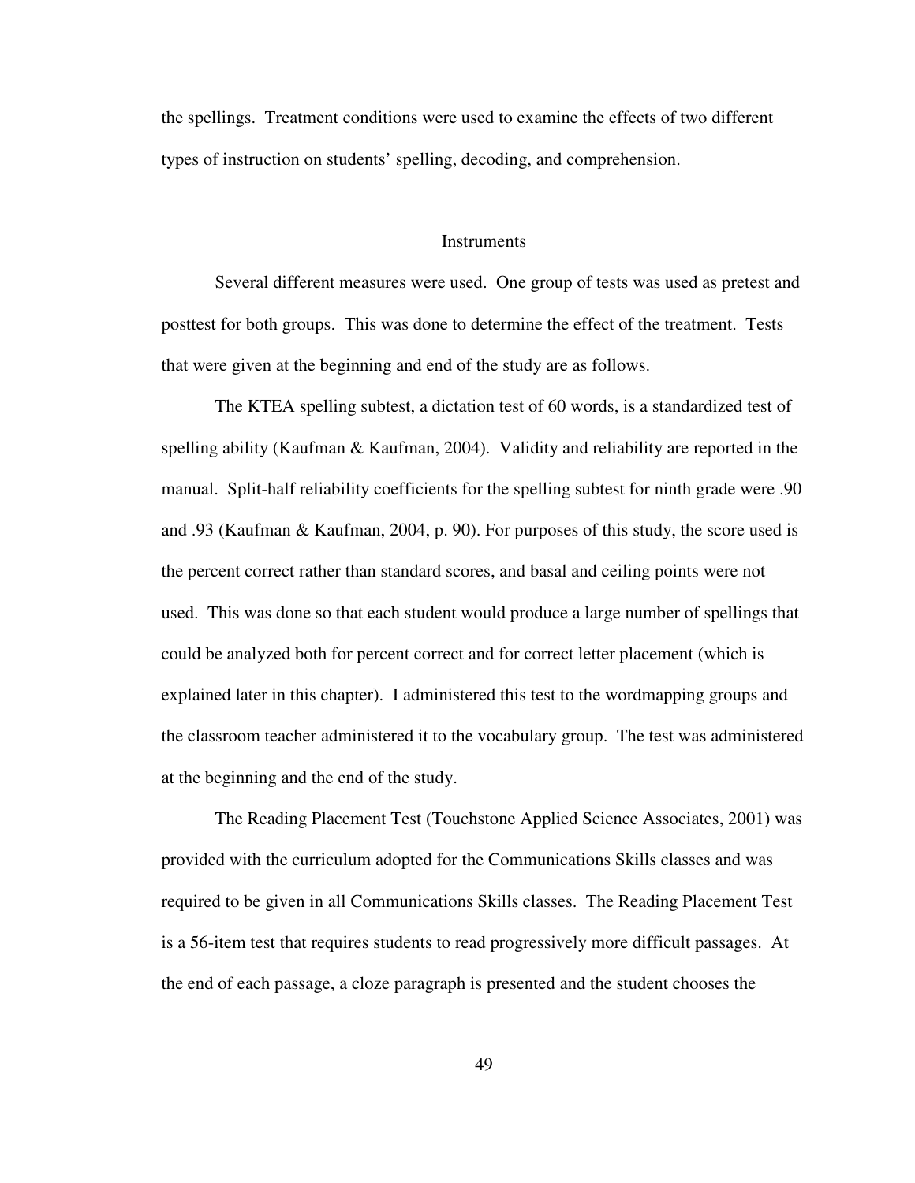the spellings. Treatment conditions were used to examine the effects of two different types of instruction on students' spelling, decoding, and comprehension.

## Instruments

Several different measures were used. One group of tests was used as pretest and posttest for both groups. This was done to determine the effect of the treatment. Tests that were given at the beginning and end of the study are as follows.

The KTEA spelling subtest, a dictation test of 60 words, is a standardized test of spelling ability (Kaufman & Kaufman, 2004). Validity and reliability are reported in the manual. Split-half reliability coefficients for the spelling subtest for ninth grade were .90 and .93 (Kaufman & Kaufman, 2004, p. 90). For purposes of this study, the score used is the percent correct rather than standard scores, and basal and ceiling points were not used. This was done so that each student would produce a large number of spellings that could be analyzed both for percent correct and for correct letter placement (which is explained later in this chapter). I administered this test to the wordmapping groups and the classroom teacher administered it to the vocabulary group. The test was administered at the beginning and the end of the study.

The Reading Placement Test (Touchstone Applied Science Associates, 2001) was provided with the curriculum adopted for the Communications Skills classes and was required to be given in all Communications Skills classes. The Reading Placement Test is a 56-item test that requires students to read progressively more difficult passages. At the end of each passage, a cloze paragraph is presented and the student chooses the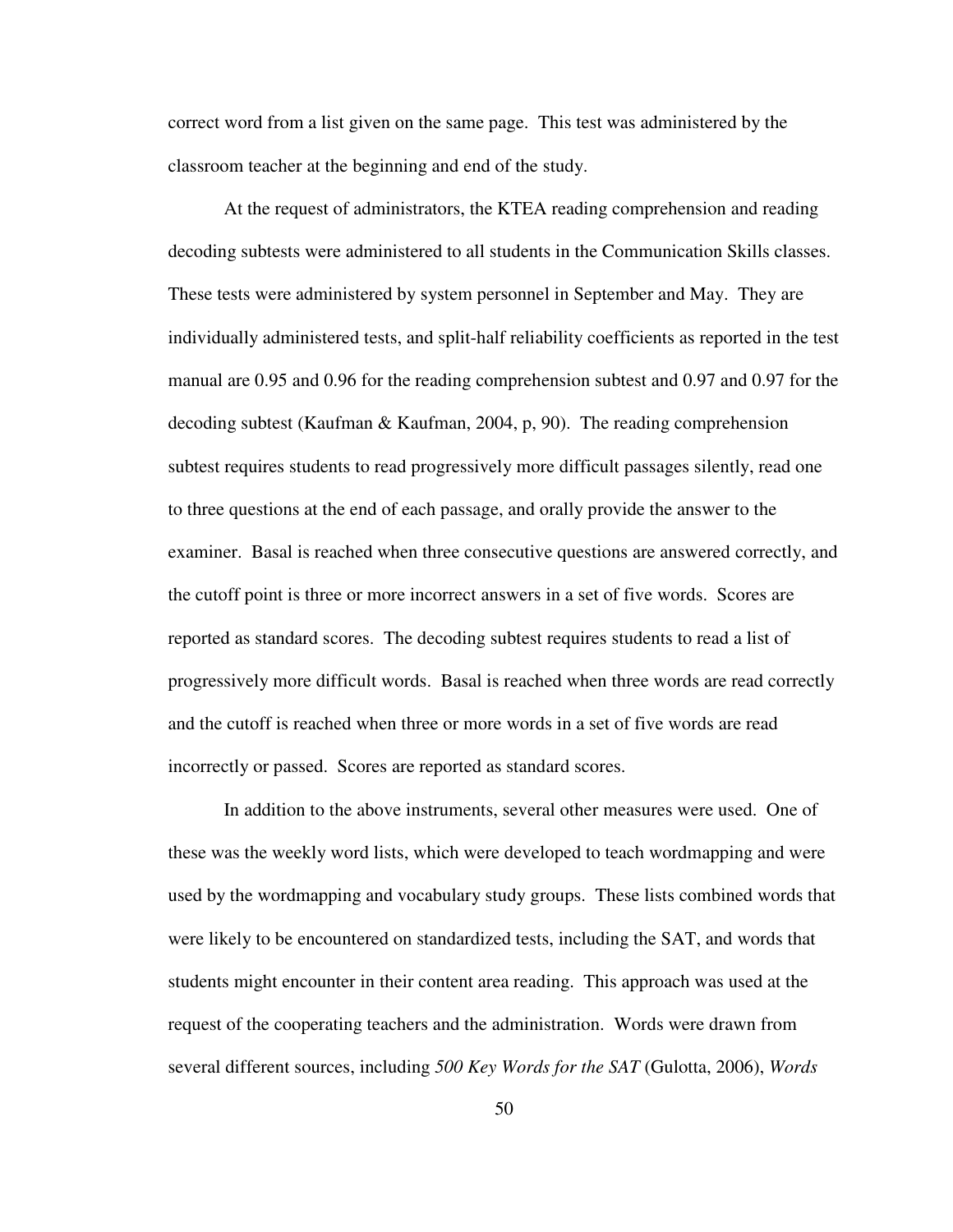correct word from a list given on the same page. This test was administered by the classroom teacher at the beginning and end of the study.

At the request of administrators, the KTEA reading comprehension and reading decoding subtests were administered to all students in the Communication Skills classes. These tests were administered by system personnel in September and May. They are individually administered tests, and split-half reliability coefficients as reported in the test manual are 0.95 and 0.96 for the reading comprehension subtest and 0.97 and 0.97 for the decoding subtest (Kaufman & Kaufman, 2004, p, 90). The reading comprehension subtest requires students to read progressively more difficult passages silently, read one to three questions at the end of each passage, and orally provide the answer to the examiner. Basal is reached when three consecutive questions are answered correctly, and the cutoff point is three or more incorrect answers in a set of five words. Scores are reported as standard scores. The decoding subtest requires students to read a list of progressively more difficult words. Basal is reached when three words are read correctly and the cutoff is reached when three or more words in a set of five words are read incorrectly or passed. Scores are reported as standard scores.

In addition to the above instruments, several other measures were used. One of these was the weekly word lists, which were developed to teach wordmapping and were used by the wordmapping and vocabulary study groups. These lists combined words that were likely to be encountered on standardized tests, including the SAT, and words that students might encounter in their content area reading. This approach was used at the request of the cooperating teachers and the administration. Words were drawn from several different sources, including *500 Key Words for the SAT* (Gulotta, 2006), *Words*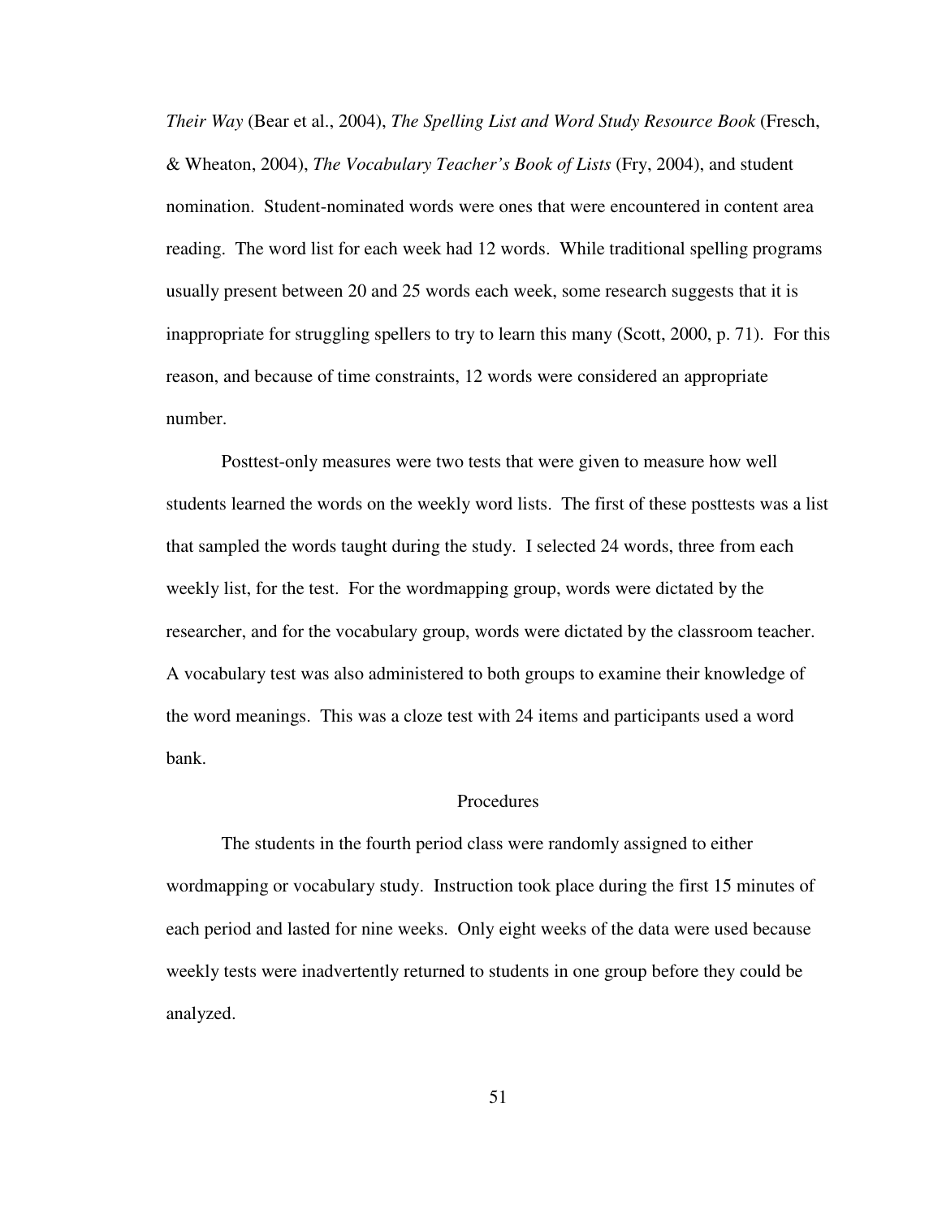*Their Way* (Bear et al., 2004), *The Spelling List and Word Study Resource Book* (Fresch, & Wheaton, 2004), *The Vocabulary Teacher's Book of Lists* (Fry, 2004), and student nomination. Student-nominated words were ones that were encountered in content area reading. The word list for each week had 12 words. While traditional spelling programs usually present between 20 and 25 words each week, some research suggests that it is inappropriate for struggling spellers to try to learn this many (Scott, 2000, p. 71). For this reason, and because of time constraints, 12 words were considered an appropriate number.

Posttest-only measures were two tests that were given to measure how well students learned the words on the weekly word lists. The first of these posttests was a list that sampled the words taught during the study. I selected 24 words, three from each weekly list, for the test. For the wordmapping group, words were dictated by the researcher, and for the vocabulary group, words were dictated by the classroom teacher. A vocabulary test was also administered to both groups to examine their knowledge of the word meanings. This was a cloze test with 24 items and participants used a word bank.

## Procedures

The students in the fourth period class were randomly assigned to either wordmapping or vocabulary study. Instruction took place during the first 15 minutes of each period and lasted for nine weeks. Only eight weeks of the data were used because weekly tests were inadvertently returned to students in one group before they could be analyzed.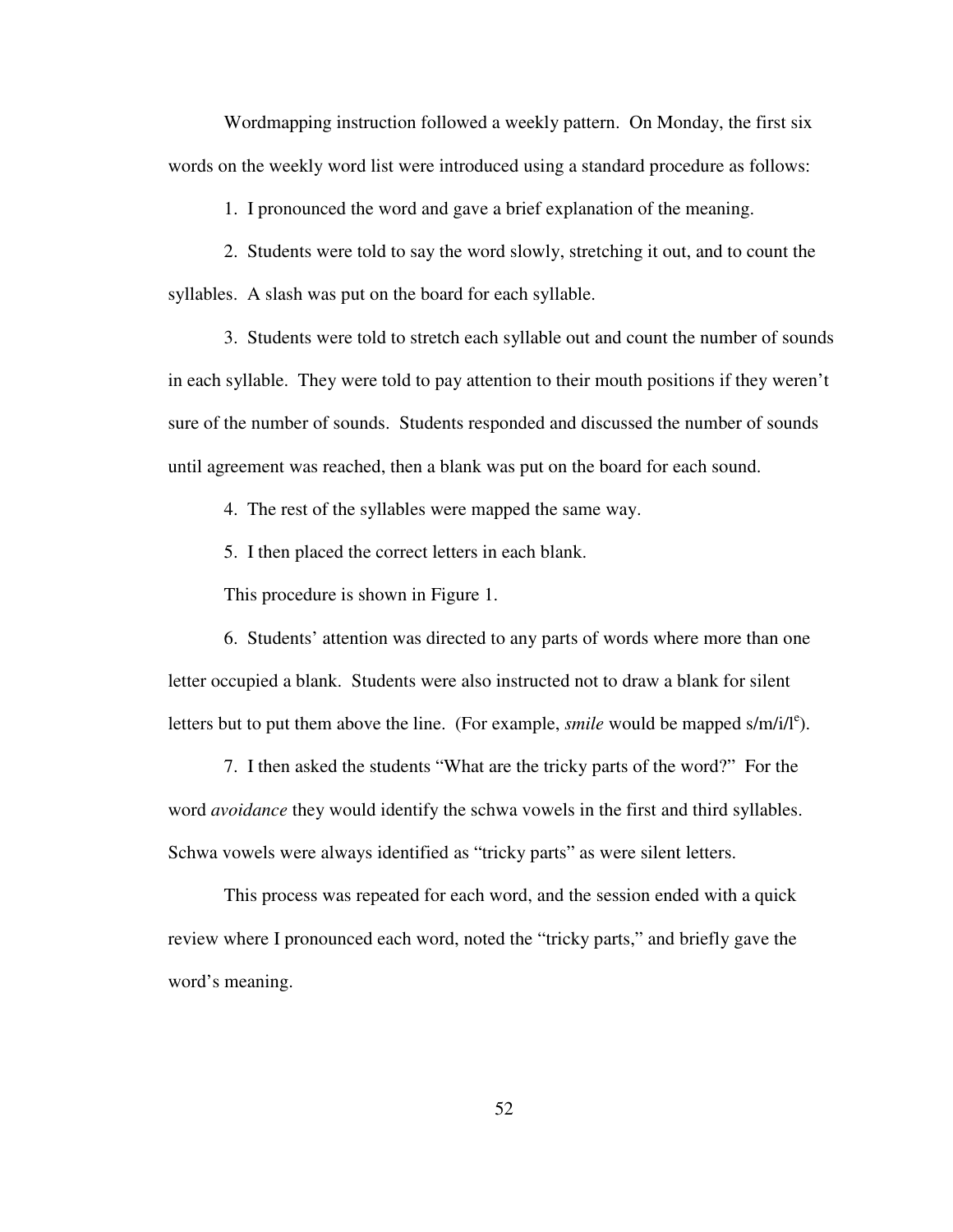Wordmapping instruction followed a weekly pattern. On Monday, the first six words on the weekly word list were introduced using a standard procedure as follows:

1. I pronounced the word and gave a brief explanation of the meaning.

2. Students were told to say the word slowly, stretching it out, and to count the syllables. A slash was put on the board for each syllable.

3. Students were told to stretch each syllable out and count the number of sounds in each syllable. They were told to pay attention to their mouth positions if they weren't sure of the number of sounds. Students responded and discussed the number of sounds until agreement was reached, then a blank was put on the board for each sound.

4. The rest of the syllables were mapped the same way.

5. I then placed the correct letters in each blank.

This procedure is shown in Figure 1.

6. Students' attention was directed to any parts of words where more than one letter occupied a blank. Students were also instructed not to draw a blank for silent letters but to put them above the line. (For example, *smile* would be mapped s/m/i/l$^{e}$).

7. I then asked the students "What are the tricky parts of the word?" For the word *avoidance* they would identify the schwa vowels in the first and third syllables. Schwa vowels were always identified as "tricky parts" as were silent letters.

This process was repeated for each word, and the session ended with a quick review where I pronounced each word, noted the "tricky parts," and briefly gave the word's meaning.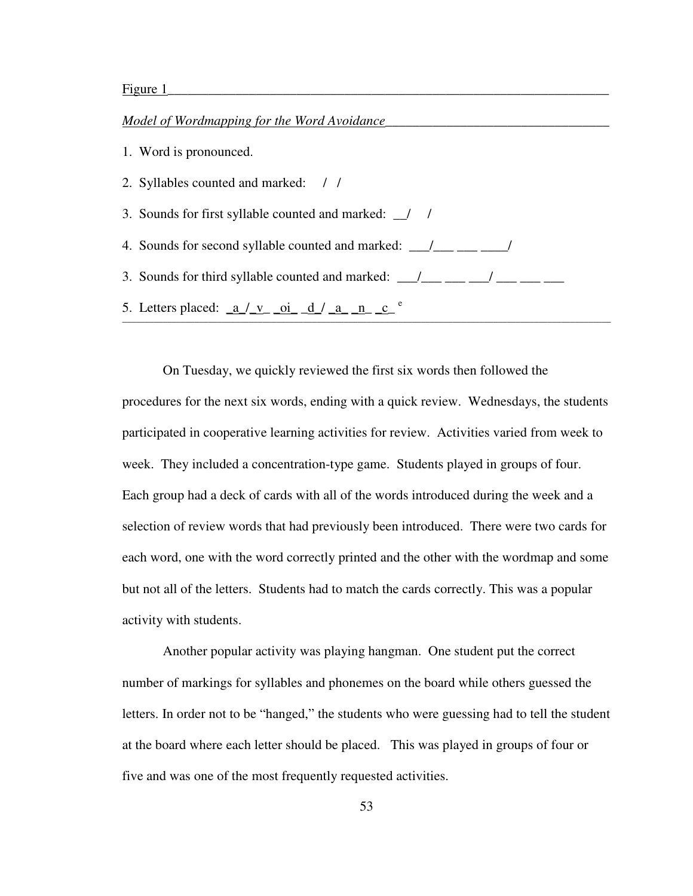Figure 1

*Model of Wordmapping for the Word Avoidance*

1. Word is pronounced.

2. Syllables counted and marked: / /

3. Sounds for first syllable counted and marked: __/ /

4. Sounds for second syllable counted and marked: ___/___ ___ ____/

3. Sounds for third syllable counted and marked: ___/___ ___ ___/ ___ ___ ___

5. Letters placed: _a_/_v_ _oi_ _d_/ _a_ _n_ _c_ e

On Tuesday, we quickly reviewed the first six words then followed the procedures for the next six words, ending with a quick review. Wednesdays, the students participated in cooperative learning activities for review. Activities varied from week to week. They included a concentration-type game. Students played in groups of four. Each group had a deck of cards with all of the words introduced during the week and a selection of review words that had previously been introduced. There were two cards for each word, one with the word correctly printed and the other with the wordmap and some but not all of the letters. Students had to match the cards correctly. This was a popular activity with students.

Another popular activity was playing hangman. One student put the correct number of markings for syllables and phonemes on the board while others guessed the letters. In order not to be "hanged," the students who were guessing had to tell the student at the board where each letter should be placed. This was played in groups of four or five and was one of the most frequently requested activities.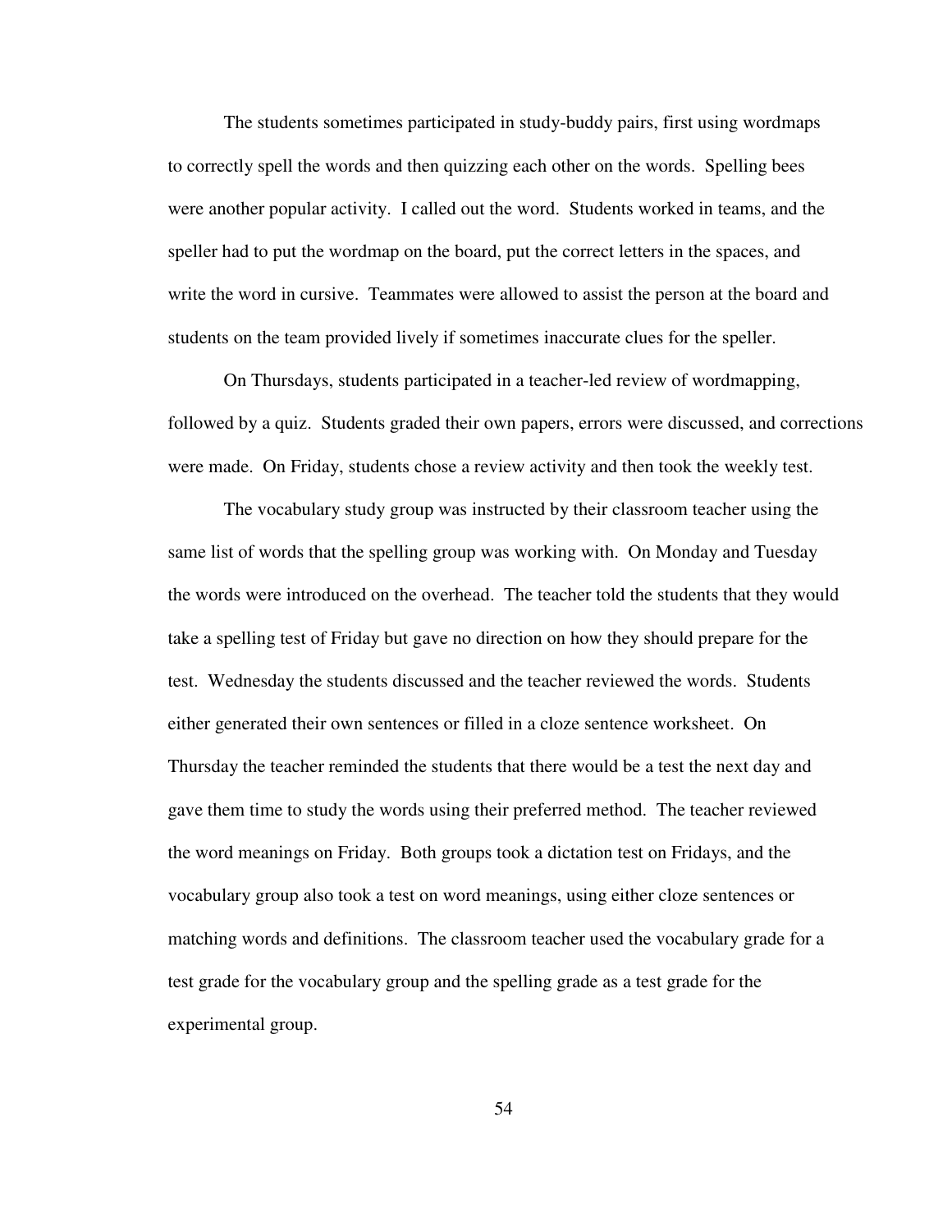The students sometimes participated in study-buddy pairs, first using wordmaps to correctly spell the words and then quizzing each other on the words. Spelling bees were another popular activity. I called out the word. Students worked in teams, and the speller had to put the wordmap on the board, put the correct letters in the spaces, and write the word in cursive. Teammates were allowed to assist the person at the board and students on the team provided lively if sometimes inaccurate clues for the speller.

On Thursdays, students participated in a teacher-led review of wordmapping, followed by a quiz. Students graded their own papers, errors were discussed, and corrections were made. On Friday, students chose a review activity and then took the weekly test.

The vocabulary study group was instructed by their classroom teacher using the same list of words that the spelling group was working with. On Monday and Tuesday the words were introduced on the overhead. The teacher told the students that they would take a spelling test of Friday but gave no direction on how they should prepare for the test. Wednesday the students discussed and the teacher reviewed the words. Students either generated their own sentences or filled in a cloze sentence worksheet. On Thursday the teacher reminded the students that there would be a test the next day and gave them time to study the words using their preferred method. The teacher reviewed the word meanings on Friday. Both groups took a dictation test on Fridays, and the vocabulary group also took a test on word meanings, using either cloze sentences or matching words and definitions. The classroom teacher used the vocabulary grade for a test grade for the vocabulary group and the spelling grade as a test grade for the experimental group.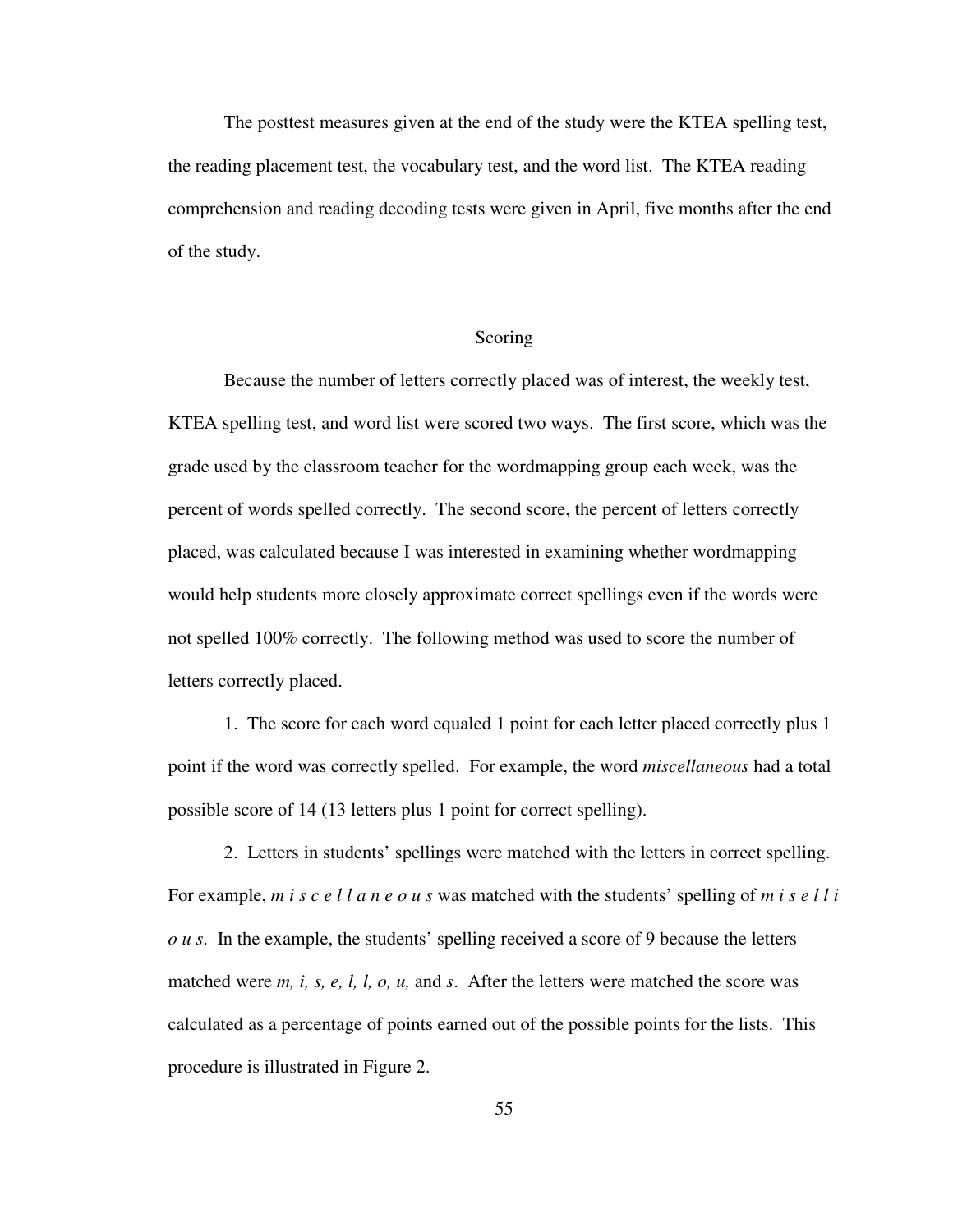The posttest measures given at the end of the study were the KTEA spelling test, the reading placement test, the vocabulary test, and the word list. The KTEA reading comprehension and reading decoding tests were given in April, five months after the end of the study.

## Scoring

Because the number of letters correctly placed was of interest, the weekly test, KTEA spelling test, and word list were scored two ways. The first score, which was the grade used by the classroom teacher for the wordmapping group each week, was the percent of words spelled correctly. The second score, the percent of letters correctly placed, was calculated because I was interested in examining whether wordmapping would help students more closely approximate correct spellings even if the words were not spelled 100% correctly. The following method was used to score the number of letters correctly placed.

1. The score for each word equaled 1 point for each letter placed correctly plus 1 point if the word was correctly spelled. For example, the word *miscellaneous* had a total possible score of 14 (13 letters plus 1 point for correct spelling).

2. Letters in students' spellings were matched with the letters in correct spelling. For example, *m i s c e l l a n e o u s* was matched with the students' spelling of *m i s e l l i o u s*. In the example, the students' spelling received a score of 9 because the letters matched were *m, i, s, e, l, l, o, u,* and *s*. After the letters were matched the score was calculated as a percentage of points earned out of the possible points for the lists. This procedure is illustrated in Figure 2.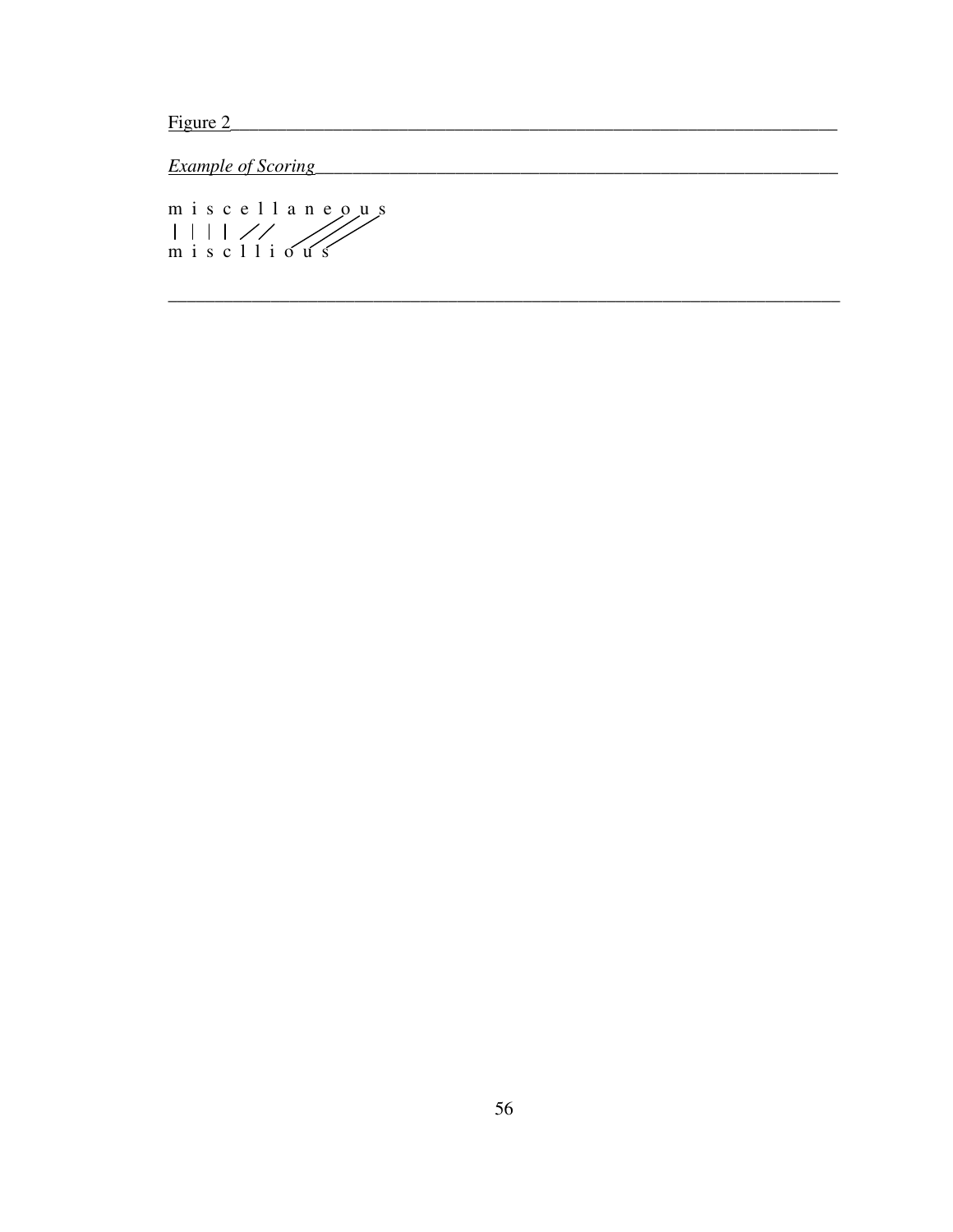Figure 2

*Example of Scoring*

```
m i s c e l l a n e o u s
| | | |   / /       / / /
m i s c l l i o u s
```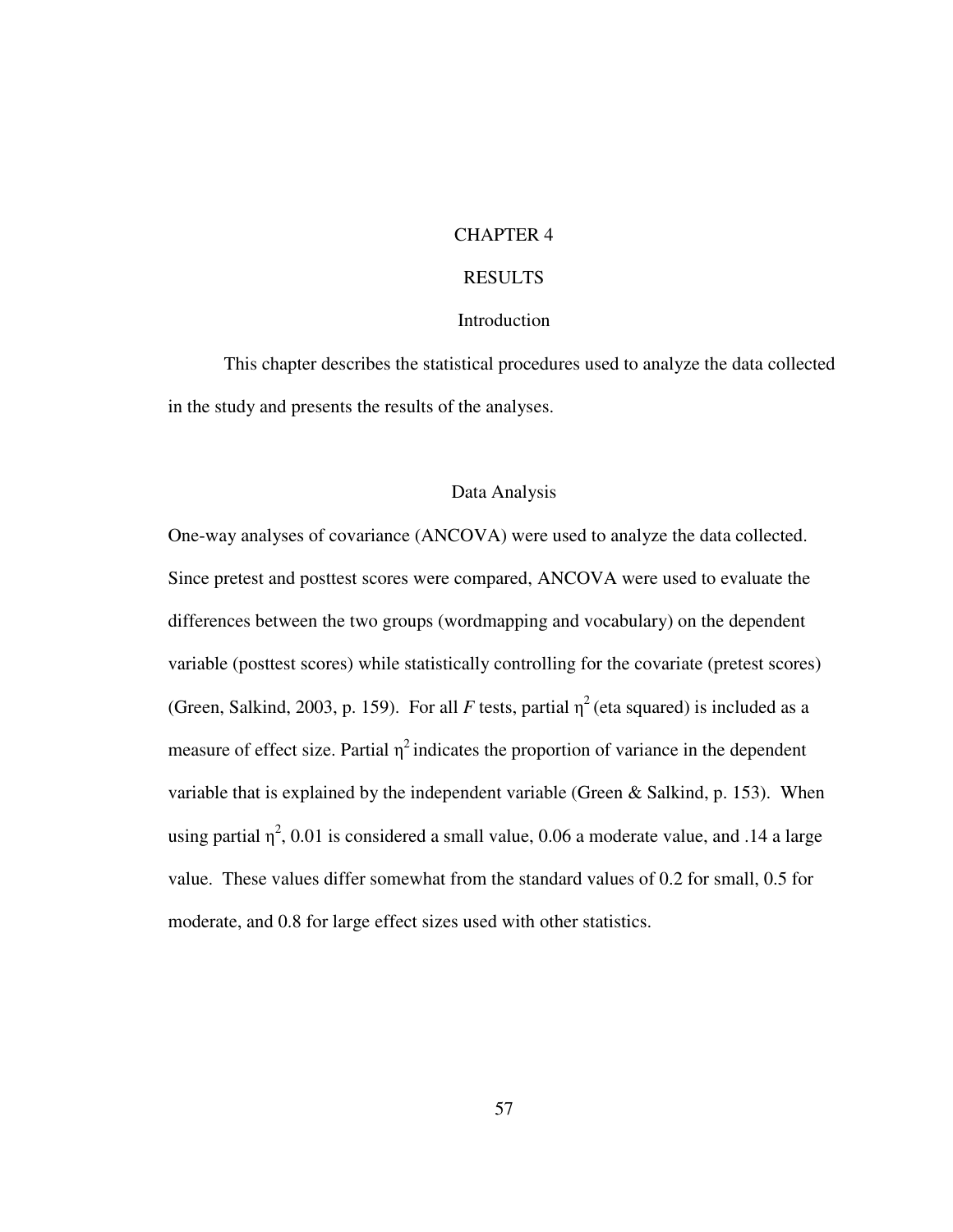# CHAPTER 4

# RESULTS

## Introduction

This chapter describes the statistical procedures used to analyze the data collected in the study and presents the results of the analyses.

## Data Analysis

One-way analyses of covariance (ANCOVA) were used to analyze the data collected. Since pretest and posttest scores were compared, ANCOVA were used to evaluate the differences between the two groups (wordmapping and vocabulary) on the dependent variable (posttest scores) while statistically controlling for the covariate (pretest scores) (Green, Salkind, 2003, p. 159). For all $F$ tests, partial $\eta^2$ (eta squared) is included as a measure of effect size. Partial $\eta^2$ indicates the proportion of variance in the dependent variable that is explained by the independent variable (Green & Salkind, p. 153). When using partial $\eta^2$, 0.01 is considered a small value, 0.06 a moderate value, and .14 a large value. These values differ somewhat from the standard values of 0.2 for small, 0.5 for moderate, and 0.8 for large effect sizes used with other statistics.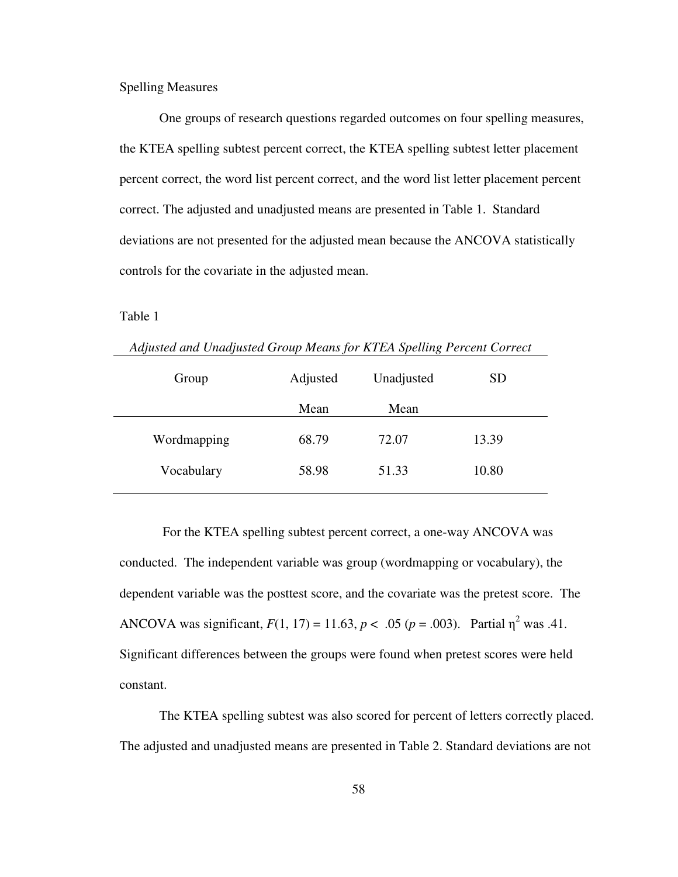Spelling Measures

One groups of research questions regarded outcomes on four spelling measures, the KTEA spelling subtest percent correct, the KTEA spelling subtest letter placement percent correct, the word list percent correct, and the word list letter placement percent correct. The adjusted and unadjusted means are presented in Table 1. Standard deviations are not presented for the adjusted mean because the ANCOVA statistically controls for the covariate in the adjusted mean.

Table 1

*Adjusted and Unadjusted Group Means for KTEA Spelling Percent Correct*

| Group | Adjusted Mean | Unadjusted Mean | SD |
|---|---|---|---|
| Wordmapping | 68.79 | 72.07 | 13.39 |
| Vocabulary | 58.98 | 51.33 | 10.80 |

For the KTEA spelling subtest percent correct, a one-way ANCOVA was conducted. The independent variable was group (wordmapping or vocabulary), the dependent variable was the posttest score, and the covariate was the pretest score. The ANCOVA was significant, $F(1, 17) = 11.63$, $p < .05$ ($p = .003$). Partial $\eta^2$ was .41. Significant differences between the groups were found when pretest scores were held constant.

The KTEA spelling subtest was also scored for percent of letters correctly placed. The adjusted and unadjusted means are presented in Table 2. Standard deviations are not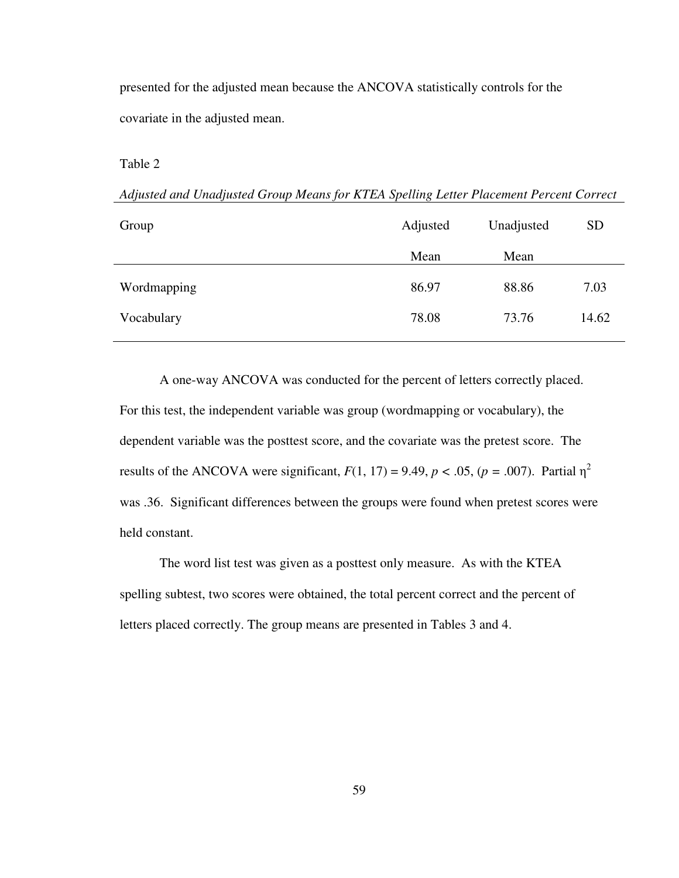presented for the adjusted mean because the ANCOVA statistically controls for the covariate in the adjusted mean.

Table 2

*Adjusted and Unadjusted Group Means for KTEA Spelling Letter Placement Percent Correct*

| Group | Adjusted Mean | Unadjusted Mean | SD |
|---|---|---|---|
| Wordmapping | 86.97 | 88.86 | 7.03 |
| Vocabulary | 78.08 | 73.76 | 14.62 |

A one-way ANCOVA was conducted for the percent of letters correctly placed. For this test, the independent variable was group (wordmapping or vocabulary), the dependent variable was the posttest score, and the covariate was the pretest score. The results of the ANCOVA were significant, $F(1, 17) = 9.49$, $p < .05$, ($p = .007$). Partial $\eta^2$ was .36. Significant differences between the groups were found when pretest scores were held constant.

The word list test was given as a posttest only measure. As with the KTEA spelling subtest, two scores were obtained, the total percent correct and the percent of letters placed correctly. The group means are presented in Tables 3 and 4.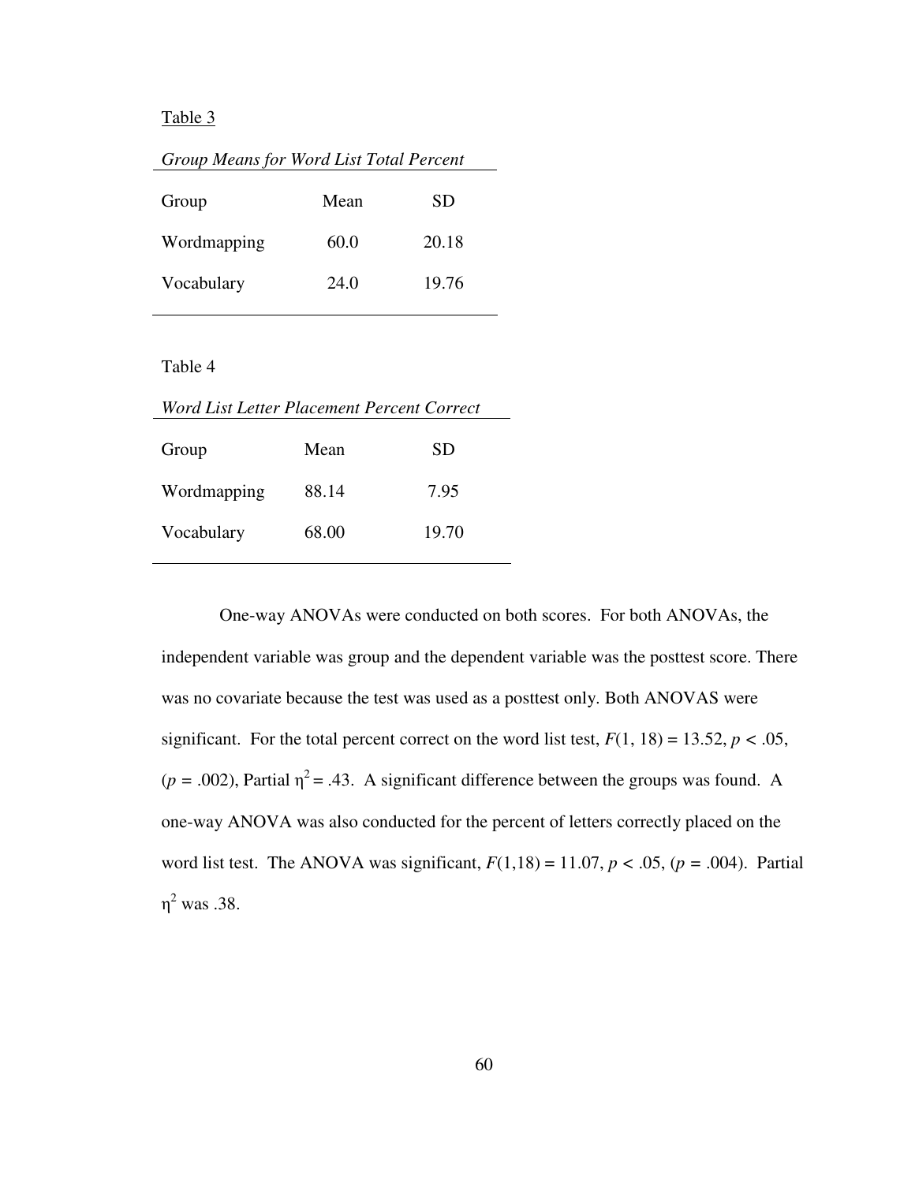Table 3

*Group Means for Word List Total Percent*

| Group | Mean | SD |
|---|---|---|
| Wordmapping | 60.0 | 20.18 |
| Vocabulary | 24.0 | 19.76 |

Table 4

*Word List Letter Placement Percent Correct*

| Group | Mean | SD |
|---|---|---|
| Wordmapping | 88.14 | 7.95 |
| Vocabulary | 68.00 | 19.70 |

One-way ANOVAs were conducted on both scores. For both ANOVAs, the independent variable was group and the dependent variable was the posttest score. There was no covariate because the test was used as a posttest only. Both ANOVAS were significant. For the total percent correct on the word list test, $F(1, 18) = 13.52$, $p < .05$, ($p = .002$), Partial $\eta^2 = .43$. A significant difference between the groups was found. A one-way ANOVA was also conducted for the percent of letters correctly placed on the word list test. The ANOVA was significant, $F(1,18) = 11.07$, $p < .05$, ($p = .004$). Partial $\eta^2$ was .38.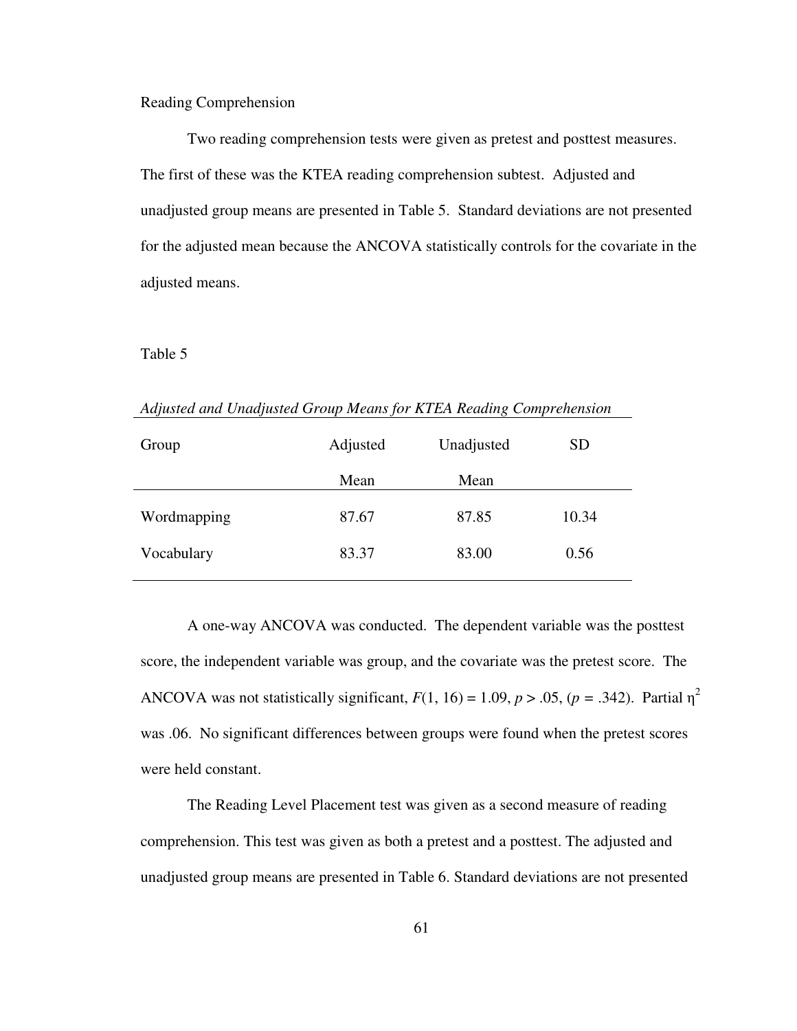Reading Comprehension

Two reading comprehension tests were given as pretest and posttest measures. The first of these was the KTEA reading comprehension subtest. Adjusted and unadjusted group means are presented in Table 5. Standard deviations are not presented for the adjusted mean because the ANCOVA statistically controls for the covariate in the adjusted means.

Table 5

*Adjusted and Unadjusted Group Means for KTEA Reading Comprehension*

| Group | Adjusted Mean | Unadjusted Mean | SD |
|---|---|---|---|
| Wordmapping | 87.67 | 87.85 | 10.34 |
| Vocabulary | 83.37 | 83.00 | 0.56 |

A one-way ANCOVA was conducted. The dependent variable was the posttest score, the independent variable was group, and the covariate was the pretest score. The ANCOVA was not statistically significant, $F(1, 16) = 1.09$, $p > .05$, ($p = .342$). Partial $\eta^2$ was .06. No significant differences between groups were found when the pretest scores were held constant.

The Reading Level Placement test was given as a second measure of reading comprehension. This test was given as both a pretest and a posttest. The adjusted and unadjusted group means are presented in Table 6. Standard deviations are not presented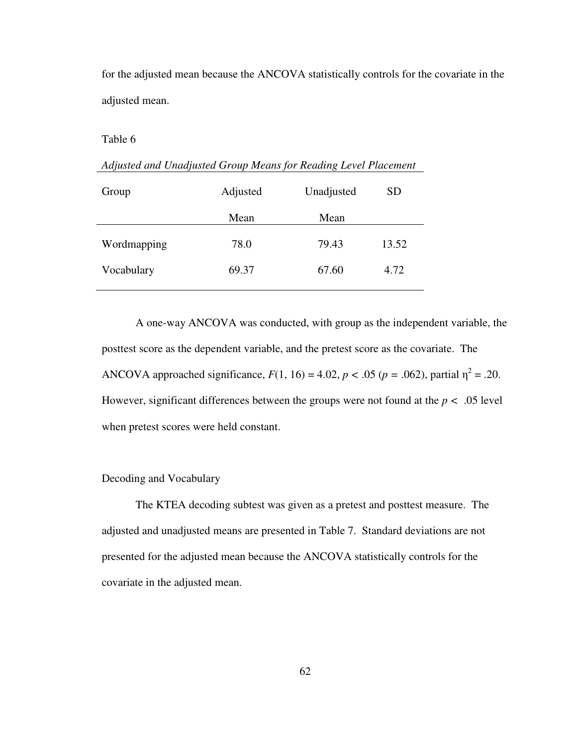for the adjusted mean because the ANCOVA statistically controls for the covariate in the adjusted mean.

Table 6

*Adjusted and Unadjusted Group Means for Reading Level Placement*

| Group | Adjusted Mean | Unadjusted Mean | SD |
|---|---|---|---|
| Wordmapping | 78.0 | 79.43 | 13.52 |
| Vocabulary | 69.37 | 67.60 | 4.72 |

A one-way ANCOVA was conducted, with group as the independent variable, the posttest score as the dependent variable, and the pretest score as the covariate. The ANCOVA approached significance, $F(1, 16) = 4.02$, $p < .05$ ($p = .062$), partial $\eta^2 = .20$. However, significant differences between the groups were not found at the $p < .05$ level when pretest scores were held constant.

Decoding and Vocabulary

The KTEA decoding subtest was given as a pretest and posttest measure. The adjusted and unadjusted means are presented in Table 7. Standard deviations are not presented for the adjusted mean because the ANCOVA statistically controls for the covariate in the adjusted mean.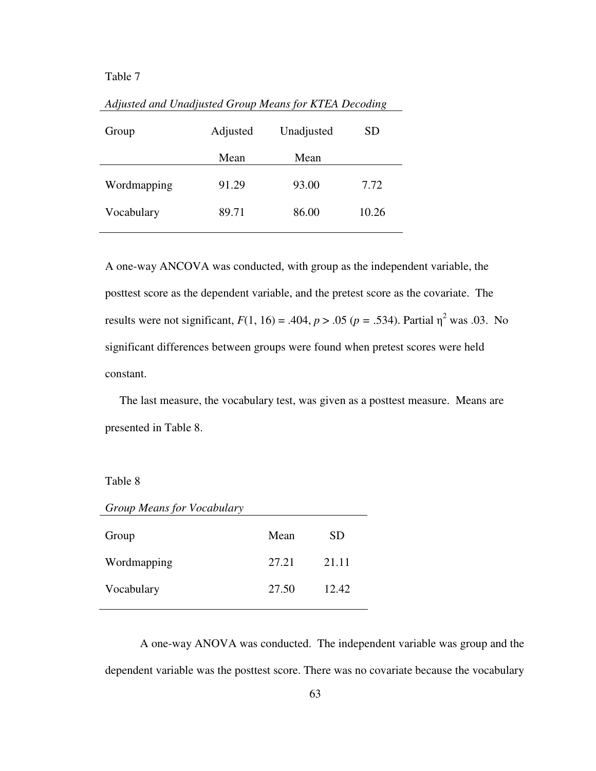Table 7

*Adjusted and Unadjusted Group Means for KTEA Decoding*

| Group | Adjusted Mean | Unadjusted Mean | SD |
|---|---|---|---|
| Wordmapping | 91.29 | 93.00 | 7.72 |
| Vocabulary | 89.71 | 86.00 | 10.26 |

A one-way ANCOVA was conducted, with group as the independent variable, the posttest score as the dependent variable, and the pretest score as the covariate. The results were not significant, $F(1, 16) = .404$, $p > .05$ ($p = .534$). Partial $\eta^2$ was .03. No significant differences between groups were found when pretest scores were held constant.

The last measure, the vocabulary test, was given as a posttest measure. Means are presented in Table 8.

Table 8

*Group Means for Vocabulary*

| Group | Mean | SD |
|---|---|---|
| Wordmapping | 27.21 | 21.11 |
| Vocabulary | 27.50 | 12.42 |

A one-way ANOVA was conducted. The independent variable was group and the dependent variable was the posttest score. There was no covariate because the vocabulary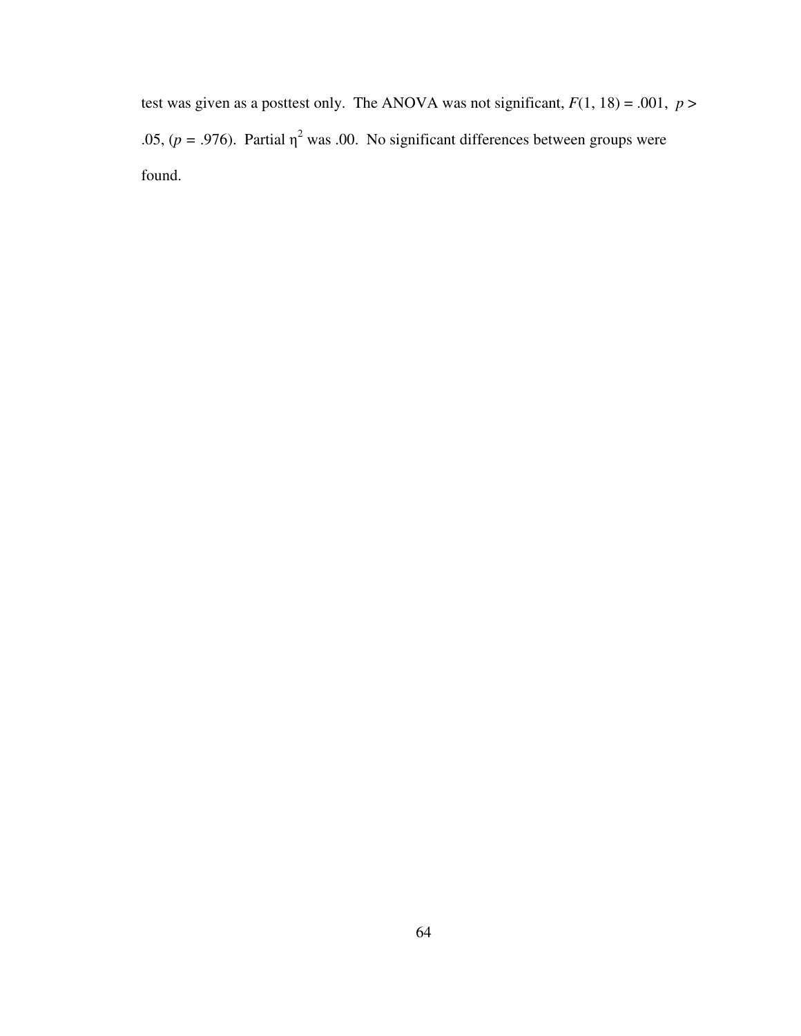test was given as a posttest only. The ANOVA was not significant, $F(1, 18) = .001$, $p > .05$, ($p = .976$). Partial $\eta^2$ was .00. No significant differences between groups were found.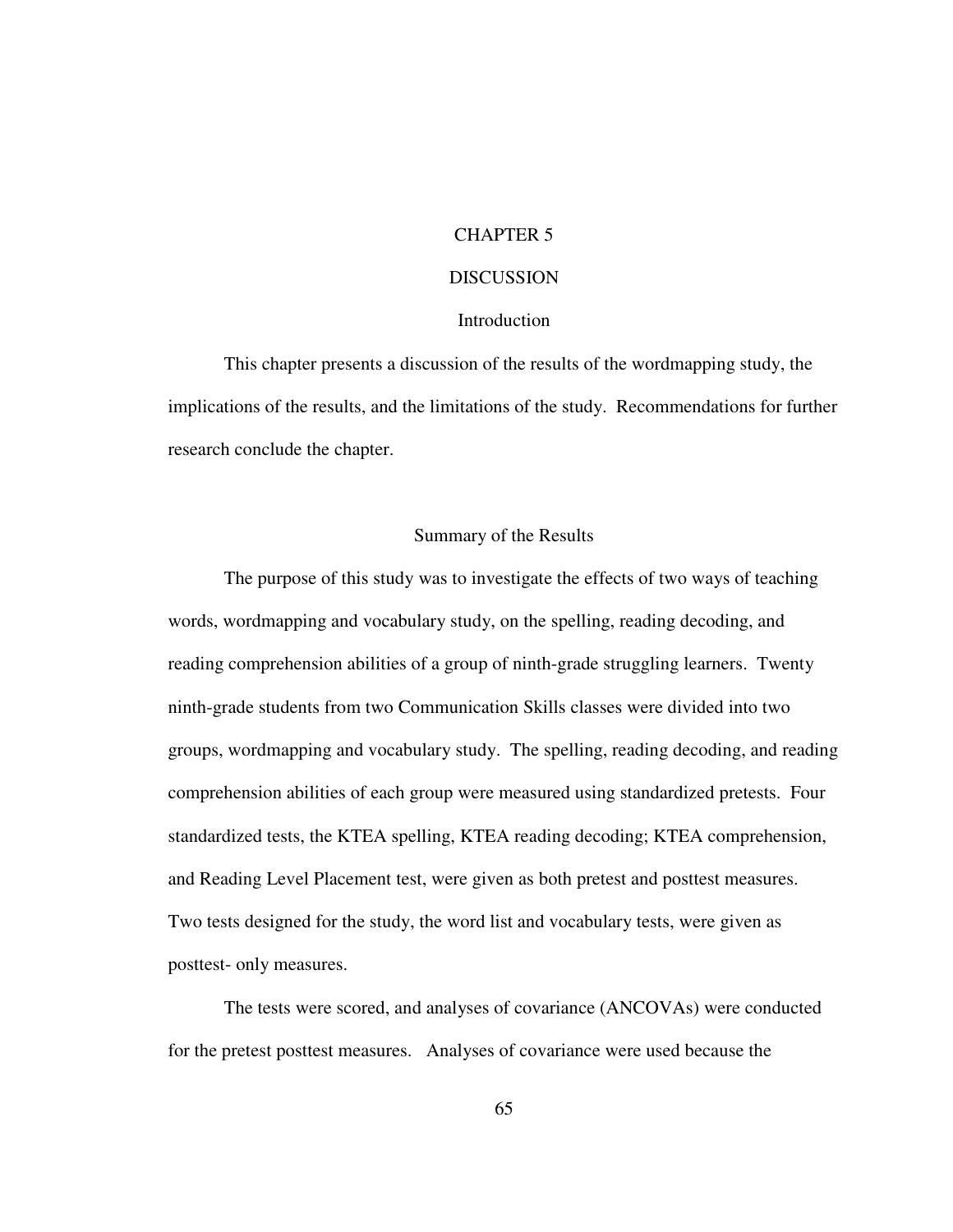# CHAPTER 5

# DISCUSSION

## Introduction

This chapter presents a discussion of the results of the wordmapping study, the implications of the results, and the limitations of the study. Recommendations for further research conclude the chapter.

## Summary of the Results

The purpose of this study was to investigate the effects of two ways of teaching words, wordmapping and vocabulary study, on the spelling, reading decoding, and reading comprehension abilities of a group of ninth-grade struggling learners. Twenty ninth-grade students from two Communication Skills classes were divided into two groups, wordmapping and vocabulary study. The spelling, reading decoding, and reading comprehension abilities of each group were measured using standardized pretests. Four standardized tests, the KTEA spelling, KTEA reading decoding; KTEA comprehension, and Reading Level Placement test, were given as both pretest and posttest measures. Two tests designed for the study, the word list and vocabulary tests, were given as posttest- only measures.

The tests were scored, and analyses of covariance (ANCOVAs) were conducted for the pretest posttest measures. Analyses of covariance were used because the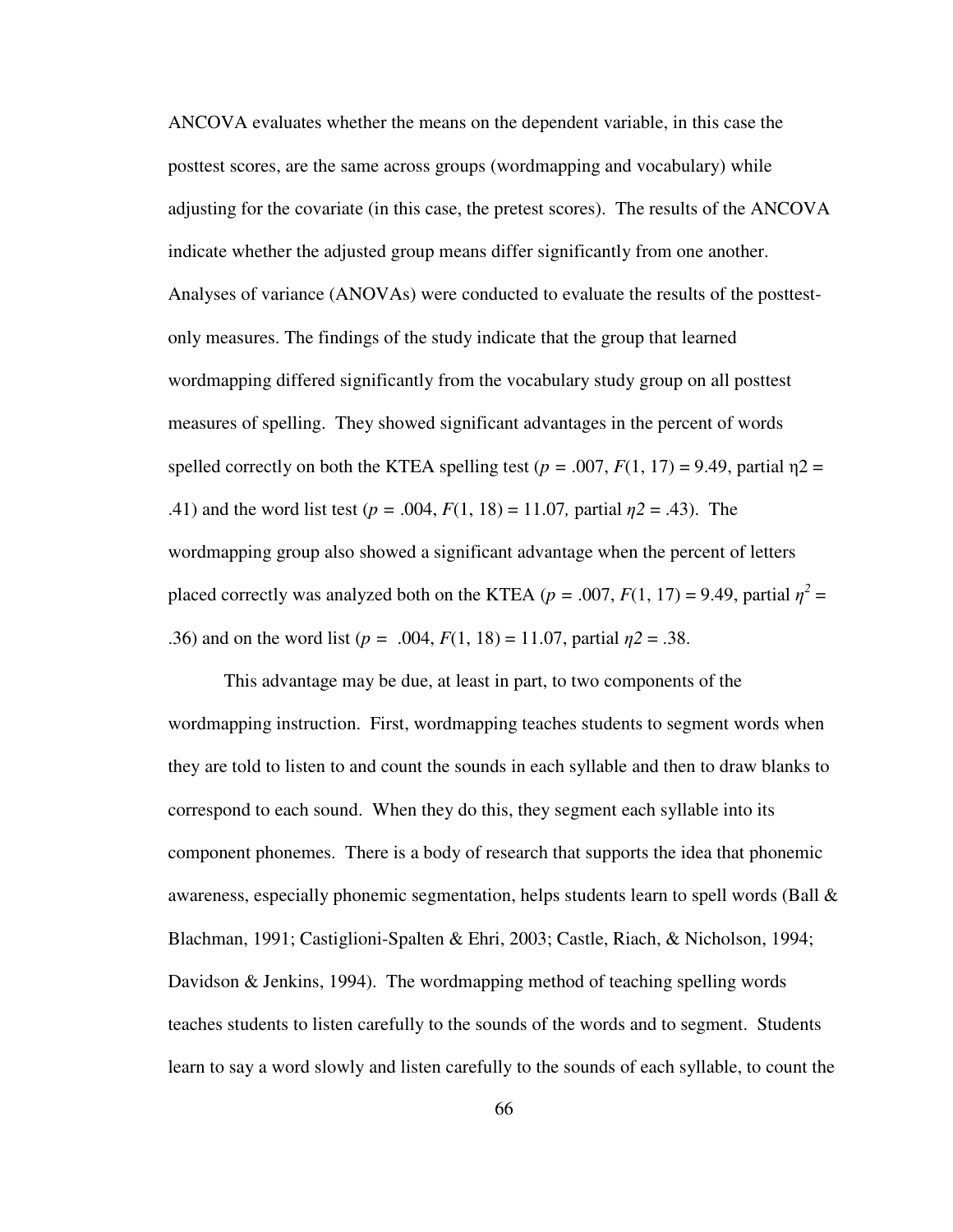ANCOVA evaluates whether the means on the dependent variable, in this case the posttest scores, are the same across groups (wordmapping and vocabulary) while adjusting for the covariate (in this case, the pretest scores). The results of the ANCOVA indicate whether the adjusted group means differ significantly from one another. Analyses of variance (ANOVAs) were conducted to evaluate the results of the posttest-only measures. The findings of the study indicate that the group that learned wordmapping differed significantly from the vocabulary study group on all posttest measures of spelling. They showed significant advantages in the percent of words spelled correctly on both the KTEA spelling test ($p$ = .007, $F(1, 17) = 9.49$, partial η2 = .41) and the word list test ($p$ = .004, $F(1, 18) = 11.07$, partial $\eta 2$ = .43). The wordmapping group also showed a significant advantage when the percent of letters placed correctly was analyzed both on the KTEA ($p$ = .007, $F(1, 17) = 9.49$, partial $\eta^2$ = .36) and on the word list ($p$ = .004, $F(1, 18) = 11.07$, partial $\eta 2$ = .38.

This advantage may be due, at least in part, to two components of the wordmapping instruction. First, wordmapping teaches students to segment words when they are told to listen to and count the sounds in each syllable and then to draw blanks to correspond to each sound. When they do this, they segment each syllable into its component phonemes. There is a body of research that supports the idea that phonemic awareness, especially phonemic segmentation, helps students learn to spell words (Ball & Blachman, 1991; Castiglioni-Spalten & Ehri, 2003; Castle, Riach, & Nicholson, 1994; Davidson & Jenkins, 1994). The wordmapping method of teaching spelling words teaches students to listen carefully to the sounds of the words and to segment. Students learn to say a word slowly and listen carefully to the sounds of each syllable, to count the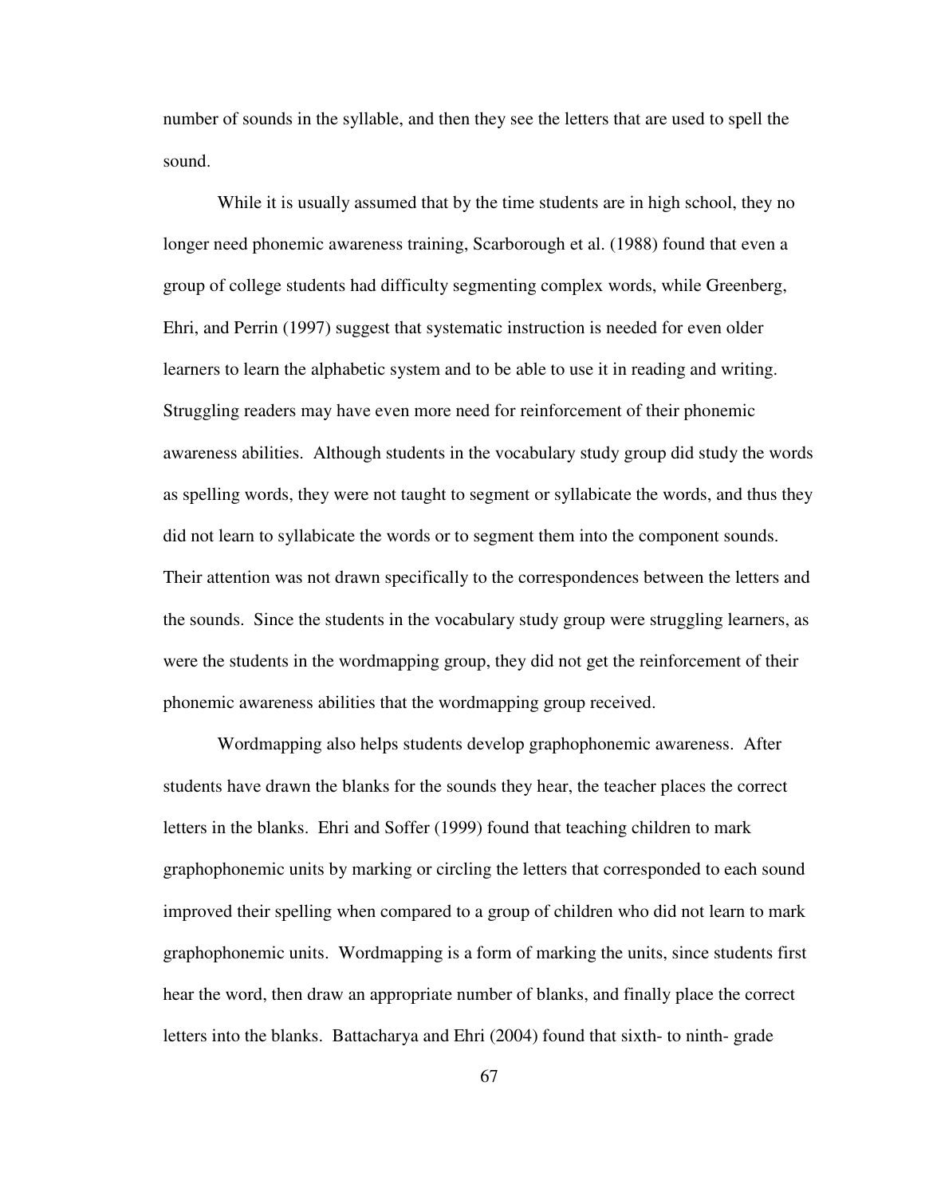number of sounds in the syllable, and then they see the letters that are used to spell the sound.

While it is usually assumed that by the time students are in high school, they no longer need phonemic awareness training, Scarborough et al. (1988) found that even a group of college students had difficulty segmenting complex words, while Greenberg, Ehri, and Perrin (1997) suggest that systematic instruction is needed for even older learners to learn the alphabetic system and to be able to use it in reading and writing. Struggling readers may have even more need for reinforcement of their phonemic awareness abilities. Although students in the vocabulary study group did study the words as spelling words, they were not taught to segment or syllabicate the words, and thus they did not learn to syllabicate the words or to segment them into the component sounds. Their attention was not drawn specifically to the correspondences between the letters and the sounds. Since the students in the vocabulary study group were struggling learners, as were the students in the wordmapping group, they did not get the reinforcement of their phonemic awareness abilities that the wordmapping group received.

Wordmapping also helps students develop graphophonemic awareness. After students have drawn the blanks for the sounds they hear, the teacher places the correct letters in the blanks. Ehri and Soffer (1999) found that teaching children to mark graphophonemic units by marking or circling the letters that corresponded to each sound improved their spelling when compared to a group of children who did not learn to mark graphophonemic units. Wordmapping is a form of marking the units, since students first hear the word, then draw an appropriate number of blanks, and finally place the correct letters into the blanks. Battacharya and Ehri (2004) found that sixth- to ninth- grade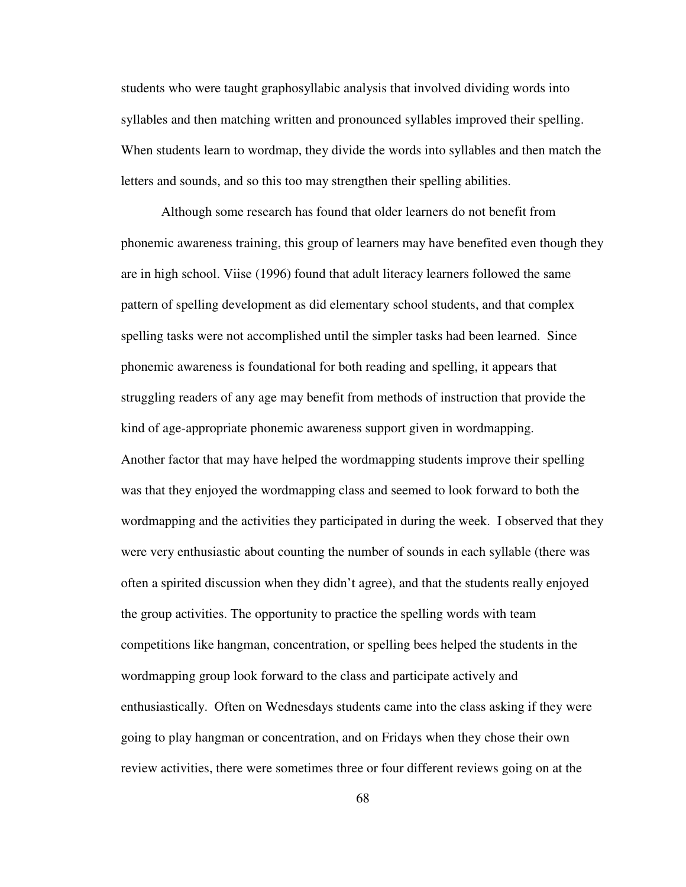students who were taught graphosyllabic analysis that involved dividing words into syllables and then matching written and pronounced syllables improved their spelling. When students learn to wordmap, they divide the words into syllables and then match the letters and sounds, and so this too may strengthen their spelling abilities.

Although some research has found that older learners do not benefit from phonemic awareness training, this group of learners may have benefited even though they are in high school. Viise (1996) found that adult literacy learners followed the same pattern of spelling development as did elementary school students, and that complex spelling tasks were not accomplished until the simpler tasks had been learned. Since phonemic awareness is foundational for both reading and spelling, it appears that struggling readers of any age may benefit from methods of instruction that provide the kind of age-appropriate phonemic awareness support given in wordmapping.

Another factor that may have helped the wordmapping students improve their spelling was that they enjoyed the wordmapping class and seemed to look forward to both the wordmapping and the activities they participated in during the week. I observed that they were very enthusiastic about counting the number of sounds in each syllable (there was often a spirited discussion when they didn't agree), and that the students really enjoyed the group activities. The opportunity to practice the spelling words with team competitions like hangman, concentration, or spelling bees helped the students in the wordmapping group look forward to the class and participate actively and enthusiastically. Often on Wednesdays students came into the class asking if they were going to play hangman or concentration, and on Fridays when they chose their own review activities, there were sometimes three or four different reviews going on at the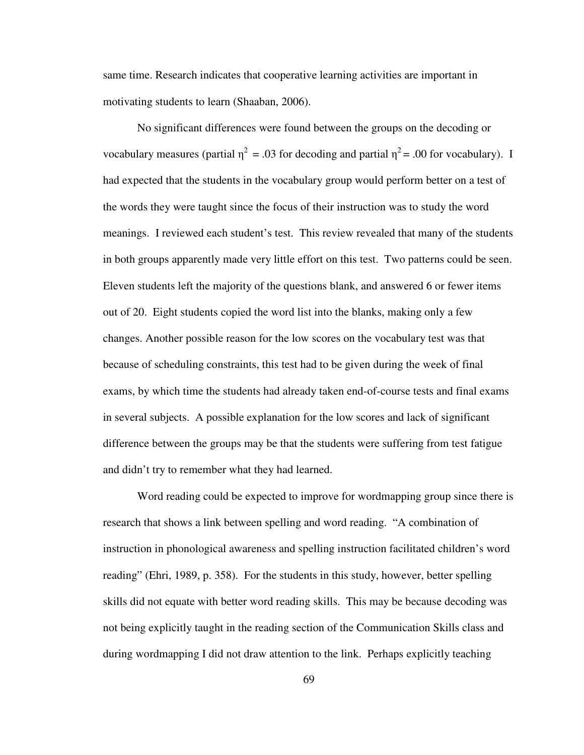same time. Research indicates that cooperative learning activities are important in motivating students to learn (Shaaban, 2006).

No significant differences were found between the groups on the decoding or vocabulary measures (partial $\eta^2 = .03$ for decoding and partial $\eta^2 = .00$ for vocabulary). I had expected that the students in the vocabulary group would perform better on a test of the words they were taught since the focus of their instruction was to study the word meanings. I reviewed each student's test. This review revealed that many of the students in both groups apparently made very little effort on this test. Two patterns could be seen. Eleven students left the majority of the questions blank, and answered 6 or fewer items out of 20. Eight students copied the word list into the blanks, making only a few changes. Another possible reason for the low scores on the vocabulary test was that because of scheduling constraints, this test had to be given during the week of final exams, by which time the students had already taken end-of-course tests and final exams in several subjects. A possible explanation for the low scores and lack of significant difference between the groups may be that the students were suffering from test fatigue and didn't try to remember what they had learned.

Word reading could be expected to improve for wordmapping group since there is research that shows a link between spelling and word reading. "A combination of instruction in phonological awareness and spelling instruction facilitated children's word reading" (Ehri, 1989, p. 358). For the students in this study, however, better spelling skills did not equate with better word reading skills. This may be because decoding was not being explicitly taught in the reading section of the Communication Skills class and during wordmapping I did not draw attention to the link. Perhaps explicitly teaching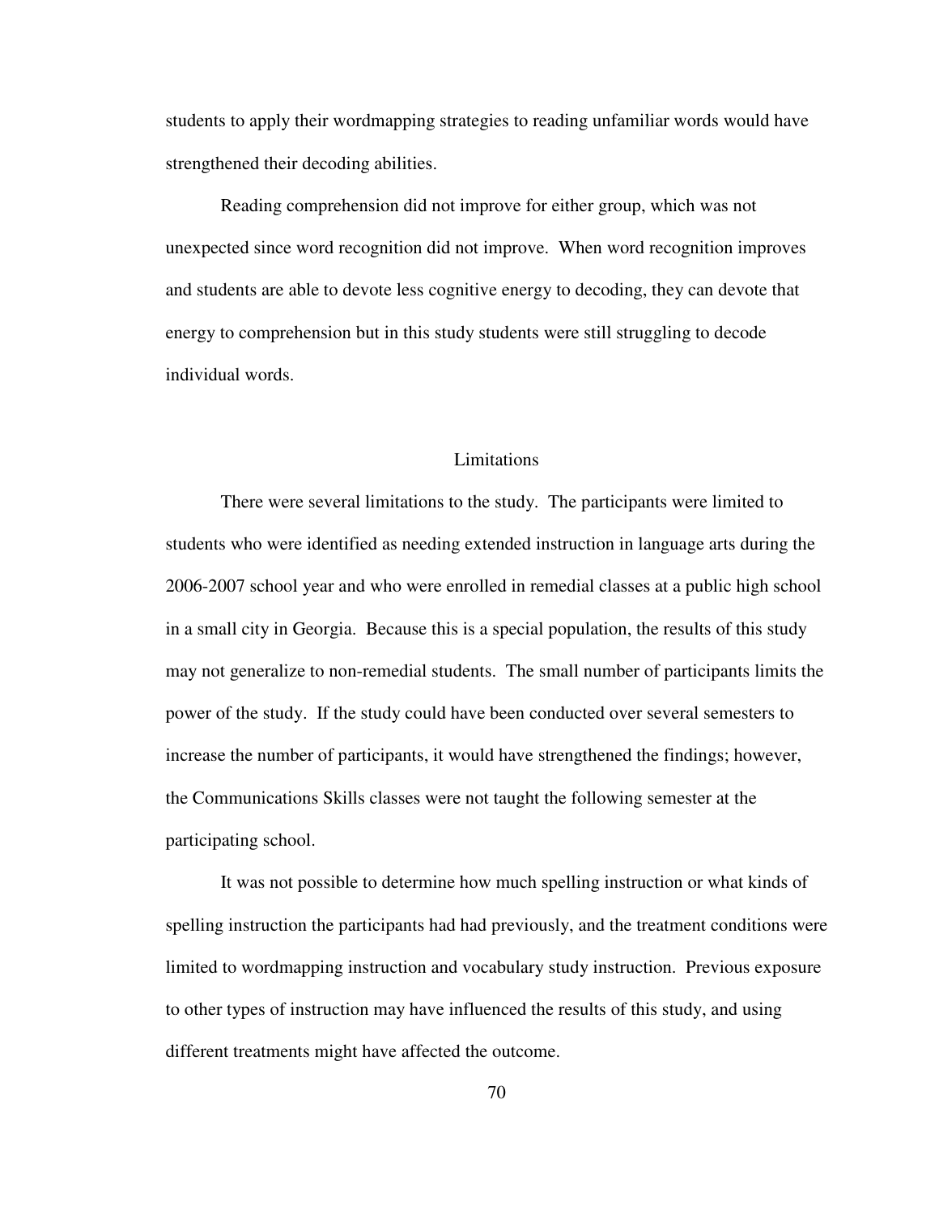students to apply their wordmapping strategies to reading unfamiliar words would have strengthened their decoding abilities.

Reading comprehension did not improve for either group, which was not unexpected since word recognition did not improve. When word recognition improves and students are able to devote less cognitive energy to decoding, they can devote that energy to comprehension but in this study students were still struggling to decode individual words.

## Limitations

There were several limitations to the study. The participants were limited to students who were identified as needing extended instruction in language arts during the 2006-2007 school year and who were enrolled in remedial classes at a public high school in a small city in Georgia. Because this is a special population, the results of this study may not generalize to non-remedial students. The small number of participants limits the power of the study. If the study could have been conducted over several semesters to increase the number of participants, it would have strengthened the findings; however, the Communications Skills classes were not taught the following semester at the participating school.

It was not possible to determine how much spelling instruction or what kinds of spelling instruction the participants had had previously, and the treatment conditions were limited to wordmapping instruction and vocabulary study instruction. Previous exposure to other types of instruction may have influenced the results of this study, and using different treatments might have affected the outcome.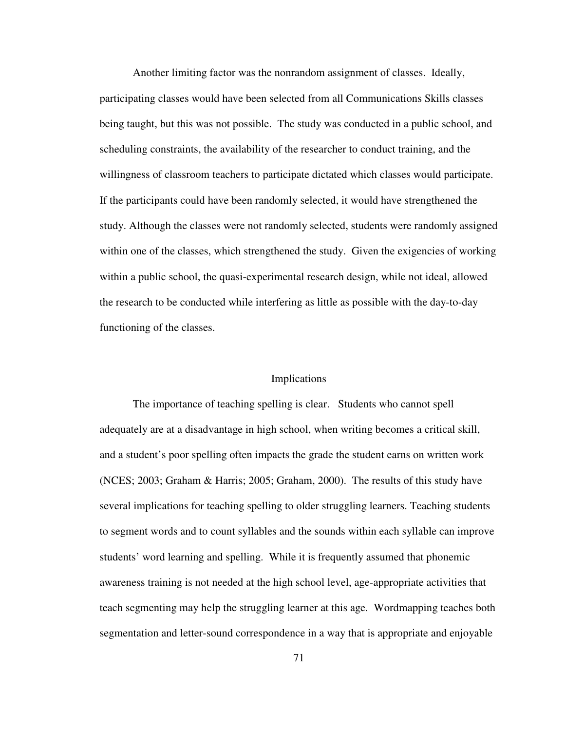Another limiting factor was the nonrandom assignment of classes. Ideally, participating classes would have been selected from all Communications Skills classes being taught, but this was not possible. The study was conducted in a public school, and scheduling constraints, the availability of the researcher to conduct training, and the willingness of classroom teachers to participate dictated which classes would participate. If the participants could have been randomly selected, it would have strengthened the study. Although the classes were not randomly selected, students were randomly assigned within one of the classes, which strengthened the study. Given the exigencies of working within a public school, the quasi-experimental research design, while not ideal, allowed the research to be conducted while interfering as little as possible with the day-to-day functioning of the classes.

## Implications

The importance of teaching spelling is clear. Students who cannot spell adequately are at a disadvantage in high school, when writing becomes a critical skill, and a student's poor spelling often impacts the grade the student earns on written work (NCES; 2003; Graham & Harris; 2005; Graham, 2000). The results of this study have several implications for teaching spelling to older struggling learners. Teaching students to segment words and to count syllables and the sounds within each syllable can improve students' word learning and spelling. While it is frequently assumed that phonemic awareness training is not needed at the high school level, age-appropriate activities that teach segmenting may help the struggling learner at this age. Wordmapping teaches both segmentation and letter-sound correspondence in a way that is appropriate and enjoyable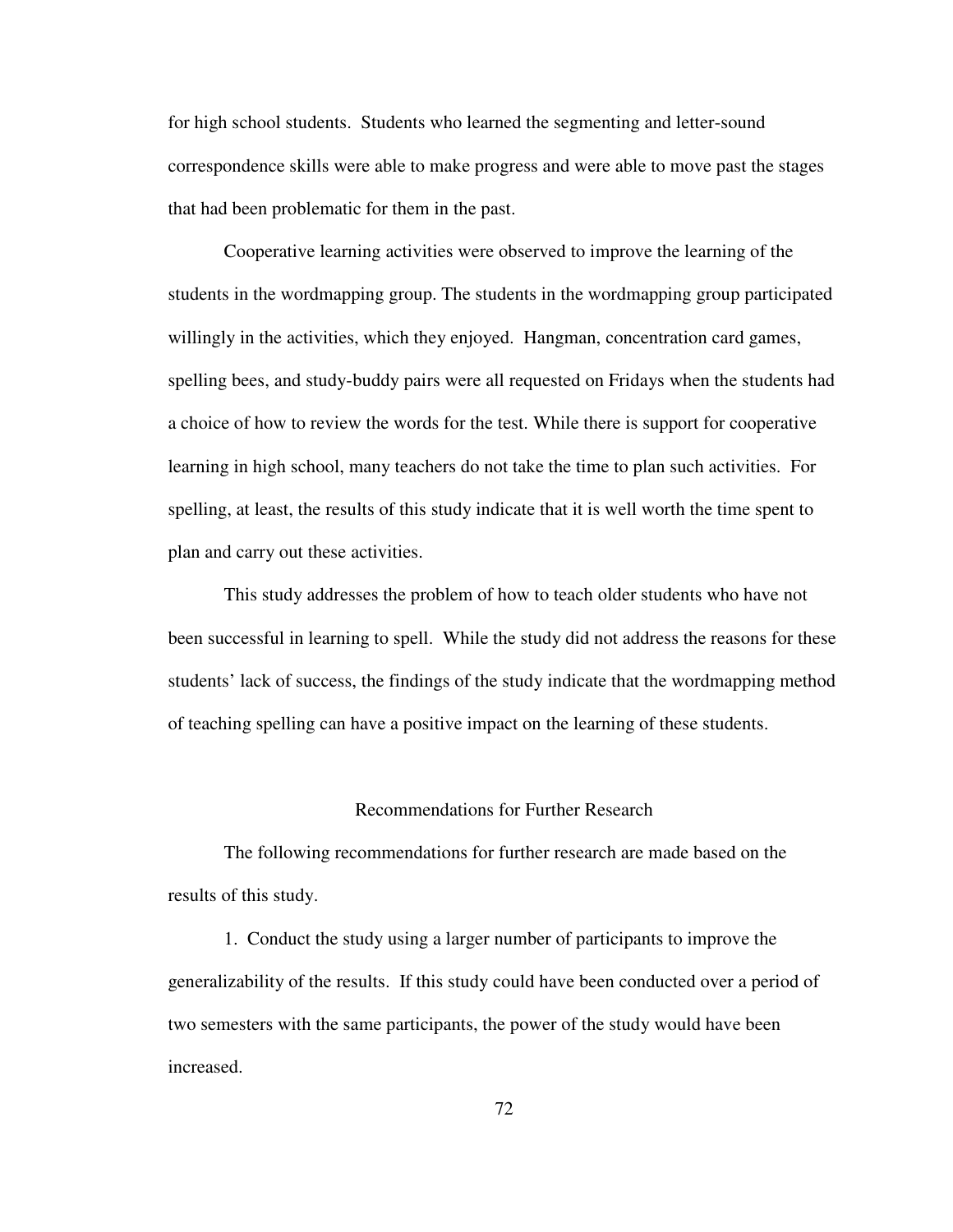for high school students. Students who learned the segmenting and letter-sound correspondence skills were able to make progress and were able to move past the stages that had been problematic for them in the past.

Cooperative learning activities were observed to improve the learning of the students in the wordmapping group. The students in the wordmapping group participated willingly in the activities, which they enjoyed. Hangman, concentration card games, spelling bees, and study-buddy pairs were all requested on Fridays when the students had a choice of how to review the words for the test. While there is support for cooperative learning in high school, many teachers do not take the time to plan such activities. For spelling, at least, the results of this study indicate that it is well worth the time spent to plan and carry out these activities.

This study addresses the problem of how to teach older students who have not been successful in learning to spell. While the study did not address the reasons for these students' lack of success, the findings of the study indicate that the wordmapping method of teaching spelling can have a positive impact on the learning of these students.

## Recommendations for Further Research

The following recommendations for further research are made based on the results of this study.

1. Conduct the study using a larger number of participants to improve the generalizability of the results. If this study could have been conducted over a period of two semesters with the same participants, the power of the study would have been increased.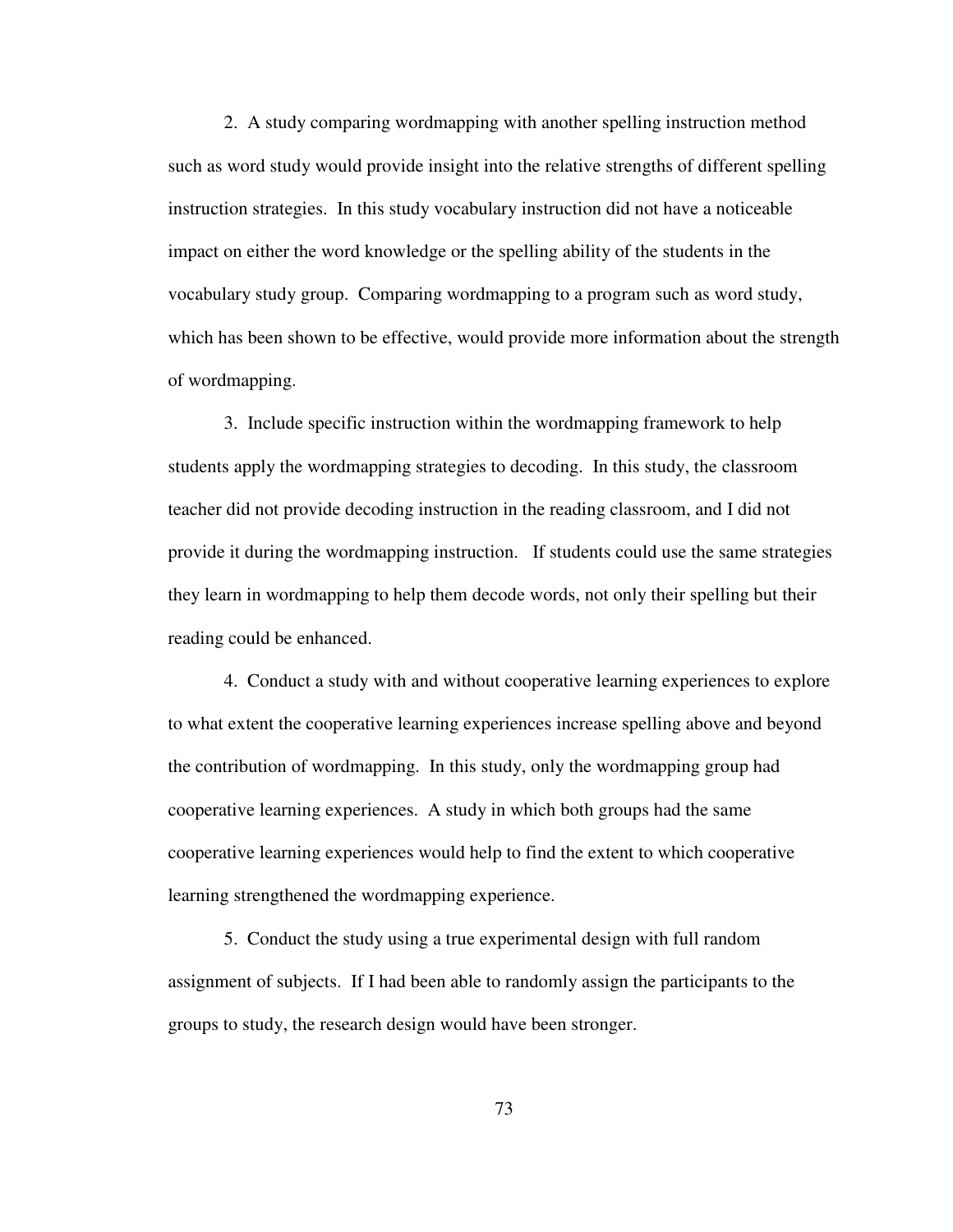2. A study comparing wordmapping with another spelling instruction method such as word study would provide insight into the relative strengths of different spelling instruction strategies. In this study vocabulary instruction did not have a noticeable impact on either the word knowledge or the spelling ability of the students in the vocabulary study group. Comparing wordmapping to a program such as word study, which has been shown to be effective, would provide more information about the strength of wordmapping.

3. Include specific instruction within the wordmapping framework to help students apply the wordmapping strategies to decoding. In this study, the classroom teacher did not provide decoding instruction in the reading classroom, and I did not provide it during the wordmapping instruction. If students could use the same strategies they learn in wordmapping to help them decode words, not only their spelling but their reading could be enhanced.

4. Conduct a study with and without cooperative learning experiences to explore to what extent the cooperative learning experiences increase spelling above and beyond the contribution of wordmapping. In this study, only the wordmapping group had cooperative learning experiences. A study in which both groups had the same cooperative learning experiences would help to find the extent to which cooperative learning strengthened the wordmapping experience.

5. Conduct the study using a true experimental design with full random assignment of subjects. If I had been able to randomly assign the participants to the groups to study, the research design would have been stronger.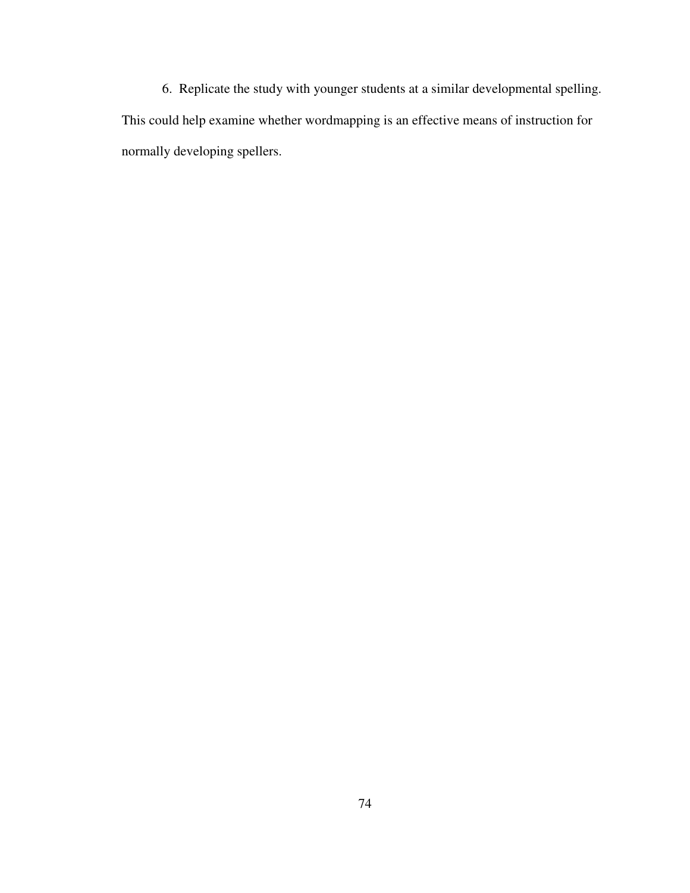6. Replicate the study with younger students at a similar developmental spelling. This could help examine whether wordmapping is an effective means of instruction for normally developing spellers.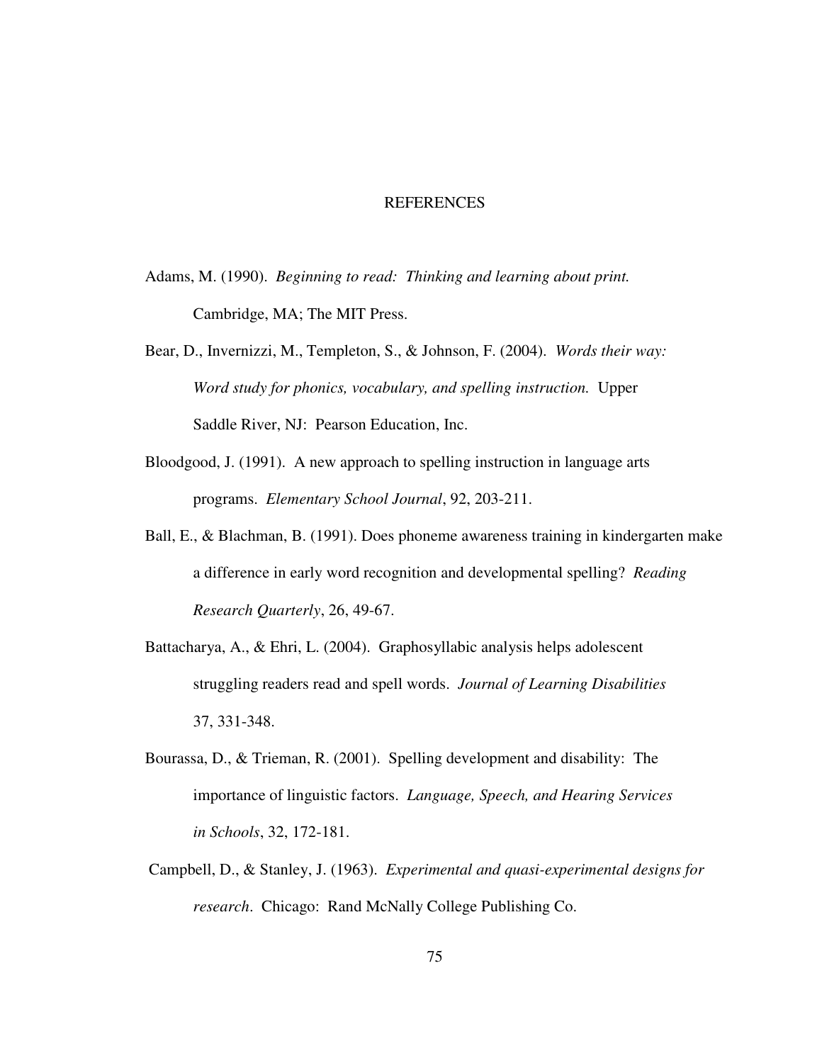# REFERENCES

Adams, M. (1990). *Beginning to read: Thinking and learning about print.* Cambridge, MA; The MIT Press.

Bear, D., Invernizzi, M., Templeton, S., & Johnson, F. (2004). *Words their way: Word study for phonics, vocabulary, and spelling instruction.* Upper Saddle River, NJ: Pearson Education, Inc.

Bloodgood, J. (1991). A new approach to spelling instruction in language arts programs. *Elementary School Journal*, 92, 203-211.

Ball, E., & Blachman, B. (1991). Does phoneme awareness training in kindergarten make a difference in early word recognition and developmental spelling? *Reading Research Quarterly*, 26, 49-67.

Battacharya, A., & Ehri, L. (2004). Graphosyllabic analysis helps adolescent struggling readers read and spell words. *Journal of Learning Disabilities* 37, 331-348.

Bourassa, D., & Trieman, R. (2001). Spelling development and disability: The importance of linguistic factors. *Language, Speech, and Hearing Services in Schools*, 32, 172-181.

Campbell, D., & Stanley, J. (1963). *Experimental and quasi-experimental designs for research*. Chicago: Rand McNally College Publishing Co.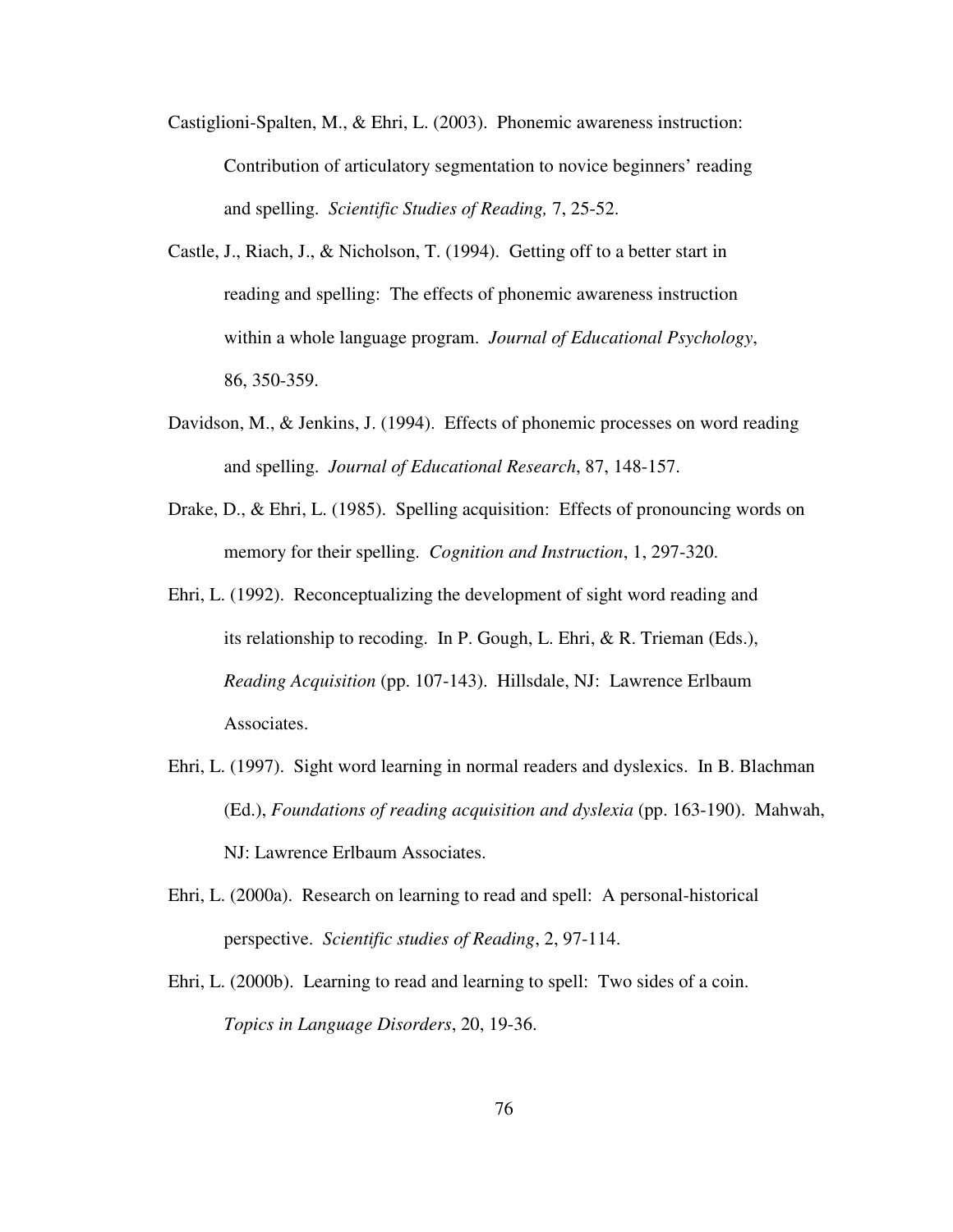Castiglioni-Spalten, M., & Ehri, L. (2003). Phonemic awareness instruction: Contribution of articulatory segmentation to novice beginners' reading and spelling. *Scientific Studies of Reading,* 7, 25-52.

Castle, J., Riach, J., & Nicholson, T. (1994). Getting off to a better start in reading and spelling: The effects of phonemic awareness instruction within a whole language program. *Journal of Educational Psychology*, 86, 350-359.

Davidson, M., & Jenkins, J. (1994). Effects of phonemic processes on word reading and spelling. *Journal of Educational Research*, 87, 148-157.

Drake, D., & Ehri, L. (1985). Spelling acquisition: Effects of pronouncing words on memory for their spelling. *Cognition and Instruction*, 1, 297-320.

Ehri, L. (1992). Reconceptualizing the development of sight word reading and its relationship to recoding. In P. Gough, L. Ehri, & R. Trieman (Eds.), *Reading Acquisition* (pp. 107-143). Hillsdale, NJ: Lawrence Erlbaum Associates.

Ehri, L. (1997). Sight word learning in normal readers and dyslexics. In B. Blachman (Ed.), *Foundations of reading acquisition and dyslexia* (pp. 163-190). Mahwah, NJ: Lawrence Erlbaum Associates.

Ehri, L. (2000a). Research on learning to read and spell: A personal-historical perspective. *Scientific studies of Reading*, 2, 97-114.

Ehri, L. (2000b). Learning to read and learning to spell: Two sides of a coin. *Topics in Language Disorders*, 20, 19-36.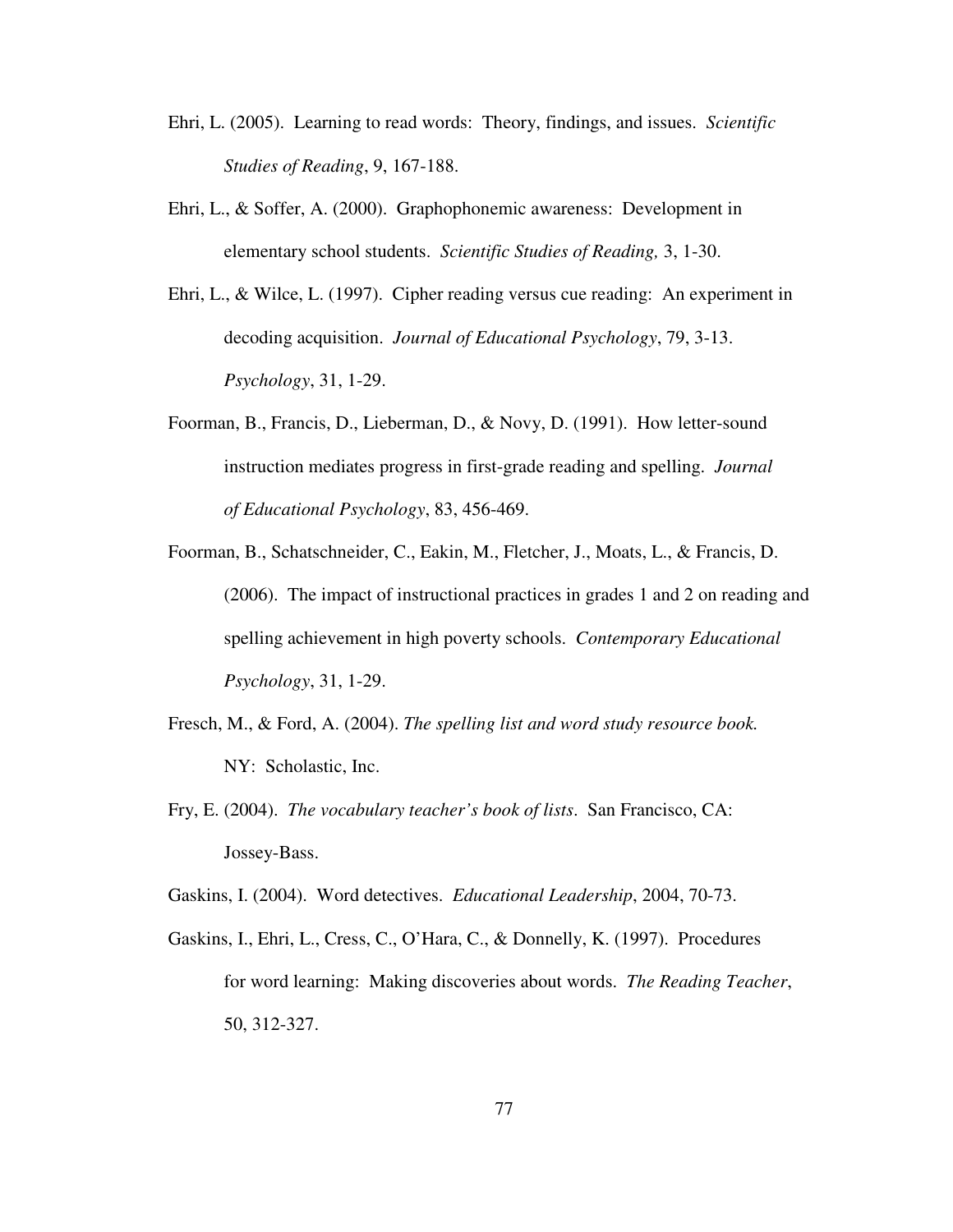Ehri, L. (2005). Learning to read words: Theory, findings, and issues. *Scientific Studies of Reading*, 9, 167-188.

Ehri, L., & Soffer, A. (2000). Graphophonemic awareness: Development in elementary school students. *Scientific Studies of Reading,* 3, 1-30.

Ehri, L., & Wilce, L. (1997). Cipher reading versus cue reading: An experiment in decoding acquisition. *Journal of Educational Psychology*, 79, 3-13. *Psychology*, 31, 1-29.

Foorman, B., Francis, D., Lieberman, D., & Novy, D. (1991). How letter-sound instruction mediates progress in first-grade reading and spelling. *Journal of Educational Psychology*, 83, 456-469.

Foorman, B., Schatschneider, C., Eakin, M., Fletcher, J., Moats, L., & Francis, D. (2006). The impact of instructional practices in grades 1 and 2 on reading and spelling achievement in high poverty schools. *Contemporary Educational Psychology*, 31, 1-29.

Fresch, M., & Ford, A. (2004). *The spelling list and word study resource book.* NY: Scholastic, Inc.

Fry, E. (2004). *The vocabulary teacher's book of lists*. San Francisco, CA: Jossey-Bass.

Gaskins, I. (2004). Word detectives. *Educational Leadership*, 2004, 70-73.

Gaskins, I., Ehri, L., Cress, C., O'Hara, C., & Donnelly, K. (1997). Procedures for word learning: Making discoveries about words. *The Reading Teacher*, 50, 312-327.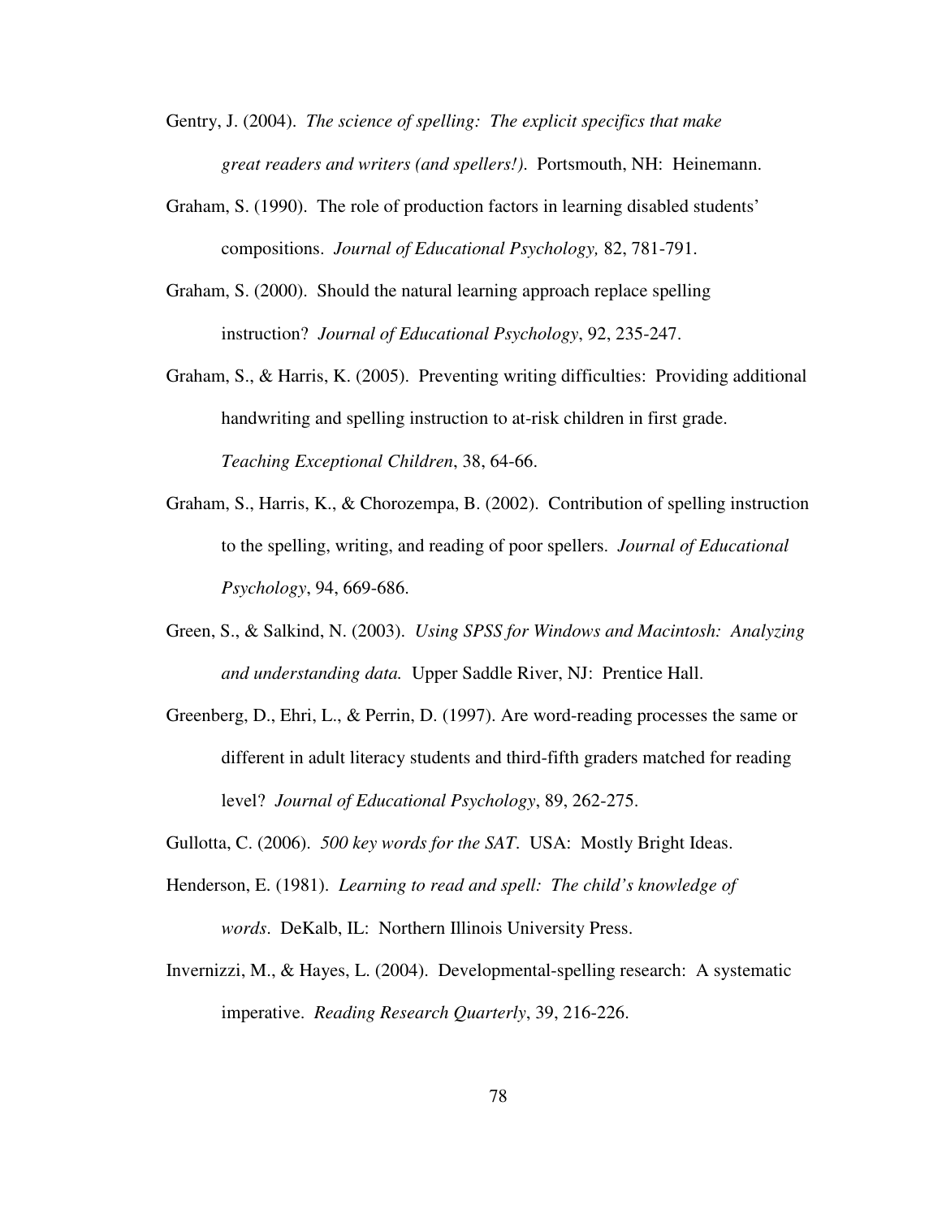Gentry, J. (2004). *The science of spelling: The explicit specifics that make great readers and writers (and spellers!).* Portsmouth, NH: Heinemann.

Graham, S. (1990). The role of production factors in learning disabled students' compositions. *Journal of Educational Psychology,* 82, 781-791.

Graham, S. (2000). Should the natural learning approach replace spelling instruction? *Journal of Educational Psychology*, 92, 235-247.

Graham, S., & Harris, K. (2005). Preventing writing difficulties: Providing additional handwriting and spelling instruction to at-risk children in first grade. *Teaching Exceptional Children*, 38, 64-66.

Graham, S., Harris, K., & Chorozempa, B. (2002). Contribution of spelling instruction to the spelling, writing, and reading of poor spellers. *Journal of Educational Psychology*, 94, 669-686.

Green, S., & Salkind, N. (2003). *Using SPSS for Windows and Macintosh: Analyzing and understanding data.* Upper Saddle River, NJ: Prentice Hall.

Greenberg, D., Ehri, L., & Perrin, D. (1997). Are word-reading processes the same or different in adult literacy students and third-fifth graders matched for reading level? *Journal of Educational Psychology*, 89, 262-275.

Gullotta, C. (2006). *500 key words for the SAT*. USA: Mostly Bright Ideas.

Henderson, E. (1981). *Learning to read and spell: The child's knowledge of words*. DeKalb, IL: Northern Illinois University Press.

Invernizzi, M., & Hayes, L. (2004). Developmental-spelling research: A systematic imperative. *Reading Research Quarterly*, 39, 216-226.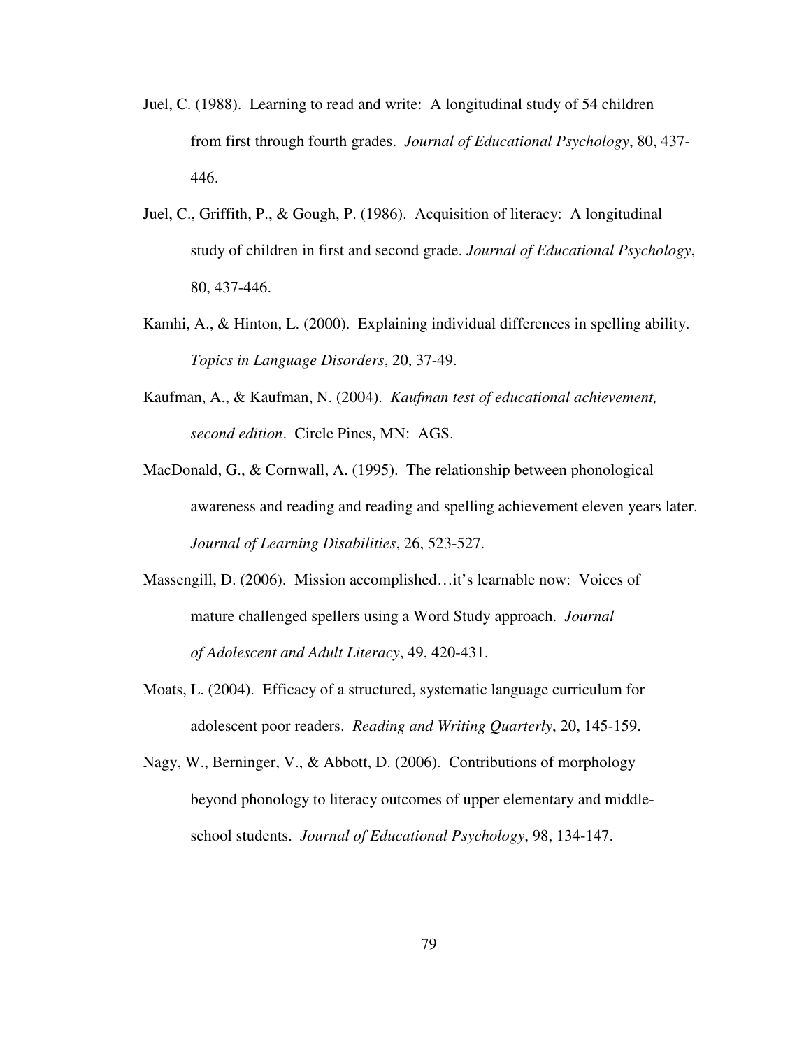Juel, C. (1988). Learning to read and write: A longitudinal study of 54 children from first through fourth grades. *Journal of Educational Psychology*, 80, 437-446.

Juel, C., Griffith, P., & Gough, P. (1986). Acquisition of literacy: A longitudinal study of children in first and second grade. *Journal of Educational Psychology*, 80, 437-446.

Kamhi, A., & Hinton, L. (2000). Explaining individual differences in spelling ability. *Topics in Language Disorders*, 20, 37-49.

Kaufman, A., & Kaufman, N. (2004). *Kaufman test of educational achievement, second edition*. Circle Pines, MN: AGS.

MacDonald, G., & Cornwall, A. (1995). The relationship between phonological awareness and reading and reading and spelling achievement eleven years later. *Journal of Learning Disabilities*, 26, 523-527.

Massengill, D. (2006). Mission accomplished…it's learnable now: Voices of mature challenged spellers using a Word Study approach. *Journal of Adolescent and Adult Literacy*, 49, 420-431.

Moats, L. (2004). Efficacy of a structured, systematic language curriculum for adolescent poor readers. *Reading and Writing Quarterly*, 20, 145-159.

Nagy, W., Berninger, V., & Abbott, D. (2006). Contributions of morphology beyond phonology to literacy outcomes of upper elementary and middle-school students. *Journal of Educational Psychology*, 98, 134-147.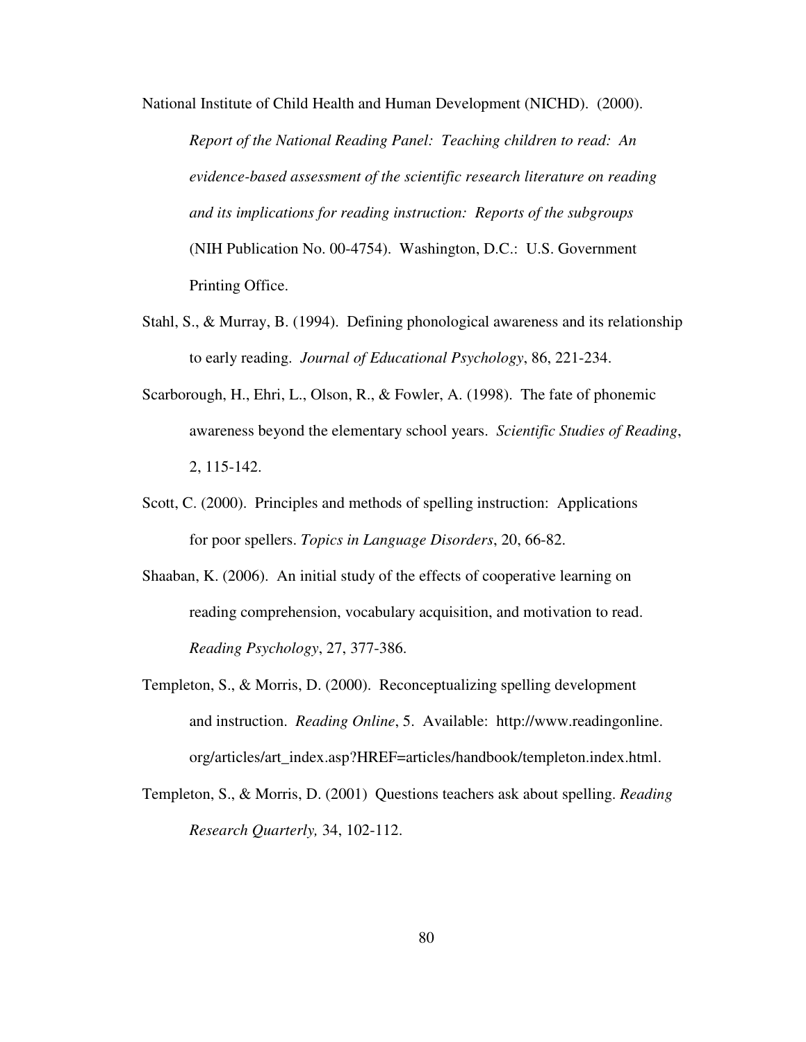National Institute of Child Health and Human Development (NICHD). (2000). *Report of the National Reading Panel: Teaching children to read: An evidence-based assessment of the scientific research literature on reading and its implications for reading instruction: Reports of the subgroups* (NIH Publication No. 00-4754). Washington, D.C.: U.S. Government Printing Office.

Stahl, S., & Murray, B. (1994). Defining phonological awareness and its relationship to early reading. *Journal of Educational Psychology*, 86, 221-234.

Scarborough, H., Ehri, L., Olson, R., & Fowler, A. (1998). The fate of phonemic awareness beyond the elementary school years. *Scientific Studies of Reading*, 2, 115-142.

Scott, C. (2000). Principles and methods of spelling instruction: Applications for poor spellers. *Topics in Language Disorders*, 20, 66-82.

Shaaban, K. (2006). An initial study of the effects of cooperative learning on reading comprehension, vocabulary acquisition, and motivation to read. *Reading Psychology*, 27, 377-386.

Templeton, S., & Morris, D. (2000). Reconceptualizing spelling development and instruction. *Reading Online*, 5. Available: http://www.readingonline.org/articles/art_index.asp?HREF=articles/handbook/templeton.index.html.

Templeton, S., & Morris, D. (2001) Questions teachers ask about spelling. *Reading Research Quarterly,* 34, 102-112.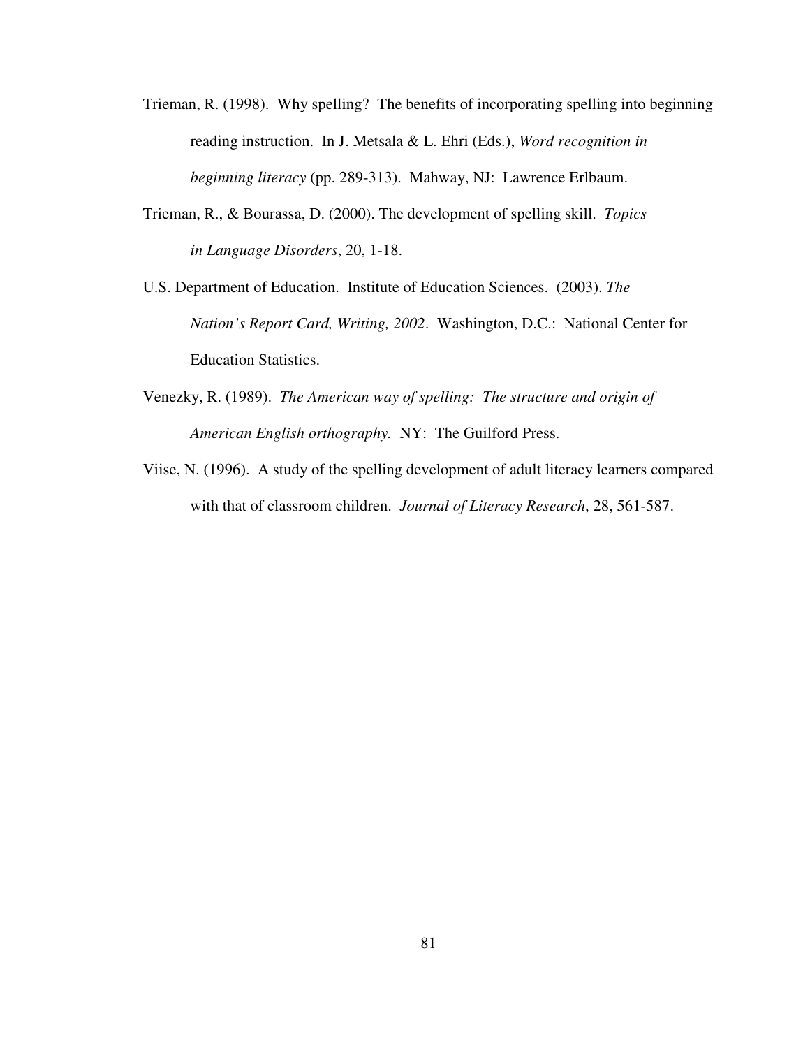Trieman, R. (1998). Why spelling? The benefits of incorporating spelling into beginning reading instruction. In J. Metsala & L. Ehri (Eds.), *Word recognition in beginning literacy* (pp. 289-313). Mahway, NJ: Lawrence Erlbaum.

Trieman, R., & Bourassa, D. (2000). The development of spelling skill. *Topics in Language Disorders*, 20, 1-18.

U.S. Department of Education. Institute of Education Sciences. (2003). *The Nation's Report Card, Writing, 2002*. Washington, D.C.: National Center for Education Statistics.

Venezky, R. (1989). *The American way of spelling: The structure and origin of American English orthography.* NY: The Guilford Press.

Viise, N. (1996). A study of the spelling development of adult literacy learners compared with that of classroom children. *Journal of Literacy Research*, 28, 561-587.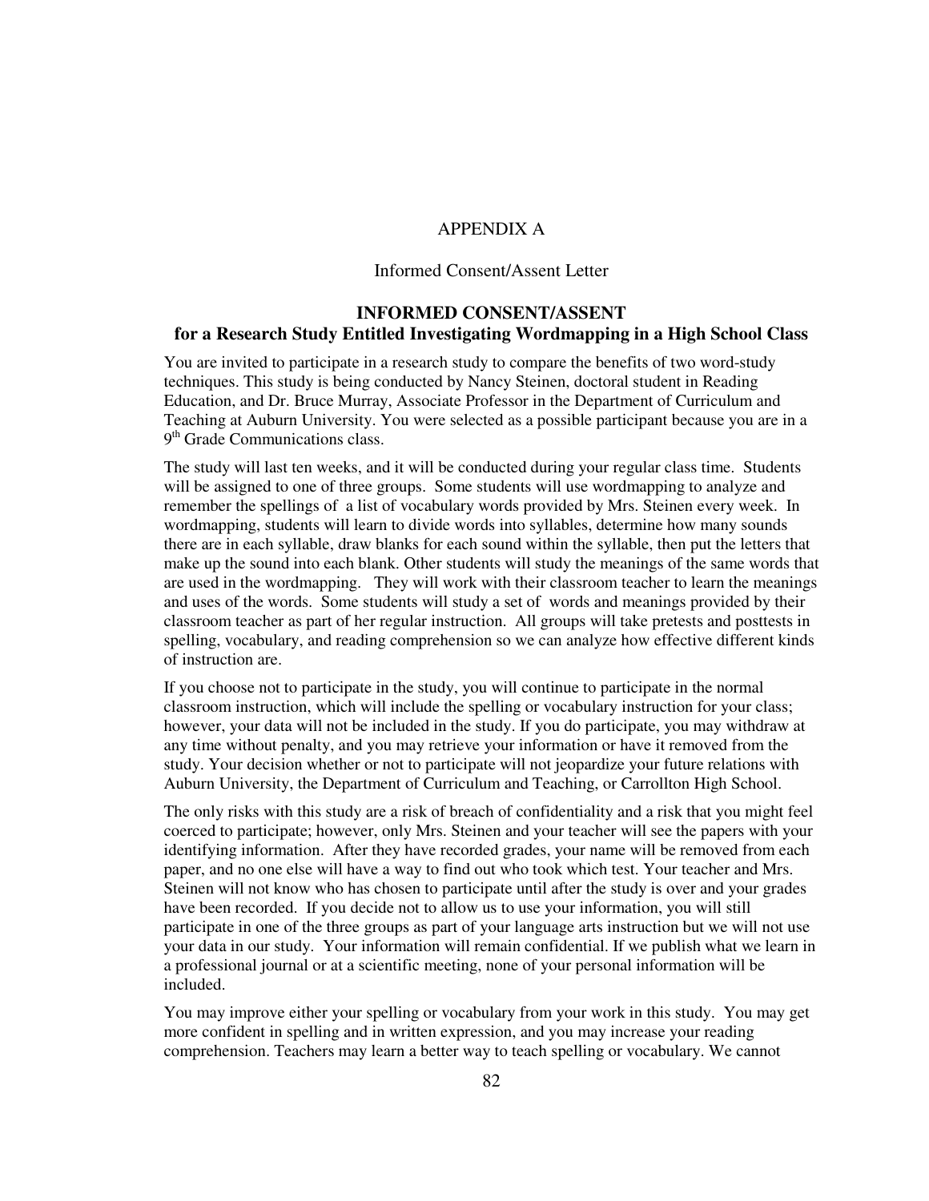# APPENDIX A

## Informed Consent/Assent Letter

### INFORMED CONSENT/ASSENT
### for a Research Study Entitled Investigating Wordmapping in a High School Class

You are invited to participate in a research study to compare the benefits of two word-study techniques. This study is being conducted by Nancy Steinen, doctoral student in Reading Education, and Dr. Bruce Murray, Associate Professor in the Department of Curriculum and Teaching at Auburn University. You were selected as a possible participant because you are in a 9th Grade Communications class.

The study will last ten weeks, and it will be conducted during your regular class time. Students will be assigned to one of three groups. Some students will use wordmapping to analyze and remember the spellings of a list of vocabulary words provided by Mrs. Steinen every week. In wordmapping, students will learn to divide words into syllables, determine how many sounds there are in each syllable, draw blanks for each sound within the syllable, then put the letters that make up the sound into each blank. Other students will study the meanings of the same words that are used in the wordmapping. They will work with their classroom teacher to learn the meanings and uses of the words. Some students will study a set of words and meanings provided by their classroom teacher as part of her regular instruction. All groups will take pretests and posttests in spelling, vocabulary, and reading comprehension so we can analyze how effective different kinds of instruction are.

If you choose not to participate in the study, you will continue to participate in the normal classroom instruction, which will include the spelling or vocabulary instruction for your class; however, your data will not be included in the study. If you do participate, you may withdraw at any time without penalty, and you may retrieve your information or have it removed from the study. Your decision whether or not to participate will not jeopardize your future relations with Auburn University, the Department of Curriculum and Teaching, or Carrollton High School.

The only risks with this study are a risk of breach of confidentiality and a risk that you might feel coerced to participate; however, only Mrs. Steinen and your teacher will see the papers with your identifying information. After they have recorded grades, your name will be removed from each paper, and no one else will have a way to find out who took which test. Your teacher and Mrs. Steinen will not know who has chosen to participate until after the study is over and your grades have been recorded. If you decide not to allow us to use your information, you will still participate in one of the three groups as part of your language arts instruction but we will not use your data in our study. Your information will remain confidential. If we publish what we learn in a professional journal or at a scientific meeting, none of your personal information will be included.

You may improve either your spelling or vocabulary from your work in this study. You may get more confident in spelling and in written expression, and you may increase your reading comprehension. Teachers may learn a better way to teach spelling or vocabulary. We cannot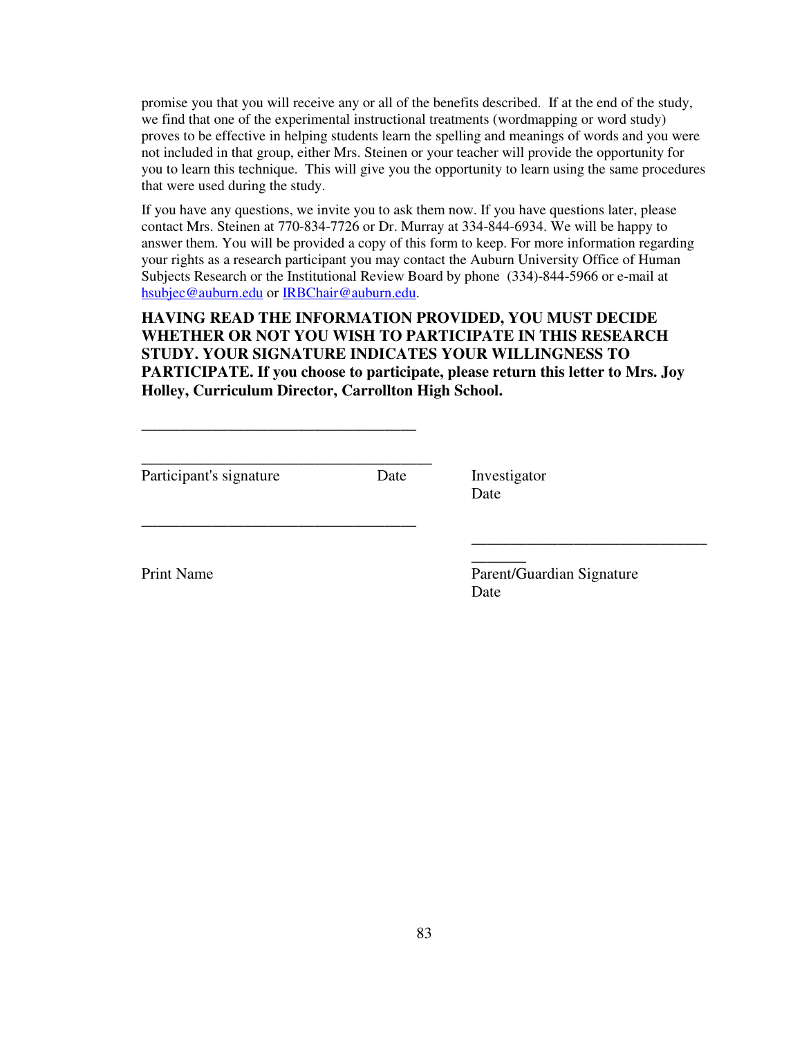promise you that you will receive any or all of the benefits described. If at the end of the study, we find that one of the experimental instructional treatments (wordmapping or word study) proves to be effective in helping students learn the spelling and meanings of words and you were not included in that group, either Mrs. Steinen or your teacher will provide the opportunity for you to learn this technique. This will give you the opportunity to learn using the same procedures that were used during the study.

If you have any questions, we invite you to ask them now. If you have questions later, please contact Mrs. Steinen at 770-834-7726 or Dr. Murray at 334-844-6934. We will be happy to answer them. You will be provided a copy of this form to keep. For more information regarding your rights as a research participant you may contact the Auburn University Office of Human Subjects Research or the Institutional Review Board by phone (334)-844-5966 or e-mail at hsubjec@auburn.edu or IRBChair@auburn.edu.

**HAVING READ THE INFORMATION PROVIDED, YOU MUST DECIDE WHETHER OR NOT YOU WISH TO PARTICIPATE IN THIS RESEARCH STUDY. YOUR SIGNATURE INDICATES YOUR WILLINGNESS TO PARTICIPATE. If you choose to participate, please return this letter to Mrs. Joy Holley, Curriculum Director, Carrollton High School.**

____________________________________

______________________________________

Participant's signature                    Date                    Investigator Date

____________________________________

_______________________________________

Print Name                    Parent/Guardian Signature Date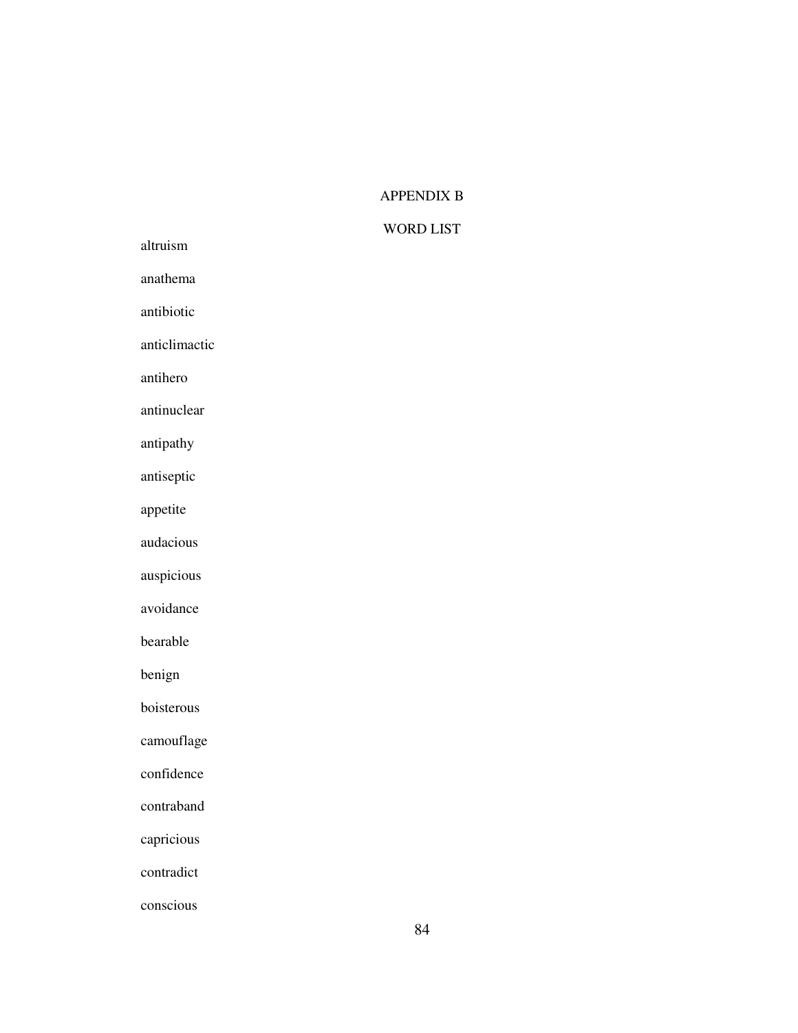# APPENDIX B

## WORD LIST

altruism

anathema

antibiotic

anticlimactic

antihero

antinuclear

antipathy

antiseptic

appetite

audacious

auspicious

avoidance

bearable

benign

boisterous

camouflage

confidence

contraband

capricious

contradict

conscious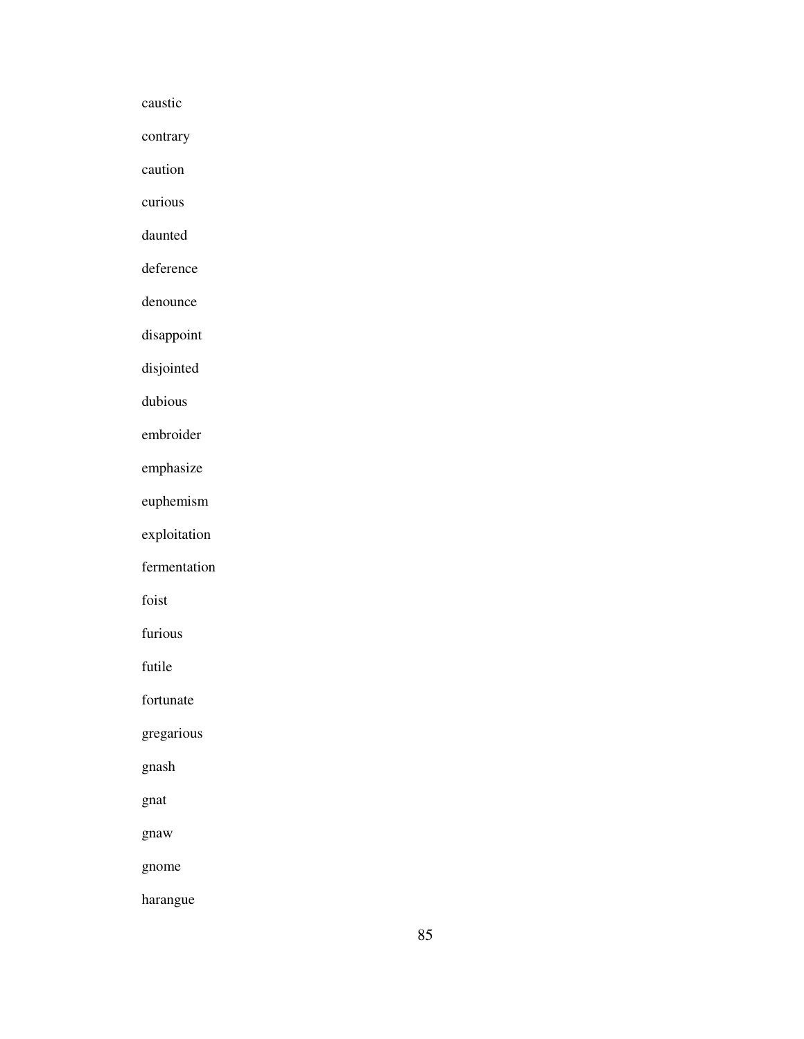caustic

contrary

caution

curious

daunted

deference

denounce

disappoint

disjointed

dubious

embroider

emphasize

euphemism

exploitation

fermentation

foist

furious

futile

fortunate

gregarious

gnash

gnat

gnaw

gnome

harangue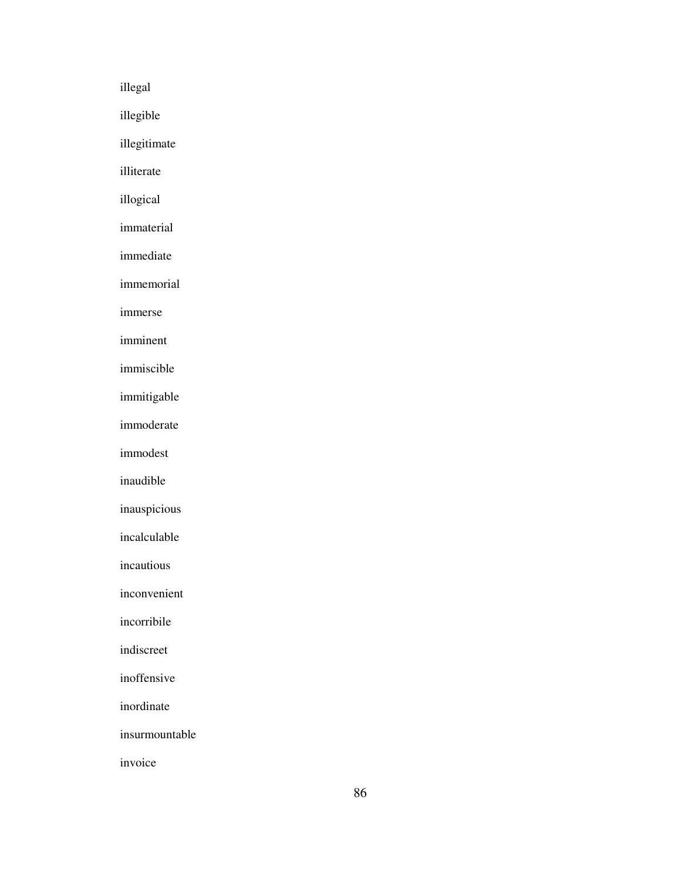illegal

illegible

illegitimate

illiterate

illogical

immaterial

immediate

immemorial

immerse

imminent

immiscible

immitigable

immoderate

immodest

inaudible

inauspicious

incalculable

incautious

inconvenient

incorribile

indiscreet

inoffensive

inordinate

insurmountable

invoice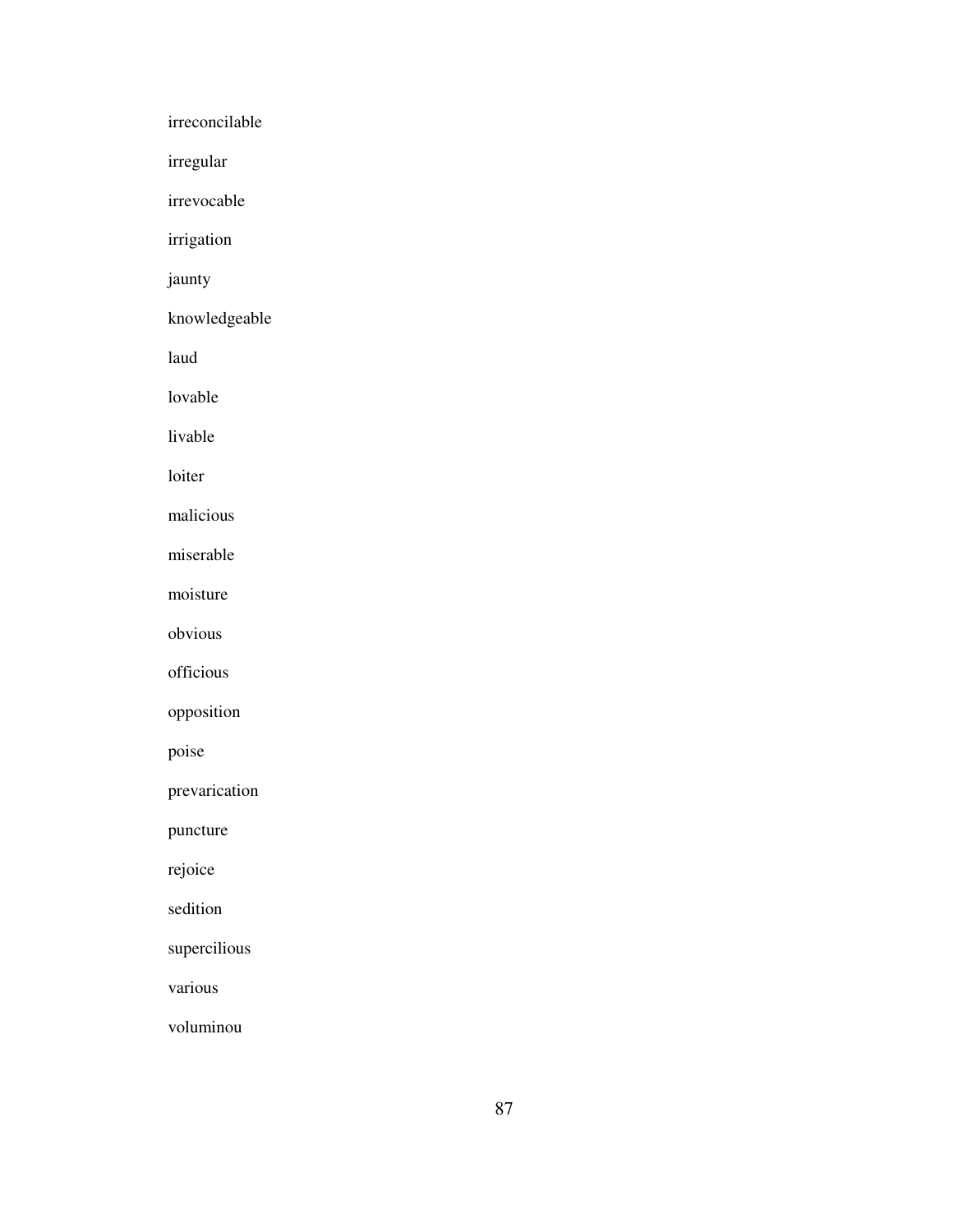irreconcilable

irregular

irrevocable

irrigation

jaunty

knowledgeable

laud

lovable

livable

loiter

malicious

miserable

moisture

obvious

officious

opposition

poise

prevarication

puncture

rejoice

sedition

supercilious

various

voluminou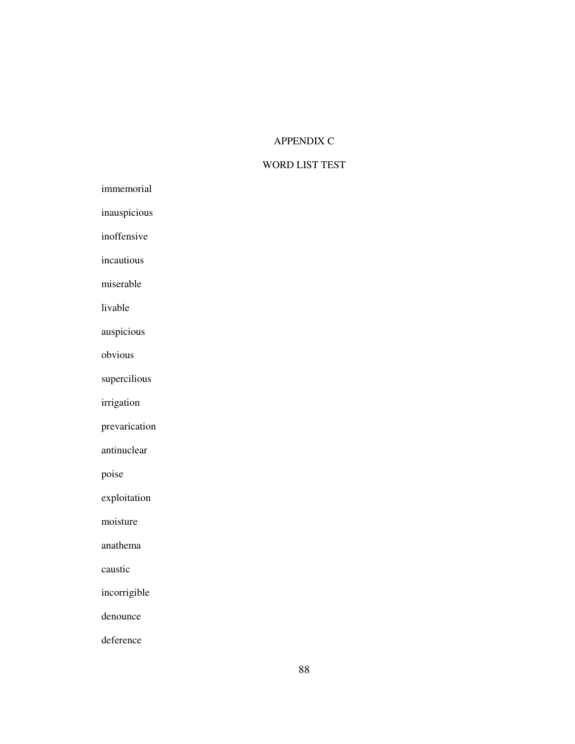# APPENDIX C

## WORD LIST TEST

immemorial

inauspicious

inoffensive

incautious

miserable

livable

auspicious

obvious

supercilious

irrigation

prevarication

antinuclear

poise

exploitation

moisture

anathema

caustic

incorrigible

denounce

deference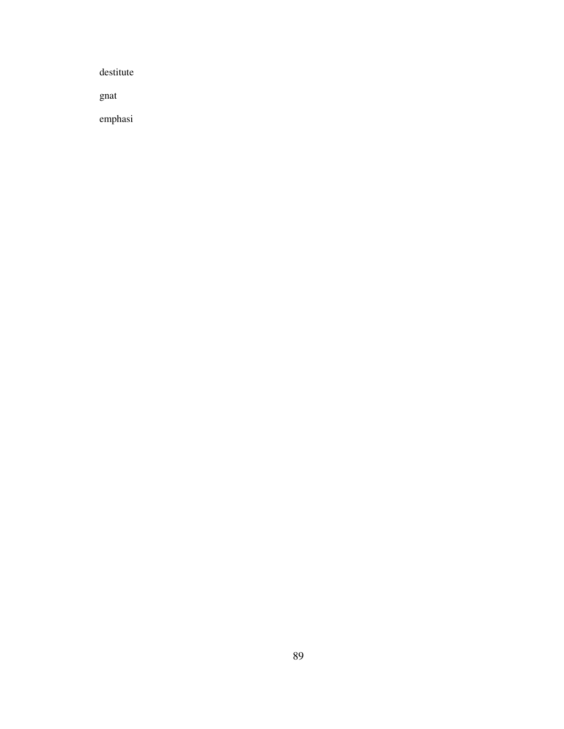destitute

gnat

emphasi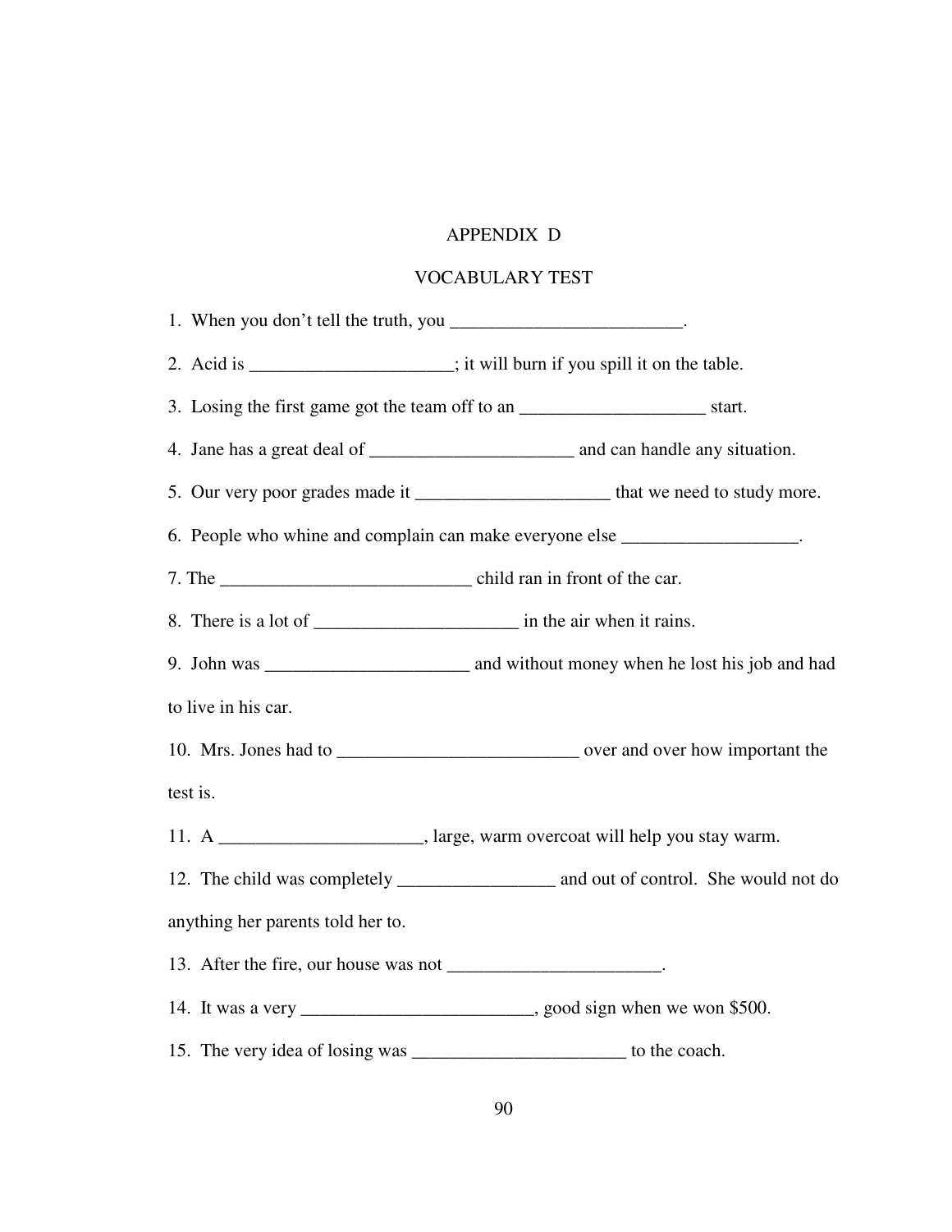# APPENDIX D

## VOCABULARY TEST

1. When you don't tell the truth, you _________________________.

2. Acid is ______________________; it will burn if you spill it on the table.

3. Losing the first game got the team off to an ____________________ start.

4. Jane has a great deal of ______________________ and can handle any situation.

5. Our very poor grades made it _____________________ that we need to study more.

6. People who whine and complain can make everyone else ___________________.

7. The ___________________________ child ran in front of the car.

8. There is a lot of ______________________ in the air when it rains.

9. John was ______________________ and without money when he lost his job and had to live in his car.

10. Mrs. Jones had to __________________________ over and over how important the test is.

11. A ______________________, large, warm overcoat will help you stay warm.

12. The child was completely _________________ and out of control. She would not do anything her parents told her to.

13. After the fire, our house was not _______________________.

14. It was a very _________________________, good sign when we won $500.

15. The very idea of losing was _______________________ to the coach.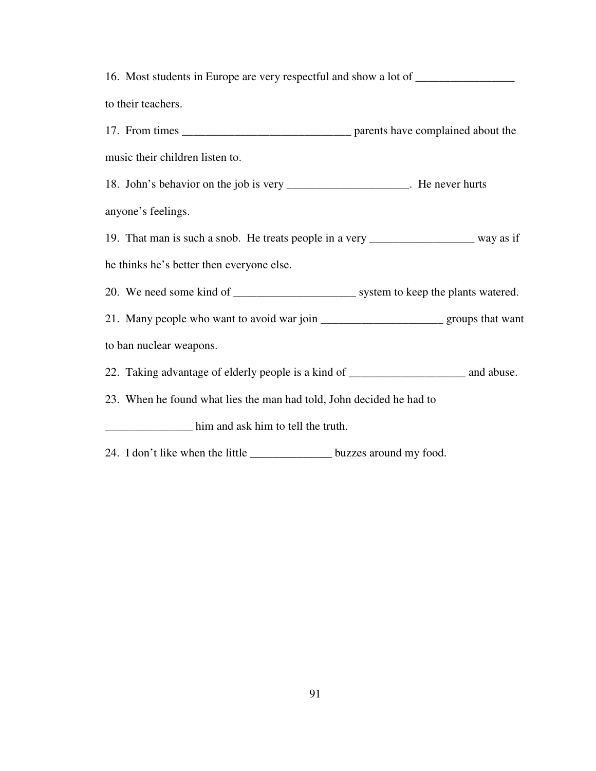16. Most students in Europe are very respectful and show a lot of _________________ to their teachers.

17. From times _____________________________ parents have complained about the music their children listen to.

18. John's behavior on the job is very _____________________. He never hurts anyone's feelings.

19. That man is such a snob. He treats people in a very __________________ way as if he thinks he's better then everyone else.

20. We need some kind of _____________________ system to keep the plants watered.

21. Many people who want to avoid war join _____________________ groups that want to ban nuclear weapons.

22. Taking advantage of elderly people is a kind of ____________________ and abuse.

23. When he found what lies the man had told, John decided he had to _______________ him and ask him to tell the truth.

24. I don't like when the little ______________ buzzes around my food.